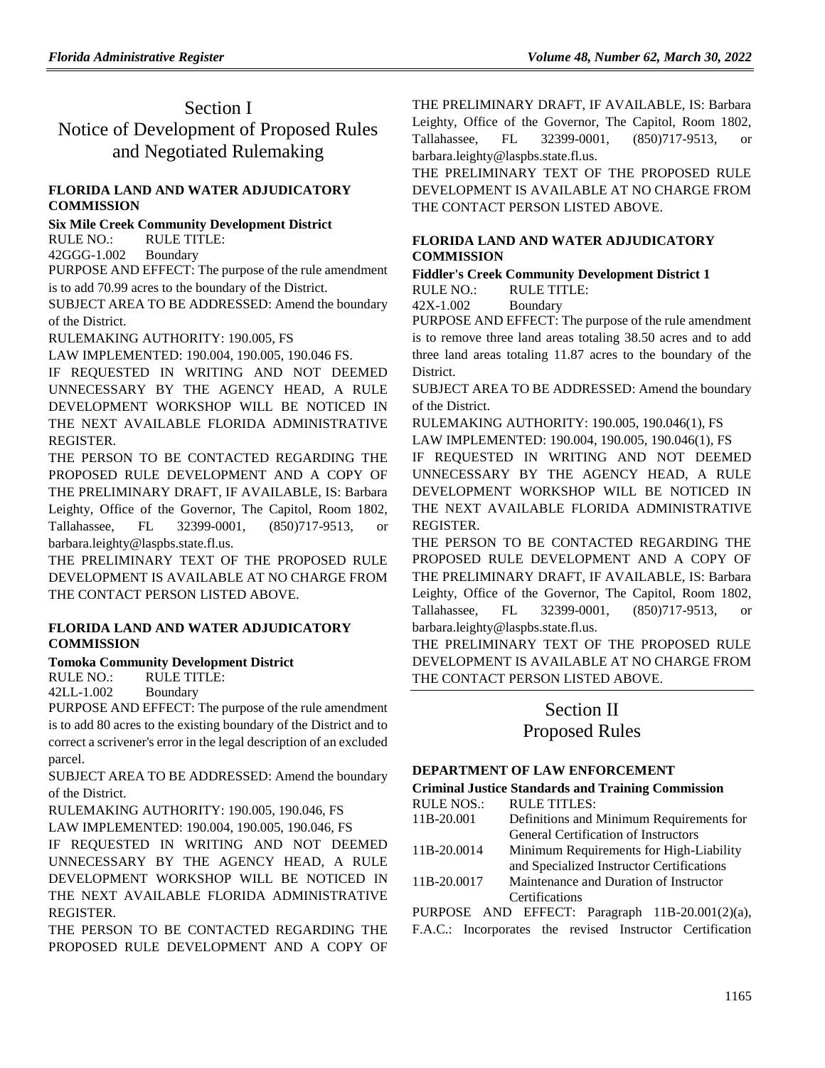# Section I
# Notice of Development of Proposed Rules and Negotiated Rulemaking

### FLORIDA LAND AND WATER ADJUDICATORY COMMISSION

**Six Mile Creek Community Development District**

RULE NO.: RULE TITLE:

42GGG-1.002 Boundary

PURPOSE AND EFFECT: The purpose of the rule amendment is to add 70.99 acres to the boundary of the District.

SUBJECT AREA TO BE ADDRESSED: Amend the boundary of the District.

RULEMAKING AUTHORITY: 190.005, FS

LAW IMPLEMENTED: 190.004, 190.005, 190.046 FS.

IF REQUESTED IN WRITING AND NOT DEEMED UNNECESSARY BY THE AGENCY HEAD, A RULE DEVELOPMENT WORKSHOP WILL BE NOTICED IN THE NEXT AVAILABLE FLORIDA ADMINISTRATIVE REGISTER.

THE PERSON TO BE CONTACTED REGARDING THE PROPOSED RULE DEVELOPMENT AND A COPY OF THE PRELIMINARY DRAFT, IF AVAILABLE, IS: Barbara Leighty, Office of the Governor, The Capitol, Room 1802, Tallahassee, FL 32399-0001, (850)717-9513, or barbara.leighty@laspbs.state.fl.us.

THE PRELIMINARY TEXT OF THE PROPOSED RULE DEVELOPMENT IS AVAILABLE AT NO CHARGE FROM THE CONTACT PERSON LISTED ABOVE.

### FLORIDA LAND AND WATER ADJUDICATORY COMMISSION

**Tomoka Community Development District**

RULE NO.: RULE TITLE:

42LL-1.002 Boundary

PURPOSE AND EFFECT: The purpose of the rule amendment is to add 80 acres to the existing boundary of the District and to correct a scrivener's error in the legal description of an excluded parcel.

SUBJECT AREA TO BE ADDRESSED: Amend the boundary of the District.

RULEMAKING AUTHORITY: 190.005, 190.046, FS

LAW IMPLEMENTED: 190.004, 190.005, 190.046, FS

IF REQUESTED IN WRITING AND NOT DEEMED UNNECESSARY BY THE AGENCY HEAD, A RULE DEVELOPMENT WORKSHOP WILL BE NOTICED IN THE NEXT AVAILABLE FLORIDA ADMINISTRATIVE REGISTER.

THE PERSON TO BE CONTACTED REGARDING THE PROPOSED RULE DEVELOPMENT AND A COPY OF THE PRELIMINARY DRAFT, IF AVAILABLE, IS: Barbara Leighty, Office of the Governor, The Capitol, Room 1802, Tallahassee, FL 32399-0001, (850)717-9513, or barbara.leighty@laspbs.state.fl.us.

THE PRELIMINARY TEXT OF THE PROPOSED RULE DEVELOPMENT IS AVAILABLE AT NO CHARGE FROM THE CONTACT PERSON LISTED ABOVE.

### FLORIDA LAND AND WATER ADJUDICATORY COMMISSION

**Fiddler's Creek Community Development District 1**

RULE NO.: RULE TITLE:

42X-1.002 Boundary

PURPOSE AND EFFECT: The purpose of the rule amendment is to remove three land areas totaling 38.50 acres and to add three land areas totaling 11.87 acres to the boundary of the District.

SUBJECT AREA TO BE ADDRESSED: Amend the boundary of the District.

RULEMAKING AUTHORITY: 190.005, 190.046(1), FS

LAW IMPLEMENTED: 190.004, 190.005, 190.046(1), FS

IF REQUESTED IN WRITING AND NOT DEEMED UNNECESSARY BY THE AGENCY HEAD, A RULE DEVELOPMENT WORKSHOP WILL BE NOTICED IN THE NEXT AVAILABLE FLORIDA ADMINISTRATIVE REGISTER.

THE PERSON TO BE CONTACTED REGARDING THE PROPOSED RULE DEVELOPMENT AND A COPY OF THE PRELIMINARY DRAFT, IF AVAILABLE, IS: Barbara Leighty, Office of the Governor, The Capitol, Room 1802, Tallahassee, FL 32399-0001, (850)717-9513, or barbara.leighty@laspbs.state.fl.us.

THE PRELIMINARY TEXT OF THE PROPOSED RULE DEVELOPMENT IS AVAILABLE AT NO CHARGE FROM THE CONTACT PERSON LISTED ABOVE.

# Section II
# Proposed Rules

### DEPARTMENT OF LAW ENFORCEMENT

**Criminal Justice Standards and Training Commission**

| RULE NOS.: | RULE TITLES: |
|---|---|
| 11B-20.001 | Definitions and Minimum Requirements for General Certification of Instructors |
| 11B-20.0014 | Minimum Requirements for High-Liability and Specialized Instructor Certifications |
| 11B-20.0017 | Maintenance and Duration of Instructor Certifications |

PURPOSE AND EFFECT: Paragraph 11B-20.001(2)(a), F.A.C.: Incorporates the revised Instructor Certification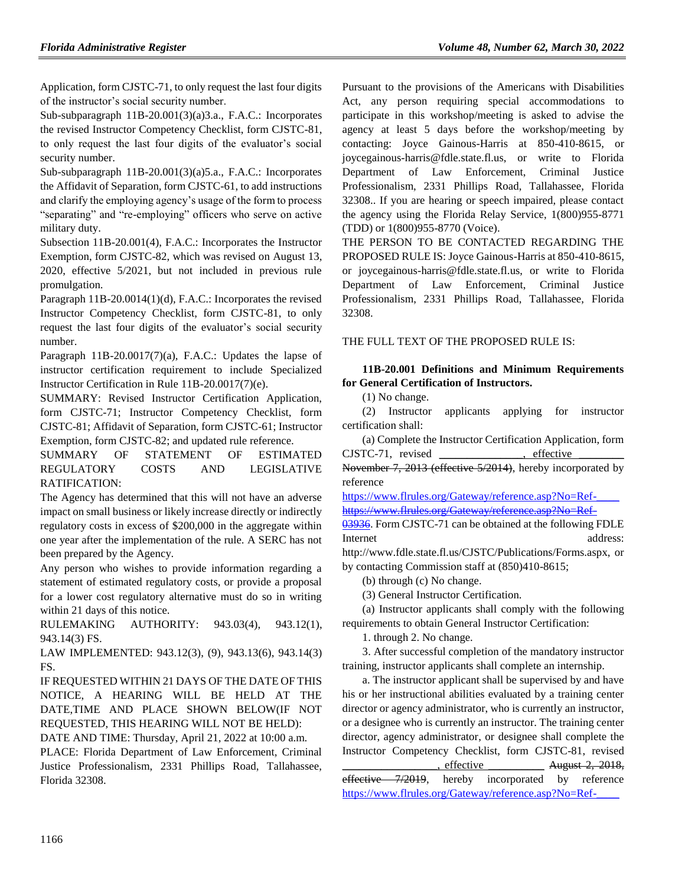Application, form CJSTC-71, to only request the last four digits of the instructor's social security number.

Sub-subparagraph 11B-20.001(3)(a)3.a., F.A.C.: Incorporates the revised Instructor Competency Checklist, form CJSTC-81, to only request the last four digits of the evaluator's social security number.

Sub-subparagraph 11B-20.001(3)(a)5.a., F.A.C.: Incorporates the Affidavit of Separation, form CJSTC-61, to add instructions and clarify the employing agency's usage of the form to process "separating" and "re-employing" officers who serve on active military duty.

Subsection 11B-20.001(4), F.A.C.: Incorporates the Instructor Exemption, form CJSTC-82, which was revised on August 13, 2020, effective 5/2021, but not included in previous rule promulgation.

Paragraph 11B-20.0014(1)(d), F.A.C.: Incorporates the revised Instructor Competency Checklist, form CJSTC-81, to only request the last four digits of the evaluator's social security number.

Paragraph 11B-20.0017(7)(a), F.A.C.: Updates the lapse of instructor certification requirement to include Specialized Instructor Certification in Rule 11B-20.0017(7)(e).

SUMMARY: Revised Instructor Certification Application, form CJSTC-71; Instructor Competency Checklist, form CJSTC-81; Affidavit of Separation, form CJSTC-61; Instructor Exemption, form CJSTC-82; and updated rule reference.

SUMMARY OF STATEMENT OF ESTIMATED REGULATORY COSTS AND LEGISLATIVE RATIFICATION:

The Agency has determined that this will not have an adverse impact on small business or likely increase directly or indirectly regulatory costs in excess of $200,000 in the aggregate within one year after the implementation of the rule. A SERC has not been prepared by the Agency.

Any person who wishes to provide information regarding a statement of estimated regulatory costs, or provide a proposal for a lower cost regulatory alternative must do so in writing within 21 days of this notice.

RULEMAKING AUTHORITY: 943.03(4), 943.12(1), 943.14(3) FS.

LAW IMPLEMENTED: 943.12(3), (9), 943.13(6), 943.14(3) FS.

IF REQUESTED WITHIN 21 DAYS OF THE DATE OF THIS NOTICE, A HEARING WILL BE HELD AT THE DATE,TIME AND PLACE SHOWN BELOW(IF NOT REQUESTED, THIS HEARING WILL NOT BE HELD):

DATE AND TIME: Thursday, April 21, 2022 at 10:00 a.m.

PLACE: Florida Department of Law Enforcement, Criminal Justice Professionalism, 2331 Phillips Road, Tallahassee, Florida 32308.

Pursuant to the provisions of the Americans with Disabilities Act, any person requiring special accommodations to participate in this workshop/meeting is asked to advise the agency at least 5 days before the workshop/meeting by contacting: Joyce Gainous-Harris at 850-410-8615, or joycegainous-harris@fdle.state.fl.us, or write to Florida Department of Law Enforcement, Criminal Justice Professionalism, 2331 Phillips Road, Tallahassee, Florida 32308.. If you are hearing or speech impaired, please contact the agency using the Florida Relay Service, 1(800)955-8771 (TDD) or 1(800)955-8770 (Voice).

THE PERSON TO BE CONTACTED REGARDING THE PROPOSED RULE IS: Joyce Gainous-Harris at 850-410-8615, or joycegainous-harris@fdle.state.fl.us, or write to Florida Department of Law Enforcement, Criminal Justice Professionalism, 2331 Phillips Road, Tallahassee, Florida 32308.

THE FULL TEXT OF THE PROPOSED RULE IS:

**11B-20.001 Definitions and Minimum Requirements for General Certification of Instructors.**

(1) No change.

(2) Instructor applicants applying for instructor certification shall:

(a) Complete the Instructor Certification Application, form CJSTC-71, revised ______________, effective ________ ~~November 7, 2013 (effective 5/2014)~~, hereby incorporated by reference https://www.flrules.org/Gateway/reference.asp?No=Ref-____ ~~https://www.flrules.org/Gateway/reference.asp?No=Ref-03936~~. Form CJSTC-71 can be obtained at the following FDLE Internet address: http://www.fdle.state.fl.us/CJSTC/Publications/Forms.aspx, or by contacting Commission staff at (850)410-8615;

(b) through (c) No change.

(3) General Instructor Certification.

(a) Instructor applicants shall comply with the following requirements to obtain General Instructor Certification:

1. through 2. No change.

3. After successful completion of the mandatory instructor training, instructor applicants shall complete an internship.

a. The instructor applicant shall be supervised by and have his or her instructional abilities evaluated by a training center director or agency administrator, who is currently an instructor, or a designee who is currently an instructor. The training center director, agency administrator, or designee shall complete the Instructor Competency Checklist, form CJSTC-81, revised ________________, effective __________ ~~August 2, 2018, effective 7/2019~~, hereby incorporated by reference https://www.flrules.org/Gateway/reference.asp?No=Ref-____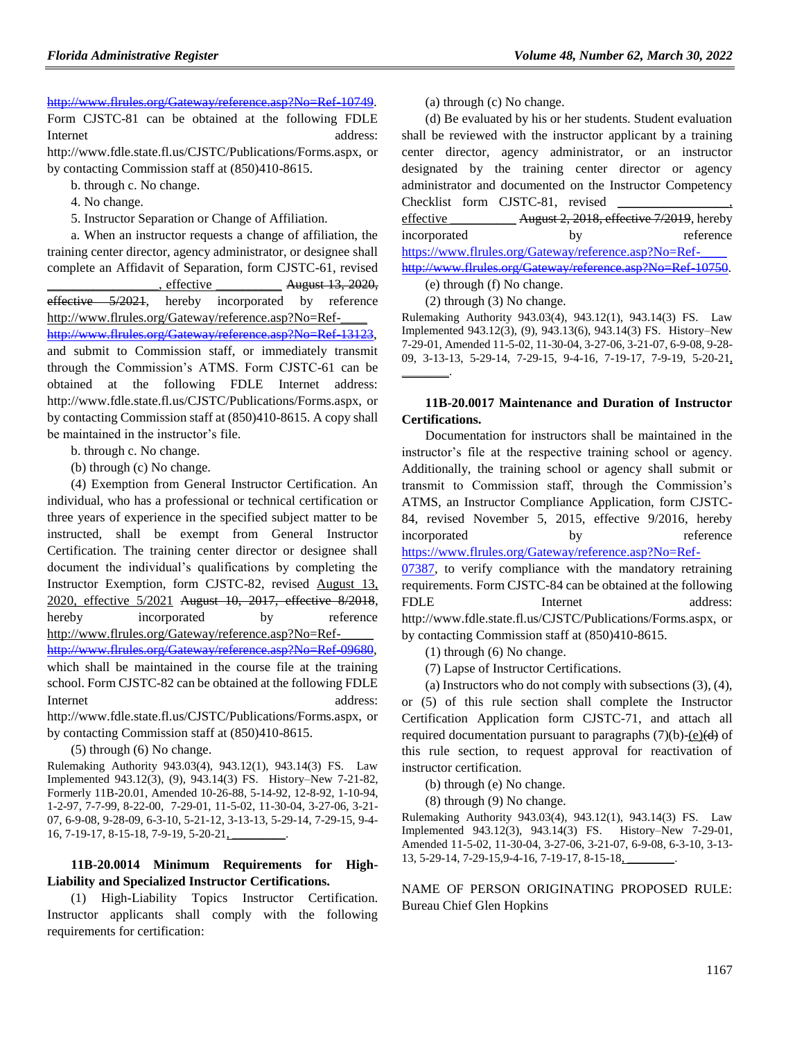http://www.flrules.org/Gateway/reference.asp?No=Ref-10749. Form CJSTC-81 can be obtained at the following FDLE Internet address: http://www.fdle.state.fl.us/CJSTC/Publications/Forms.aspx, or by contacting Commission staff at (850)410-8615.

b. through c. No change.

4. No change.

5. Instructor Separation or Change of Affiliation.

a. When an instructor requests a change of affiliation, the training center director, agency administrator, or designee shall complete an Affidavit of Separation, form CJSTC-61, revised _________________, effective __________ August 13, 2020, effective 5/2021, hereby incorporated by reference http://www.flrules.org/Gateway/reference.asp?No=Ref-____ http://www.flrules.org/Gateway/reference.asp?No=Ref-13123, and submit to Commission staff, or immediately transmit through the Commission's ATMS. Form CJSTC-61 can be obtained at the following FDLE Internet address: http://www.fdle.state.fl.us/CJSTC/Publications/Forms.aspx, or by contacting Commission staff at (850)410-8615. A copy shall be maintained in the instructor's file.

b. through c. No change.

(b) through (c) No change.

(4) Exemption from General Instructor Certification. An individual, who has a professional or technical certification or three years of experience in the specified subject matter to be instructed, shall be exempt from General Instructor Certification. The training center director or designee shall document the individual's qualifications by completing the Instructor Exemption, form CJSTC-82, revised August 13, 2020, effective 5/2021 August 10, 2017, effective 8/2018, hereby incorporated by reference http://www.flrules.org/Gateway/reference.asp?No=Ref-_____ http://www.flrules.org/Gateway/reference.asp?No=Ref-09680, which shall be maintained in the course file at the training school. Form CJSTC-82 can be obtained at the following FDLE Internet address: http://www.fdle.state.fl.us/CJSTC/Publications/Forms.aspx, or by contacting Commission staff at (850)410-8615.

(5) through (6) No change.

Rulemaking Authority 943.03(4), 943.12(1), 943.14(3) FS. Law Implemented 943.12(3), (9), 943.14(3) FS. History–New 7-21-82, Formerly 11B-20.01, Amended 10-26-88, 5-14-92, 12-8-92, 1-10-94, 1-2-97, 7-7-99, 8-22-00, 7-29-01, 11-5-02, 11-30-04, 3-27-06, 3-21-07, 6-9-08, 9-28-09, 6-3-10, 5-21-12, 3-13-13, 5-29-14, 7-29-15, 9-4-16, 7-19-17, 8-15-18, 7-9-19, 5-20-21, _________.

**11B-20.0014 Minimum Requirements for High-Liability and Specialized Instructor Certifications.**

(1) High-Liability Topics Instructor Certification. Instructor applicants shall comply with the following requirements for certification:

(a) through (c) No change.

(d) Be evaluated by his or her students. Student evaluation shall be reviewed with the instructor applicant by a training center director, agency administrator, or an instructor designated by the training center director or agency administrator and documented on the Instructor Competency Checklist form CJSTC-81, revised _________________, effective __________ August 2, 2018, effective 7/2019, hereby incorporated by reference https://www.flrules.org/Gateway/reference.asp?No=Ref-____ http://www.flrules.org/Gateway/reference.asp?No=Ref-10750.

(e) through (f) No change.

(2) through (3) No change.

Rulemaking Authority 943.03(4), 943.12(1), 943.14(3) FS. Law Implemented 943.12(3), (9), 943.13(6), 943.14(3) FS. History–New 7-29-01, Amended 11-5-02, 11-30-04, 3-27-06, 3-21-07, 6-9-08, 9-28-09, 3-13-13, 5-29-14, 7-29-15, 9-4-16, 7-19-17, 7-9-19, 5-20-21, ________.

**11B-20.0017 Maintenance and Duration of Instructor Certifications.**

Documentation for instructors shall be maintained in the instructor's file at the respective training school or agency. Additionally, the training school or agency shall submit or transmit to Commission staff, through the Commission's ATMS, an Instructor Compliance Application, form CJSTC-84, revised November 5, 2015, effective 9/2016, hereby incorporated by reference https://www.flrules.org/Gateway/reference.asp?No=Ref-07387, to verify compliance with the mandatory retraining requirements. Form CJSTC-84 can be obtained at the following FDLE Internet address: http://www.fdle.state.fl.us/CJSTC/Publications/Forms.aspx, or by contacting Commission staff at (850)410-8615.

(1) through (6) No change.

(7) Lapse of Instructor Certifications.

(a) Instructors who do not comply with subsections (3), (4), or (5) of this rule section shall complete the Instructor Certification Application form CJSTC-71, and attach all required documentation pursuant to paragraphs (7)(b)-(e)(d) of this rule section, to request approval for reactivation of instructor certification.

(b) through (e) No change.

(8) through (9) No change.

Rulemaking Authority 943.03(4), 943.12(1), 943.14(3) FS. Law Implemented 943.12(3), 943.14(3) FS. History–New 7-29-01, Amended 11-5-02, 11-30-04, 3-27-06, 3-21-07, 6-9-08, 6-3-10, 3-13-13, 5-29-14, 7-29-15,9-4-16, 7-19-17, 8-15-18, ________.

NAME OF PERSON ORIGINATING PROPOSED RULE: Bureau Chief Glen Hopkins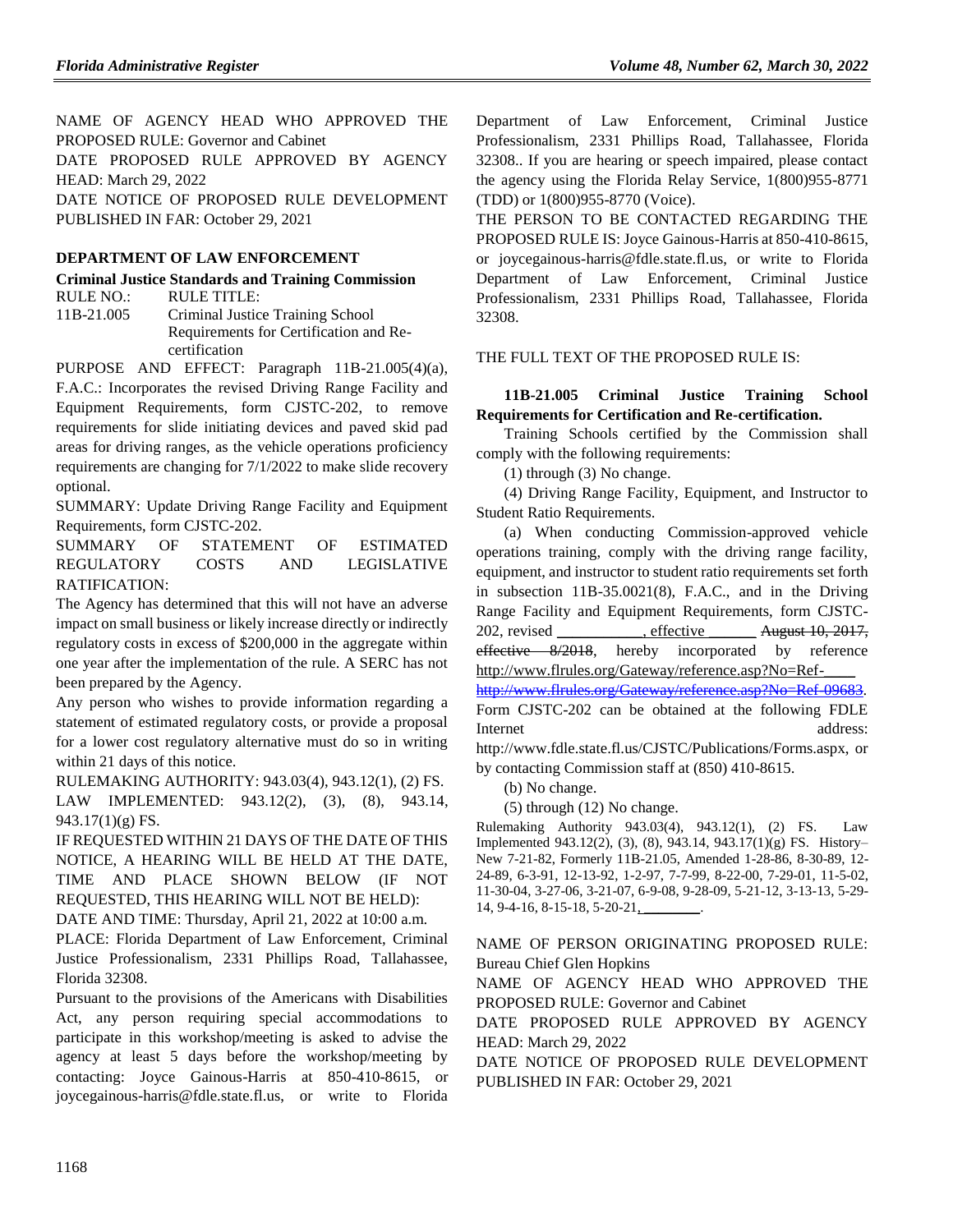NAME OF AGENCY HEAD WHO APPROVED THE PROPOSED RULE: Governor and Cabinet

DATE PROPOSED RULE APPROVED BY AGENCY HEAD: March 29, 2022

DATE NOTICE OF PROPOSED RULE DEVELOPMENT PUBLISHED IN FAR: October 29, 2021

## DEPARTMENT OF LAW ENFORCEMENT

### Criminal Justice Standards and Training Commission

| RULE NO.: | RULE TITLE: |
|---|---|
| 11B-21.005 | Criminal Justice Training School Requirements for Certification and Re-certification |

PURPOSE AND EFFECT: Paragraph 11B-21.005(4)(a), F.A.C.: Incorporates the revised Driving Range Facility and Equipment Requirements, form CJSTC-202, to remove requirements for slide initiating devices and paved skid pad areas for driving ranges, as the vehicle operations proficiency requirements are changing for 7/1/2022 to make slide recovery optional.

SUMMARY: Update Driving Range Facility and Equipment Requirements, form CJSTC-202.

SUMMARY OF STATEMENT OF ESTIMATED REGULATORY COSTS AND LEGISLATIVE RATIFICATION:

The Agency has determined that this will not have an adverse impact on small business or likely increase directly or indirectly regulatory costs in excess of $200,000 in the aggregate within one year after the implementation of the rule. A SERC has not been prepared by the Agency.

Any person who wishes to provide information regarding a statement of estimated regulatory costs, or provide a proposal for a lower cost regulatory alternative must do so in writing within 21 days of this notice.

RULEMAKING AUTHORITY: 943.03(4), 943.12(1), (2) FS.

LAW IMPLEMENTED: 943.12(2), (3), (8), 943.14, 943.17(1)(g) FS.

IF REQUESTED WITHIN 21 DAYS OF THE DATE OF THIS NOTICE, A HEARING WILL BE HELD AT THE DATE, TIME AND PLACE SHOWN BELOW (IF NOT REQUESTED, THIS HEARING WILL NOT BE HELD):

DATE AND TIME: Thursday, April 21, 2022 at 10:00 a.m.

PLACE: Florida Department of Law Enforcement, Criminal Justice Professionalism, 2331 Phillips Road, Tallahassee, Florida 32308.

Pursuant to the provisions of the Americans with Disabilities Act, any person requiring special accommodations to participate in this workshop/meeting is asked to advise the agency at least 5 days before the workshop/meeting by contacting: Joyce Gainous-Harris at 850-410-8615, or joycegainous-harris@fdle.state.fl.us, or write to Florida Department of Law Enforcement, Criminal Justice Professionalism, 2331 Phillips Road, Tallahassee, Florida 32308.. If you are hearing or speech impaired, please contact the agency using the Florida Relay Service, 1(800)955-8771 (TDD) or 1(800)955-8770 (Voice).

THE PERSON TO BE CONTACTED REGARDING THE PROPOSED RULE IS: Joyce Gainous-Harris at 850-410-8615, or joycegainous-harris@fdle.state.fl.us, or write to Florida Department of Law Enforcement, Criminal Justice Professionalism, 2331 Phillips Road, Tallahassee, Florida 32308.

THE FULL TEXT OF THE PROPOSED RULE IS:

**11B-21.005 Criminal Justice Training School Requirements for Certification and Re-certification.**

Training Schools certified by the Commission shall comply with the following requirements:

(1) through (3) No change.

(4) Driving Range Facility, Equipment, and Instructor to Student Ratio Requirements.

(a) When conducting Commission-approved vehicle operations training, comply with the driving range facility, equipment, and instructor to student ratio requirements set forth in subsection 11B-35.0021(8), F.A.C., and in the Driving Range Facility and Equipment Requirements, form CJSTC-202, revised \_\_\_\_\_\_\_\_\_\_\_, effective \_\_\_\_\_\_ ~~August 10, 2017, effective 8/2018~~, hereby incorporated by reference http://www.flrules.org/Gateway/reference.asp?No=Ref-\_\_\_\_ ~~http://www.flrules.org/Gateway/reference.asp?No=Ref-09683~~. Form CJSTC-202 can be obtained at the following FDLE Internet address: http://www.fdle.state.fl.us/CJSTC/Publications/Forms.aspx, or by contacting Commission staff at (850) 410-8615.

(b) No change.

(5) through (12) No change.

Rulemaking Authority 943.03(4), 943.12(1), (2) FS. Law Implemented 943.12(2), (3), (8), 943.14, 943.17(1)(g) FS. History–New 7-21-82, Formerly 11B-21.05, Amended 1-28-86, 8-30-89, 12-24-89, 6-3-91, 12-13-92, 1-2-97, 7-7-99, 8-22-00, 7-29-01, 11-5-02, 11-30-04, 3-27-06, 3-21-07, 6-9-08, 9-28-09, 5-21-12, 3-13-13, 5-29-14, 9-4-16, 8-15-18, 5-20-21, \_\_\_\_\_\_\_\_.

NAME OF PERSON ORIGINATING PROPOSED RULE: Bureau Chief Glen Hopkins

NAME OF AGENCY HEAD WHO APPROVED THE PROPOSED RULE: Governor and Cabinet

DATE PROPOSED RULE APPROVED BY AGENCY HEAD: March 29, 2022

DATE NOTICE OF PROPOSED RULE DEVELOPMENT PUBLISHED IN FAR: October 29, 2021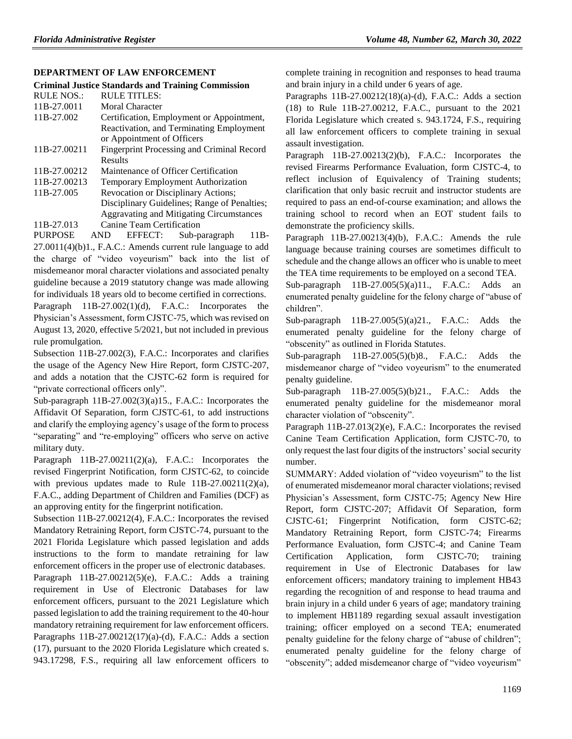## DEPARTMENT OF LAW ENFORCEMENT

### Criminal Justice Standards and Training Commission

| RULE NOS.: | RULE TITLES: |
|---|---|
| 11B-27.0011 | Moral Character |
| 11B-27.002 | Certification, Employment or Appointment, Reactivation, and Terminating Employment or Appointment of Officers |
| 11B-27.00211 | Fingerprint Processing and Criminal Record Results |
| 11B-27.00212 | Maintenance of Officer Certification |
| 11B-27.00213 | Temporary Employment Authorization |
| 11B-27.005 | Revocation or Disciplinary Actions; Disciplinary Guidelines; Range of Penalties; Aggravating and Mitigating Circumstances |
| 11B-27.013 | Canine Team Certification |

PURPOSE AND EFFECT: Sub-paragraph 11B-27.0011(4)(b)1., F.A.C.: Amends current rule language to add the charge of "video voyeurism" back into the list of misdemeanor moral character violations and associated penalty guideline because a 2019 statutory change was made allowing for individuals 18 years old to become certified in corrections.

Paragraph 11B-27.002(1)(d), F.A.C.: Incorporates the Physician's Assessment, form CJSTC-75, which was revised on August 13, 2020, effective 5/2021, but not included in previous rule promulgation.

Subsection 11B-27.002(3), F.A.C.: Incorporates and clarifies the usage of the Agency New Hire Report, form CJSTC-207, and adds a notation that the CJSTC-62 form is required for "private correctional officers only".

Sub-paragraph 11B-27.002(3)(a)15., F.A.C.: Incorporates the Affidavit Of Separation, form CJSTC-61, to add instructions and clarify the employing agency's usage of the form to process "separating" and "re-employing" officers who serve on active military duty.

Paragraph 11B-27.00211(2)(a), F.A.C.: Incorporates the revised Fingerprint Notification, form CJSTC-62, to coincide with previous updates made to Rule 11B-27.00211(2)(a), F.A.C., adding Department of Children and Families (DCF) as an approving entity for the fingerprint notification.

Subsection 11B-27.00212(4), F.A.C.: Incorporates the revised Mandatory Retraining Report, form CJSTC-74, pursuant to the 2021 Florida Legislature which passed legislation and adds instructions to the form to mandate retraining for law enforcement officers in the proper use of electronic databases.

Paragraph 11B-27.00212(5)(e), F.A.C.: Adds a training requirement in Use of Electronic Databases for law enforcement officers, pursuant to the 2021 Legislature which passed legislation to add the training requirement to the 40-hour mandatory retraining requirement for law enforcement officers.

Paragraphs 11B-27.00212(17)(a)-(d), F.A.C.: Adds a section (17), pursuant to the 2020 Florida Legislature which created s. 943.17298, F.S., requiring all law enforcement officers to complete training in recognition and responses to head trauma and brain injury in a child under 6 years of age.

Paragraphs 11B-27.00212(18)(a)-(d), F.A.C.: Adds a section (18) to Rule 11B-27.00212, F.A.C., pursuant to the 2021 Florida Legislature which created s. 943.1724, F.S., requiring all law enforcement officers to complete training in sexual assault investigation.

Paragraph 11B-27.00213(2)(b), F.A.C.: Incorporates the revised Firearms Performance Evaluation, form CJSTC-4, to reflect inclusion of Equivalency of Training students; clarification that only basic recruit and instructor students are required to pass an end-of-course examination; and allows the training school to record when an EOT student fails to demonstrate the proficiency skills.

Paragraph 11B-27.00213(4)(b), F.A.C.: Amends the rule language because training courses are sometimes difficult to schedule and the change allows an officer who is unable to meet the TEA time requirements to be employed on a second TEA.

Sub-paragraph 11B-27.005(5)(a)11., F.A.C.: Adds an enumerated penalty guideline for the felony charge of "abuse of children".

Sub-paragraph 11B-27.005(5)(a)21., F.A.C.: Adds the enumerated penalty guideline for the felony charge of "obscenity" as outlined in Florida Statutes.

Sub-paragraph 11B-27.005(5)(b)8., F.A.C.: Adds the misdemeanor charge of "video voyeurism" to the enumerated penalty guideline.

Sub-paragraph 11B-27.005(5)(b)21., F.A.C.: Adds the enumerated penalty guideline for the misdemeanor moral character violation of "obscenity".

Paragraph 11B-27.013(2)(e), F.A.C.: Incorporates the revised Canine Team Certification Application, form CJSTC-70, to only request the last four digits of the instructors' social security number.

SUMMARY: Added violation of "video voyeurism" to the list of enumerated misdemeanor moral character violations; revised Physician's Assessment, form CJSTC-75; Agency New Hire Report, form CJSTC-207; Affidavit Of Separation, form CJSTC-61; Fingerprint Notification, form CJSTC-62; Mandatory Retraining Report, form CJSTC-74; Firearms Performance Evaluation, form CJSTC-4; and Canine Team Certification Application, form CJSTC-70; training requirement in Use of Electronic Databases for law enforcement officers; mandatory training to implement HB43 regarding the recognition of and response to head trauma and brain injury in a child under 6 years of age; mandatory training to implement HB1189 regarding sexual assault investigation training; officer employed on a second TEA; enumerated penalty guideline for the felony charge of "abuse of children"; enumerated penalty guideline for the felony charge of "obscenity"; added misdemeanor charge of "video voyeurism"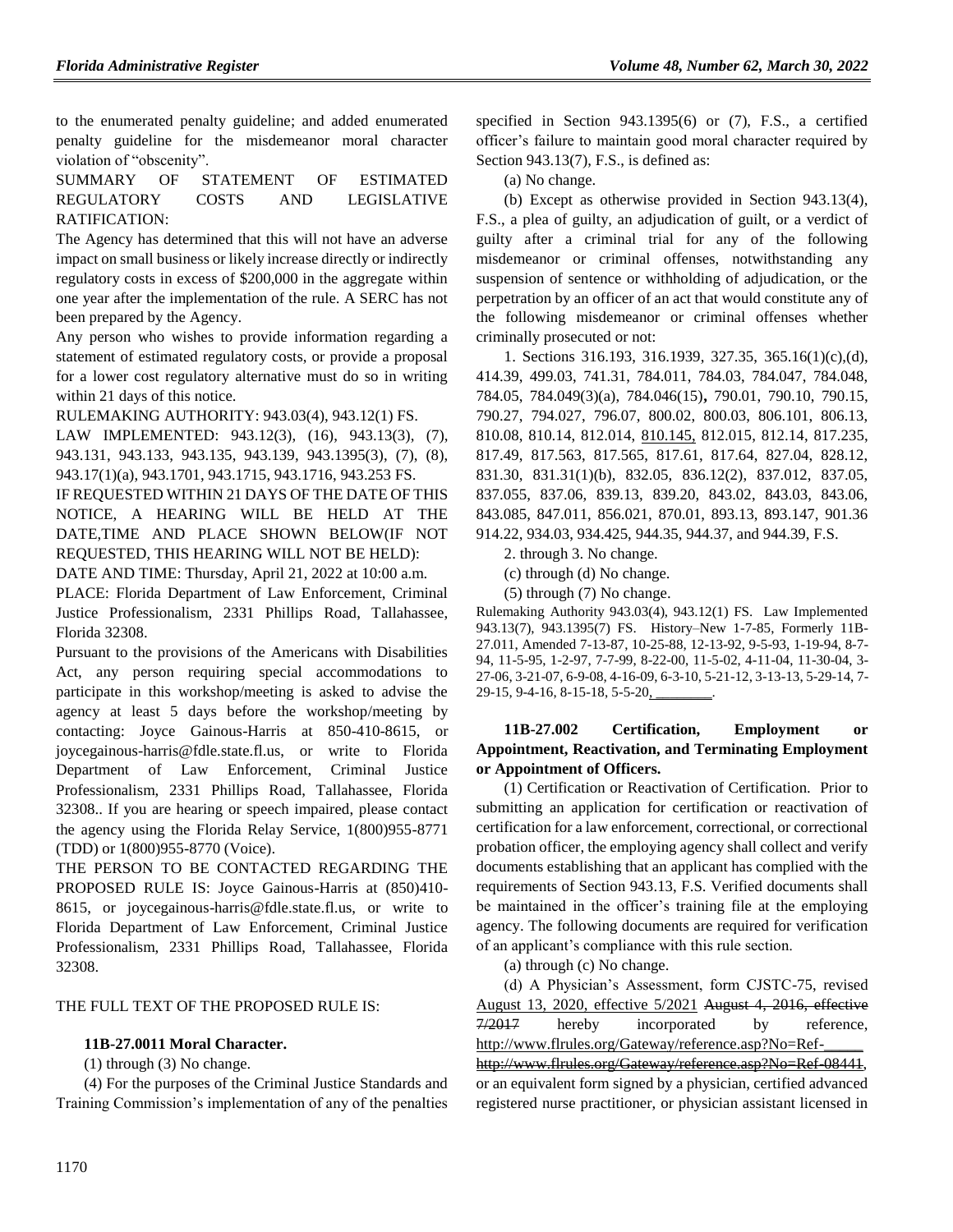to the enumerated penalty guideline; and added enumerated penalty guideline for the misdemeanor moral character violation of "obscenity".

SUMMARY OF STATEMENT OF ESTIMATED REGULATORY COSTS AND LEGISLATIVE RATIFICATION:

The Agency has determined that this will not have an adverse impact on small business or likely increase directly or indirectly regulatory costs in excess of $200,000 in the aggregate within one year after the implementation of the rule. A SERC has not been prepared by the Agency.

Any person who wishes to provide information regarding a statement of estimated regulatory costs, or provide a proposal for a lower cost regulatory alternative must do so in writing within 21 days of this notice.

RULEMAKING AUTHORITY: 943.03(4), 943.12(1) FS.

LAW IMPLEMENTED: 943.12(3), (16), 943.13(3), (7), 943.131, 943.133, 943.135, 943.139, 943.1395(3), (7), (8), 943.17(1)(a), 943.1701, 943.1715, 943.1716, 943.253 FS.

IF REQUESTED WITHIN 21 DAYS OF THE DATE OF THIS NOTICE, A HEARING WILL BE HELD AT THE DATE,TIME AND PLACE SHOWN BELOW(IF NOT REQUESTED, THIS HEARING WILL NOT BE HELD):

DATE AND TIME: Thursday, April 21, 2022 at 10:00 a.m.

PLACE: Florida Department of Law Enforcement, Criminal Justice Professionalism, 2331 Phillips Road, Tallahassee, Florida 32308.

Pursuant to the provisions of the Americans with Disabilities Act, any person requiring special accommodations to participate in this workshop/meeting is asked to advise the agency at least 5 days before the workshop/meeting by contacting: Joyce Gainous-Harris at 850-410-8615, or joycegainous-harris@fdle.state.fl.us, or write to Florida Department of Law Enforcement, Criminal Justice Professionalism, 2331 Phillips Road, Tallahassee, Florida 32308.. If you are hearing or speech impaired, please contact the agency using the Florida Relay Service, 1(800)955-8771 (TDD) or 1(800)955-8770 (Voice).

THE PERSON TO BE CONTACTED REGARDING THE PROPOSED RULE IS: Joyce Gainous-Harris at (850)410-8615, or joycegainous-harris@fdle.state.fl.us, or write to Florida Department of Law Enforcement, Criminal Justice Professionalism, 2331 Phillips Road, Tallahassee, Florida 32308.

THE FULL TEXT OF THE PROPOSED RULE IS:

**11B-27.0011 Moral Character.**

(1) through (3) No change.

(4) For the purposes of the Criminal Justice Standards and Training Commission's implementation of any of the penalties specified in Section 943.1395(6) or (7), F.S., a certified officer's failure to maintain good moral character required by Section 943.13(7), F.S., is defined as:

(a) No change.

(b) Except as otherwise provided in Section 943.13(4), F.S., a plea of guilty, an adjudication of guilt, or a verdict of guilty after a criminal trial for any of the following misdemeanor or criminal offenses, notwithstanding any suspension of sentence or withholding of adjudication, or the perpetration by an officer of an act that would constitute any of the following misdemeanor or criminal offenses whether criminally prosecuted or not:

1. Sections 316.193, 316.1939, 327.35, 365.16(1)(c),(d), 414.39, 499.03, 741.31, 784.011, 784.03, 784.047, 784.048, 784.05, 784.049(3)(a), 784.046(15), 790.01, 790.10, 790.15, 790.27, 794.027, 796.07, 800.02, 800.03, 806.101, 806.13, 810.08, 810.14, 812.014, 810.145, 812.015, 812.14, 817.235, 817.49, 817.563, 817.565, 817.61, 817.64, 827.04, 828.12, 831.30, 831.31(1)(b), 832.05, 836.12(2), 837.012, 837.05, 837.055, 837.06, 839.13, 839.20, 843.02, 843.03, 843.06, 843.085, 847.011, 856.021, 870.01, 893.13, 893.147, 901.36 914.22, 934.03, 934.425, 944.35, 944.37, and 944.39, F.S.

2. through 3. No change.

(c) through (d) No change.

(5) through (7) No change.

Rulemaking Authority 943.03(4), 943.12(1) FS. Law Implemented 943.13(7), 943.1395(7) FS. History–New 1-7-85, Formerly 11B-27.011, Amended 7-13-87, 10-25-88, 12-13-92, 9-5-93, 1-19-94, 8-7-94, 11-5-95, 1-2-97, 7-7-99, 8-22-00, 11-5-02, 4-11-04, 11-30-04, 3-27-06, 3-21-07, 6-9-08, 4-16-09, 6-3-10, 5-21-12, 3-13-13, 5-29-14, 7-29-15, 9-4-16, 8-15-18, 5-5-20, ________.

**11B-27.002 Certification, Employment or Appointment, Reactivation, and Terminating Employment or Appointment of Officers.**

(1) Certification or Reactivation of Certification. Prior to submitting an application for certification or reactivation of certification for a law enforcement, correctional, or correctional probation officer, the employing agency shall collect and verify documents establishing that an applicant has complied with the requirements of Section 943.13, F.S. Verified documents shall be maintained in the officer's training file at the employing agency. The following documents are required for verification of an applicant's compliance with this rule section.

(a) through (c) No change.

(d) A Physician's Assessment, form CJSTC-75, revised August 13, 2020, effective 5/2021 ~~August 4, 2016, effective 7/2017~~ hereby incorporated by reference, http://www.flrules.org/Gateway/reference.asp?No=Ref-_____ ~~http://www.flrules.org/Gateway/reference.asp?No=Ref-08441~~, or an equivalent form signed by a physician, certified advanced registered nurse practitioner, or physician assistant licensed in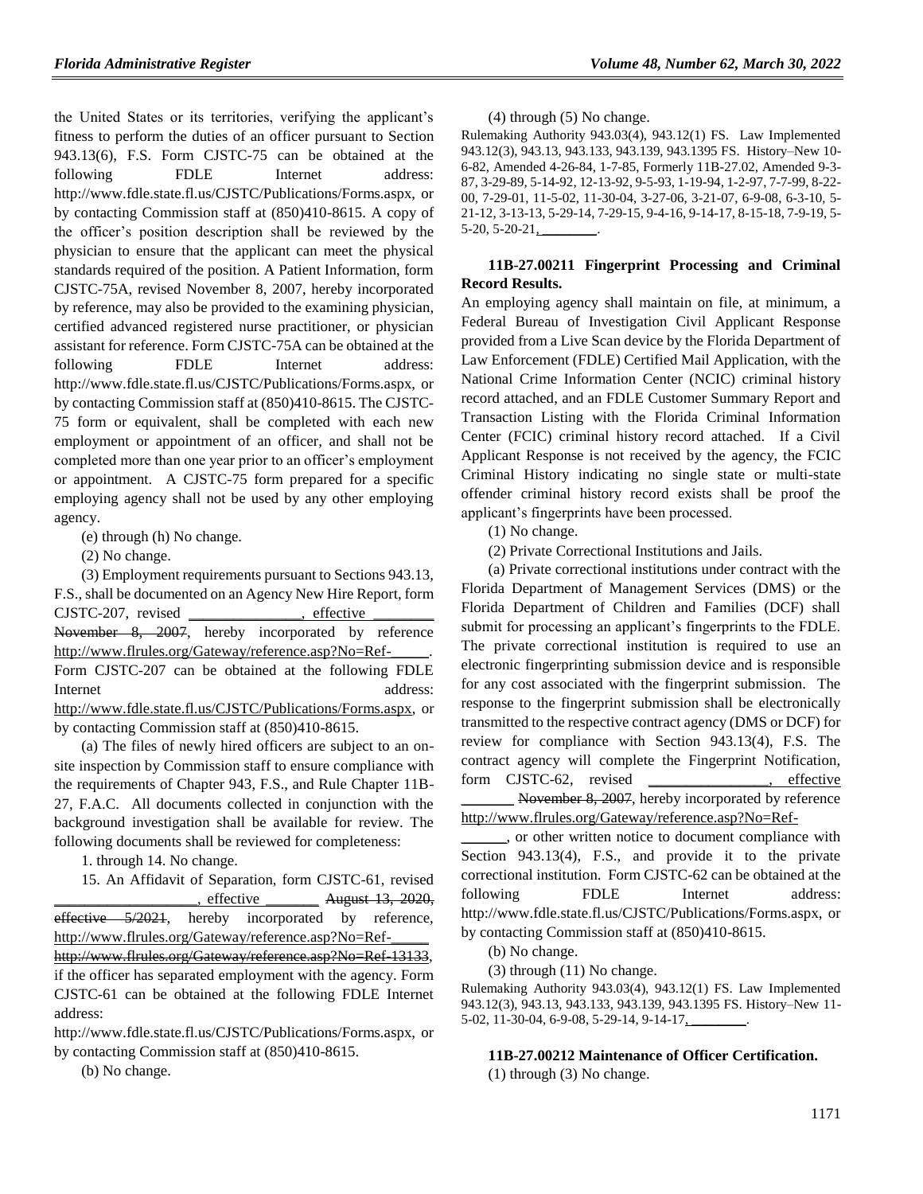the United States or its territories, verifying the applicant's fitness to perform the duties of an officer pursuant to Section 943.13(6), F.S. Form CJSTC-75 can be obtained at the following FDLE Internet address: http://www.fdle.state.fl.us/CJSTC/Publications/Forms.aspx, or by contacting Commission staff at (850)410-8615. A copy of the officer's position description shall be reviewed by the physician to ensure that the applicant can meet the physical standards required of the position. A Patient Information, form CJSTC-75A, revised November 8, 2007, hereby incorporated by reference, may also be provided to the examining physician, certified advanced registered nurse practitioner, or physician assistant for reference. Form CJSTC-75A can be obtained at the following FDLE Internet address: http://www.fdle.state.fl.us/CJSTC/Publications/Forms.aspx, or by contacting Commission staff at (850)410-8615. The CJSTC-75 form or equivalent, shall be completed with each new employment or appointment of an officer, and shall not be completed more than one year prior to an officer's employment or appointment. A CJSTC-75 form prepared for a specific employing agency shall not be used by any other employing agency.

(e) through (h) No change.

(2) No change.

(3) Employment requirements pursuant to Sections 943.13, F.S., shall be documented on an Agency New Hire Report, form CJSTC-207, revised ________________, effective ________ ~~November 8, 2007~~, hereby incorporated by reference http://www.flrules.org/Gateway/reference.asp?No=Ref-_____. Form CJSTC-207 can be obtained at the following FDLE Internet address: http://www.fdle.state.fl.us/CJSTC/Publications/Forms.aspx, or by contacting Commission staff at (850)410-8615.

(a) The files of newly hired officers are subject to an on-site inspection by Commission staff to ensure compliance with the requirements of Chapter 943, F.S., and Rule Chapter 11B-27, F.A.C. All documents collected in conjunction with the background investigation shall be available for review. The following documents shall be reviewed for completeness:

1. through 14. No change.

15. An Affidavit of Separation, form CJSTC-61, revised ___________________, effective _______ ~~August 13, 2020, effective 5/2021~~, hereby incorporated by reference, http://www.flrules.org/Gateway/reference.asp?No=Ref-_____ ~~http://www.flrules.org/Gateway/reference.asp?No=Ref-13133~~, if the officer has separated employment with the agency. Form CJSTC-61 can be obtained at the following FDLE Internet address: http://www.fdle.state.fl.us/CJSTC/Publications/Forms.aspx, or by contacting Commission staff at (850)410-8615.

(b) No change.

(4) through (5) No change.

Rulemaking Authority 943.03(4), 943.12(1) FS. Law Implemented 943.12(3), 943.13, 943.133, 943.139, 943.1395 FS. History–New 10-6-82, Amended 4-26-84, 1-7-85, Formerly 11B-27.02, Amended 9-3-87, 3-29-89, 5-14-92, 12-13-92, 9-5-93, 1-19-94, 1-2-97, 7-7-99, 8-22-00, 7-29-01, 11-5-02, 11-30-04, 3-27-06, 3-21-07, 6-9-08, 6-3-10, 5-21-12, 3-13-13, 5-29-14, 7-29-15, 9-4-16, 9-14-17, 8-15-18, 7-9-19, 5-5-20, 5-20-21, ________.

**11B-27.00211 Fingerprint Processing and Criminal Record Results.**

An employing agency shall maintain on file, at minimum, a Federal Bureau of Investigation Civil Applicant Response provided from a Live Scan device by the Florida Department of Law Enforcement (FDLE) Certified Mail Application, with the National Crime Information Center (NCIC) criminal history record attached, and an FDLE Customer Summary Report and Transaction Listing with the Florida Criminal Information Center (FCIC) criminal history record attached. If a Civil Applicant Response is not received by the agency, the FCIC Criminal History indicating no single state or multi-state offender criminal history record exists shall be proof the applicant's fingerprints have been processed.

(1) No change.

(2) Private Correctional Institutions and Jails.

(a) Private correctional institutions under contract with the Florida Department of Management Services (DMS) or the Florida Department of Children and Families (DCF) shall submit for processing an applicant's fingerprints to the FDLE. The private correctional institution is required to use an electronic fingerprinting submission device and is responsible for any cost associated with the fingerprint submission. The response to the fingerprint submission shall be electronically transmitted to the respective contract agency (DMS or DCF) for review for compliance with Section 943.13(4), F.S. The contract agency will complete the Fingerprint Notification, form CJSTC-62, revised ________________, effective _______ ~~November 8, 2007~~, hereby incorporated by reference http://www.flrules.org/Gateway/reference.asp?No=Ref-______, or other written notice to document compliance with Section 943.13(4), F.S., and provide it to the private correctional institution. Form CJSTC-62 can be obtained at the following FDLE Internet address: http://www.fdle.state.fl.us/CJSTC/Publications/Forms.aspx, or by contacting Commission staff at (850)410-8615.

(b) No change.

(3) through (11) No change.

Rulemaking Authority 943.03(4), 943.12(1) FS. Law Implemented 943.12(3), 943.13, 943.133, 943.139, 943.1395 FS. History–New 11-5-02, 11-30-04, 6-9-08, 5-29-14, 9-14-17, ________.

**11B-27.00212 Maintenance of Officer Certification.**

(1) through (3) No change.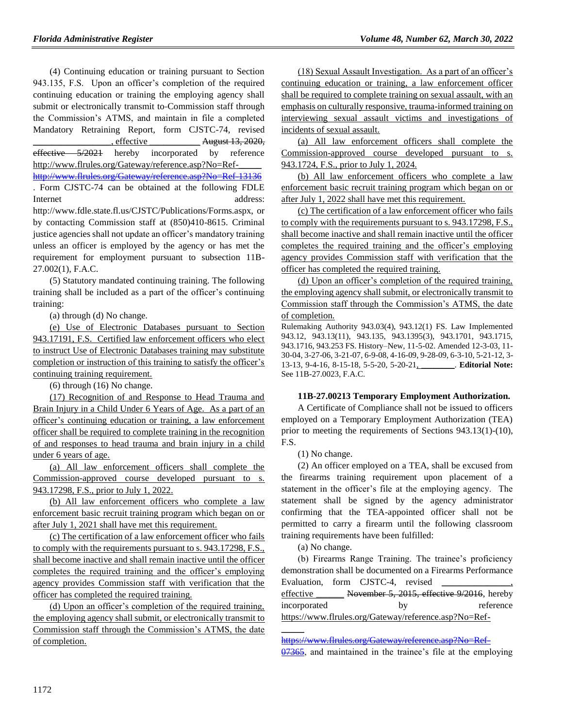(4) Continuing education or training pursuant to Section 943.135, F.S. Upon an officer's completion of the required continuing education or training the employing agency shall submit or electronically transmit to Commission staff through the Commission's ATMS, and maintain in file a completed Mandatory Retraining Report, form CJSTC-74, revised \_\_\_\_\_\_\_\_\_\_\_\_\_\_\_\_, effective \_\_\_\_\_\_\_\_\_\_\_ ~~August 13, 2020, effective 5/2021~~ hereby incorporated by reference http://www.flrules.org/Gateway/reference.asp?No=Ref-\_\_\_\_\_ ~~http://www.flrules.org/Gateway/reference.asp?No=Ref-13136~~. Form CJSTC-74 can be obtained at the following FDLE Internet address: http://www.fdle.state.fl.us/CJSTC/Publications/Forms.aspx, or by contacting Commission staff at (850)410-8615. Criminal justice agencies shall not update an officer's mandatory training unless an officer is employed by the agency or has met the requirement for employment pursuant to subsection 11B-27.002(1), F.A.C.

(5) Statutory mandated continuing training. The following training shall be included as a part of the officer's continuing training:

(a) through (d) No change.

<u>(e) Use of Electronic Databases pursuant to Section 943.17191, F.S. Certified law enforcement officers who elect to instruct Use of Electronic Databases training may substitute completion or instruction of this training to satisfy the officer's continuing training requirement.</u>

(6) through (16) No change.

<u>(17) Recognition of and Response to Head Trauma and Brain Injury in a Child Under 6 Years of Age. As a part of an officer's continuing education or training, a law enforcement officer shall be required to complete training in the recognition of and responses to head trauma and brain injury in a child under 6 years of age.</u>

<u>(a) All law enforcement officers shall complete the Commission-approved course developed pursuant to s. 943.17298, F.S., prior to July 1, 2022.</u>

<u>(b) All law enforcement officers who complete a law enforcement basic recruit training program which began on or after July 1, 2021 shall have met this requirement.</u>

<u>(c) The certification of a law enforcement officer who fails to comply with the requirements pursuant to s. 943.17298, F.S., shall become inactive and shall remain inactive until the officer completes the required training and the officer's employing agency provides Commission staff with verification that the officer has completed the required training.</u>

<u>(d) Upon an officer's completion of the required training, the employing agency shall submit, or electronically transmit to Commission staff through the Commission's ATMS, the date of completion.</u>

<u>(18) Sexual Assault Investigation. As a part of an officer's continuing education or training, a law enforcement officer shall be required to complete training on sexual assault, with an emphasis on culturally responsive, trauma-informed training on interviewing sexual assault victims and investigations of incidents of sexual assault.</u>

<u>(a) All law enforcement officers shall complete the Commission-approved course developed pursuant to s. 943.1724, F.S., prior to July 1, 2024.</u>

<u>(b) All law enforcement officers who complete a law enforcement basic recruit training program which began on or after July 1, 2022 shall have met this requirement.</u>

<u>(c) The certification of a law enforcement officer who fails to comply with the requirements pursuant to s. 943.17298, F.S., shall become inactive and shall remain inactive until the officer completes the required training and the officer's employing agency provides Commission staff with verification that the officer has completed the required training.</u>

<u>(d) Upon an officer's completion of the required training, the employing agency shall submit, or electronically transmit to Commission staff through the Commission's ATMS, the date of completion.</u>

Rulemaking Authority 943.03(4), 943.12(1) FS. Law Implemented 943.12, 943.13(11), 943.135, 943.1395(3), 943.1701, 943.1715, 943.1716, 943.253 FS. History–New, 11-5-02. Amended 12-3-03, 11-30-04, 3-27-06, 3-21-07, 6-9-08, 4-16-09, 9-28-09, 6-3-10, 5-21-12, 3-13-13, 9-4-16, 8-15-18, 5-5-20, 5-20-21, \_\_\_\_\_\_\_\_. **Editorial Note:** See 11B-27.0023, F.A.C.

**11B-27.00213 Temporary Employment Authorization.**

A Certificate of Compliance shall not be issued to officers employed on a Temporary Employment Authorization (TEA) prior to meeting the requirements of Sections 943.13(1)-(10), F.S.

(1) No change.

(2) An officer employed on a TEA, shall be excused from the firearms training requirement upon placement of a statement in the officer's file at the employing agency. The statement shall be signed by the agency administrator confirming that the TEA-appointed officer shall not be permitted to carry a firearm until the following classroom training requirements have been fulfilled:

(a) No change.

(b) Firearms Range Training. The trainee's proficiency demonstration shall be documented on a Firearms Performance Evaluation, form CJSTC-4, revised \_\_\_\_\_\_\_\_\_\_\_\_\_\_\_, effective \_\_\_\_\_\_ ~~November 5, 2015, effective 9/2016~~, hereby incorporated by reference https://www.flrules.org/Gateway/reference.asp?No=Ref-\_\_\_\_\_ ~~https://www.flrules.org/Gateway/reference.asp?No=Ref-07365~~, and maintained in the trainee's file at the employing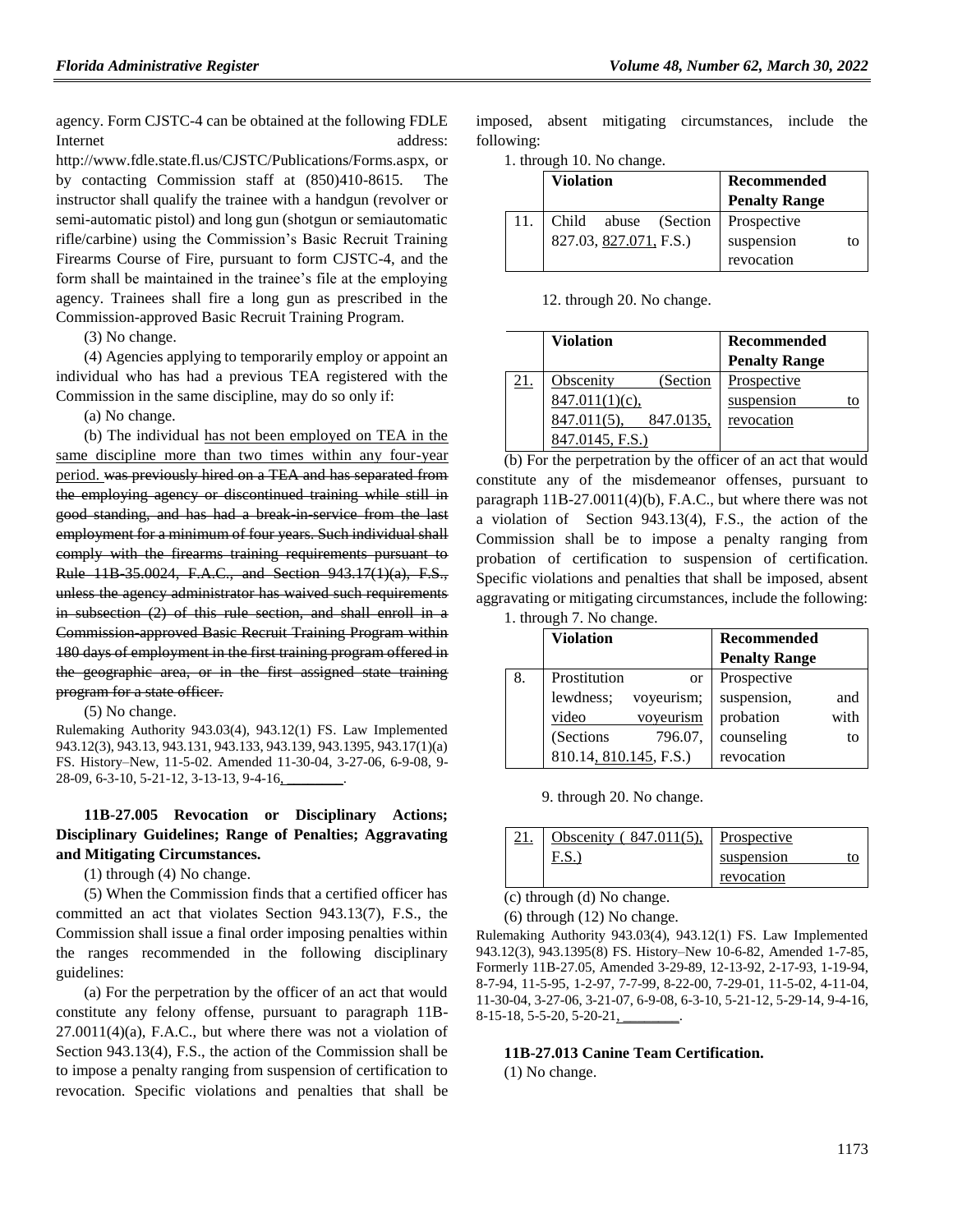agency. Form CJSTC-4 can be obtained at the following FDLE Internet address: http://www.fdle.state.fl.us/CJSTC/Publications/Forms.aspx, or by contacting Commission staff at (850)410-8615. The instructor shall qualify the trainee with a handgun (revolver or semi-automatic pistol) and long gun (shotgun or semiautomatic rifle/carbine) using the Commission's Basic Recruit Training Firearms Course of Fire, pursuant to form CJSTC-4, and the form shall be maintained in the trainee's file at the employing agency. Trainees shall fire a long gun as prescribed in the Commission-approved Basic Recruit Training Program.

(3) No change.

(4) Agencies applying to temporarily employ or appoint an individual who has had a previous TEA registered with the Commission in the same discipline, may do so only if:

(a) No change.

(b) The individual has not been employed on TEA in the same discipline more than two times within any four-year period. ~~was previously hired on a TEA and has separated from the employing agency or discontinued training while still in good standing, and has had a break-in-service from the last employment for a minimum of four years. Such individual shall comply with the firearms training requirements pursuant to Rule 11B-35.0024, F.A.C., and Section 943.17(1)(a), F.S., unless the agency administrator has waived such requirements in subsection (2) of this rule section, and shall enroll in a Commission-approved Basic Recruit Training Program within 180 days of employment in the first training program offered in the geographic area, or in the first assigned state training program for a state officer.~~

(5) No change.

Rulemaking Authority 943.03(4), 943.12(1) FS. Law Implemented 943.12(3), 943.13, 943.131, 943.133, 943.139, 943.1395, 943.17(1)(a) FS. History–New, 11-5-02. Amended 11-30-04, 3-27-06, 6-9-08, 9-28-09, 6-3-10, 5-21-12, 3-13-13, 9-4-16, ________.

**11B-27.005 Revocation or Disciplinary Actions; Disciplinary Guidelines; Range of Penalties; Aggravating and Mitigating Circumstances.**

(1) through (4) No change.

(5) When the Commission finds that a certified officer has committed an act that violates Section 943.13(7), F.S., the Commission shall issue a final order imposing penalties within the ranges recommended in the following disciplinary guidelines:

(a) For the perpetration by the officer of an act that would constitute any felony offense, pursuant to paragraph 11B-27.0011(4)(a), F.A.C., but where there was not a violation of Section 943.13(4), F.S., the action of the Commission shall be to impose a penalty ranging from suspension of certification to revocation. Specific violations and penalties that shall be imposed, absent mitigating circumstances, include the following:

1. through 10. No change.

| | Violation | Recommended Penalty Range |
|---|---|---|
| 11. | Child abuse (Section 827.03, 827.071, F.S.) | Prospective suspension to revocation |

12. through 20. No change.

| | Violation | Recommended Penalty Range |
|---|---|---|
| 21. | Obscenity (Section 847.011(1)(c), 847.011(5), 847.0135, 847.0145, F.S.) | Prospective suspension to revocation |

(b) For the perpetration by the officer of an act that would constitute any of the misdemeanor offenses, pursuant to paragraph 11B-27.0011(4)(b), F.A.C., but where there was not a violation of Section 943.13(4), F.S., the action of the Commission shall be to impose a penalty ranging from probation of certification to suspension of certification. Specific violations and penalties that shall be imposed, absent aggravating or mitigating circumstances, include the following:

1. through 7. No change.

| | Violation | Recommended Penalty Range |
|---|---|---|
| 8. | Prostitution or lewdness; voyeurism; video voyeurism (Sections 796.07, 810.14, 810.145, F.S.) | Prospective suspension, and probation with counseling to revocation |

9. through 20. No change.

| | | |
|---|---|---|
| 21. | Obscenity ( 847.011(5), F.S.) | Prospective suspension to revocation |

(c) through (d) No change.

(6) through (12) No change.

Rulemaking Authority 943.03(4), 943.12(1) FS. Law Implemented 943.12(3), 943.1395(8) FS. History–New 10-6-82, Amended 1-7-85, Formerly 11B-27.05, Amended 3-29-89, 12-13-92, 2-17-93, 1-19-94, 8-7-94, 11-5-95, 1-2-97, 7-7-99, 8-22-00, 7-29-01, 11-5-02, 4-11-04, 11-30-04, 3-27-06, 3-21-07, 6-9-08, 6-3-10, 5-21-12, 5-29-14, 9-4-16, 8-15-18, 5-5-20, 5-20-21, ________.

**11B-27.013 Canine Team Certification.**

(1) No change.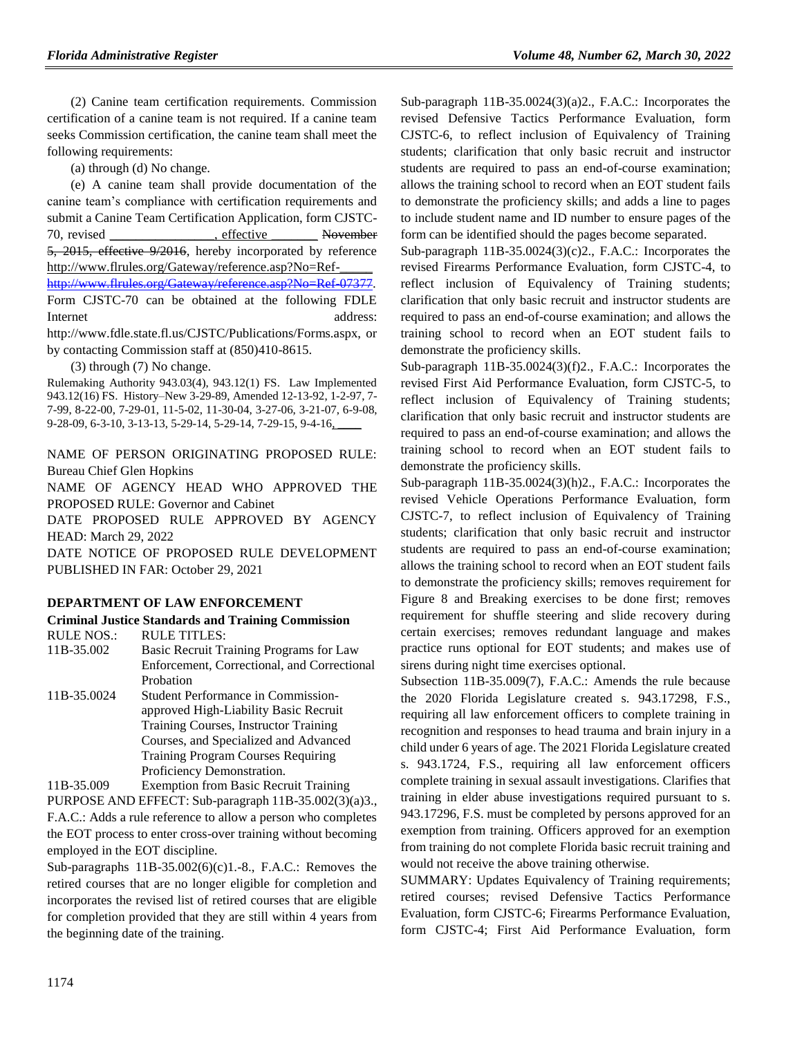(2) Canine team certification requirements. Commission certification of a canine team is not required. If a canine team seeks Commission certification, the canine team shall meet the following requirements:

(a) through (d) No change.

(e) A canine team shall provide documentation of the canine team's compliance with certification requirements and submit a Canine Team Certification Application, form CJSTC-70, revised ________________, effective ________ ~~November 5, 2015, effective 9/2016~~, hereby incorporated by reference http://www.flrules.org/Gateway/reference.asp?No=Ref-_____ ~~http://www.flrules.org/Gateway/reference.asp?No=Ref-07377~~. Form CJSTC-70 can be obtained at the following FDLE Internet address: http://www.fdle.state.fl.us/CJSTC/Publications/Forms.aspx, or by contacting Commission staff at (850)410-8615.

(3) through (7) No change.

Rulemaking Authority 943.03(4), 943.12(1) FS. Law Implemented 943.12(16) FS. History–New 3-29-89, Amended 12-13-92, 1-2-97, 7-7-99, 8-22-00, 7-29-01, 11-5-02, 11-30-04, 3-27-06, 3-21-07, 6-9-08, 9-28-09, 6-3-10, 3-13-13, 5-29-14, 5-29-14, 7-29-15, 9-4-16, ____

NAME OF PERSON ORIGINATING PROPOSED RULE: Bureau Chief Glen Hopkins

NAME OF AGENCY HEAD WHO APPROVED THE PROPOSED RULE: Governor and Cabinet

DATE PROPOSED RULE APPROVED BY AGENCY HEAD: March 29, 2022

DATE NOTICE OF PROPOSED RULE DEVELOPMENT PUBLISHED IN FAR: October 29, 2021

## DEPARTMENT OF LAW ENFORCEMENT

### Criminal Justice Standards and Training Commission

| RULE NOS.: | RULE TITLES: |
|---|---|
| 11B-35.002 | Basic Recruit Training Programs for Law Enforcement, Correctional, and Correctional Probation |
| 11B-35.0024 | Student Performance in Commission-approved High-Liability Basic Recruit Training Courses, Instructor Training Courses, and Specialized and Advanced Training Program Courses Requiring Proficiency Demonstration. |
| 11B-35.009 | Exemption from Basic Recruit Training |

PURPOSE AND EFFECT: Sub-paragraph 11B-35.002(3)(a)3., F.A.C.: Adds a rule reference to allow a person who completes the EOT process to enter cross-over training without becoming employed in the EOT discipline.

Sub-paragraphs 11B-35.002(6)(c)1.-8., F.A.C.: Removes the retired courses that are no longer eligible for completion and incorporates the revised list of retired courses that are eligible for completion provided that they are still within 4 years from the beginning date of the training.

Sub-paragraph 11B-35.0024(3)(a)2., F.A.C.: Incorporates the revised Defensive Tactics Performance Evaluation, form CJSTC-6, to reflect inclusion of Equivalency of Training students; clarification that only basic recruit and instructor students are required to pass an end-of-course examination; allows the training school to record when an EOT student fails to demonstrate the proficiency skills; and adds a line to pages to include student name and ID number to ensure pages of the form can be identified should the pages become separated.

Sub-paragraph 11B-35.0024(3)(c)2., F.A.C.: Incorporates the revised Firearms Performance Evaluation, form CJSTC-4, to reflect inclusion of Equivalency of Training students; clarification that only basic recruit and instructor students are required to pass an end-of-course examination; and allows the training school to record when an EOT student fails to demonstrate the proficiency skills.

Sub-paragraph 11B-35.0024(3)(f)2., F.A.C.: Incorporates the revised First Aid Performance Evaluation, form CJSTC-5, to reflect inclusion of Equivalency of Training students; clarification that only basic recruit and instructor students are required to pass an end-of-course examination; and allows the training school to record when an EOT student fails to demonstrate the proficiency skills.

Sub-paragraph 11B-35.0024(3)(h)2., F.A.C.: Incorporates the revised Vehicle Operations Performance Evaluation, form CJSTC-7, to reflect inclusion of Equivalency of Training students; clarification that only basic recruit and instructor students are required to pass an end-of-course examination; allows the training school to record when an EOT student fails to demonstrate the proficiency skills; removes requirement for Figure 8 and Breaking exercises to be done first; removes requirement for shuffle steering and slide recovery during certain exercises; removes redundant language and makes practice runs optional for EOT students; and makes use of sirens during night time exercises optional.

Subsection 11B-35.009(7), F.A.C.: Amends the rule because the 2020 Florida Legislature created s. 943.17298, F.S., requiring all law enforcement officers to complete training in recognition and responses to head trauma and brain injury in a child under 6 years of age. The 2021 Florida Legislature created s. 943.1724, F.S., requiring all law enforcement officers complete training in sexual assault investigations. Clarifies that training in elder abuse investigations required pursuant to s. 943.17296, F.S. must be completed by persons approved for an exemption from training. Officers approved for an exemption from training do not complete Florida basic recruit training and would not receive the above training otherwise.

SUMMARY: Updates Equivalency of Training requirements; retired courses; revised Defensive Tactics Performance Evaluation, form CJSTC-6; Firearms Performance Evaluation, form CJSTC-4; First Aid Performance Evaluation, form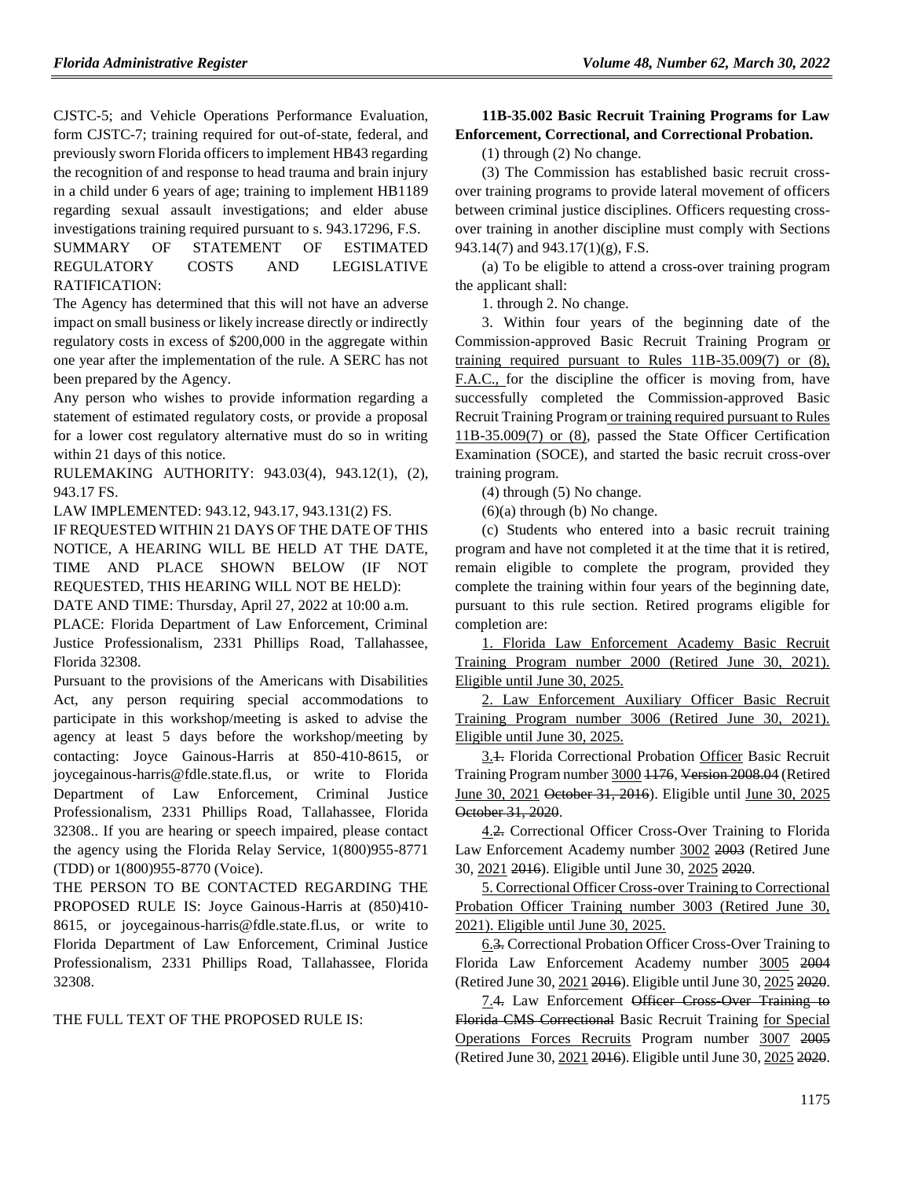CJSTC-5; and Vehicle Operations Performance Evaluation, form CJSTC-7; training required for out-of-state, federal, and previously sworn Florida officers to implement HB43 regarding the recognition of and response to head trauma and brain injury in a child under 6 years of age; training to implement HB1189 regarding sexual assault investigations; and elder abuse investigations training required pursuant to s. 943.17296, F.S.

SUMMARY OF STATEMENT OF ESTIMATED REGULATORY COSTS AND LEGISLATIVE RATIFICATION:

The Agency has determined that this will not have an adverse impact on small business or likely increase directly or indirectly regulatory costs in excess of $200,000 in the aggregate within one year after the implementation of the rule. A SERC has not been prepared by the Agency.

Any person who wishes to provide information regarding a statement of estimated regulatory costs, or provide a proposal for a lower cost regulatory alternative must do so in writing within 21 days of this notice.

RULEMAKING AUTHORITY: 943.03(4), 943.12(1), (2), 943.17 FS.

LAW IMPLEMENTED: 943.12, 943.17, 943.131(2) FS.

IF REQUESTED WITHIN 21 DAYS OF THE DATE OF THIS NOTICE, A HEARING WILL BE HELD AT THE DATE, TIME AND PLACE SHOWN BELOW (IF NOT REQUESTED, THIS HEARING WILL NOT BE HELD):

DATE AND TIME: Thursday, April 27, 2022 at 10:00 a.m.

PLACE: Florida Department of Law Enforcement, Criminal Justice Professionalism, 2331 Phillips Road, Tallahassee, Florida 32308.

Pursuant to the provisions of the Americans with Disabilities Act, any person requiring special accommodations to participate in this workshop/meeting is asked to advise the agency at least 5 days before the workshop/meeting by contacting: Joyce Gainous-Harris at 850-410-8615, or joycegainous-harris@fdle.state.fl.us, or write to Florida Department of Law Enforcement, Criminal Justice Professionalism, 2331 Phillips Road, Tallahassee, Florida 32308.. If you are hearing or speech impaired, please contact the agency using the Florida Relay Service, 1(800)955-8771 (TDD) or 1(800)955-8770 (Voice).

THE PERSON TO BE CONTACTED REGARDING THE PROPOSED RULE IS: Joyce Gainous-Harris at (850)410-8615, or joycegainous-harris@fdle.state.fl.us, or write to Florida Department of Law Enforcement, Criminal Justice Professionalism, 2331 Phillips Road, Tallahassee, Florida 32308.

THE FULL TEXT OF THE PROPOSED RULE IS:

**11B-35.002 Basic Recruit Training Programs for Law Enforcement, Correctional, and Correctional Probation.**

(1) through (2) No change.

(3) The Commission has established basic recruit cross-over training programs to provide lateral movement of officers between criminal justice disciplines. Officers requesting cross-over training in another discipline must comply with Sections 943.14(7) and 943.17(1)(g), F.S.

(a) To be eligible to attend a cross-over training program the applicant shall:

1. through 2. No change.

3. Within four years of the beginning date of the Commission-approved Basic Recruit Training Program <u>or training required pursuant to Rules 11B-35.009(7) or (8), F.A.C.,</u> for the discipline the officer is moving from, have successfully completed the Commission-approved Basic Recruit Training Program<u> or training required pursuant to Rules 11B-35.009(7) or (8)</u>, passed the State Officer Certification Examination (SOCE), and started the basic recruit cross-over training program.

(4) through (5) No change.

(6)(a) through (b) No change.

(c) Students who entered into a basic recruit training program and have not completed it at the time that it is retired, remain eligible to complete the program, provided they complete the training within four years of the beginning date, pursuant to this rule section. Retired programs eligible for completion are:

<u>1. Florida Law Enforcement Academy Basic Recruit Training Program number 2000 (Retired June 30, 2021). Eligible until June 30, 2025.</u>

<u>2. Law Enforcement Auxiliary Officer Basic Recruit Training Program number 3006 (Retired June 30, 2021). Eligible until June 30, 2025.</u>

<u>3.</u>~~1.~~ Florida Correctional Probation <u>Officer</u> Basic Recruit Training Program number <u>3000</u> ~~1176, Version 2008.04~~ (Retired <u>June 30, 2021</u> ~~October 31, 2016~~). Eligible until <u>June 30, 2025</u> ~~October 31, 2020~~.

<u>4.</u>~~2.~~ Correctional Officer Cross-Over Training to Florida Law Enforcement Academy number <u>3002</u> ~~2003~~ (Retired June 30, <u>2021</u> ~~2016~~). Eligible until June 30, <u>2025</u> ~~2020~~.

<u>5. Correctional Officer Cross-over Training to Correctional Probation Officer Training number 3003 (Retired June 30, 2021). Eligible until June 30, 2025.</u>

<u>6.</u>~~3.~~ Correctional Probation Officer Cross-Over Training to Florida Law Enforcement Academy number <u>3005</u> ~~2004~~ (Retired June 30, <u>2021</u> ~~2016~~). Eligible until June 30, <u>2025</u> ~~2020~~.

<u>7.</u>~~4.~~ Law Enforcement ~~Officer Cross-Over Training to Florida CMS Correctional~~ Basic Recruit Training <u>for Special Operations Forces Recruits</u> Program number <u>3007</u> ~~2005~~ (Retired June 30, <u>2021</u> ~~2016~~). Eligible until June 30, <u>2025</u> ~~2020~~.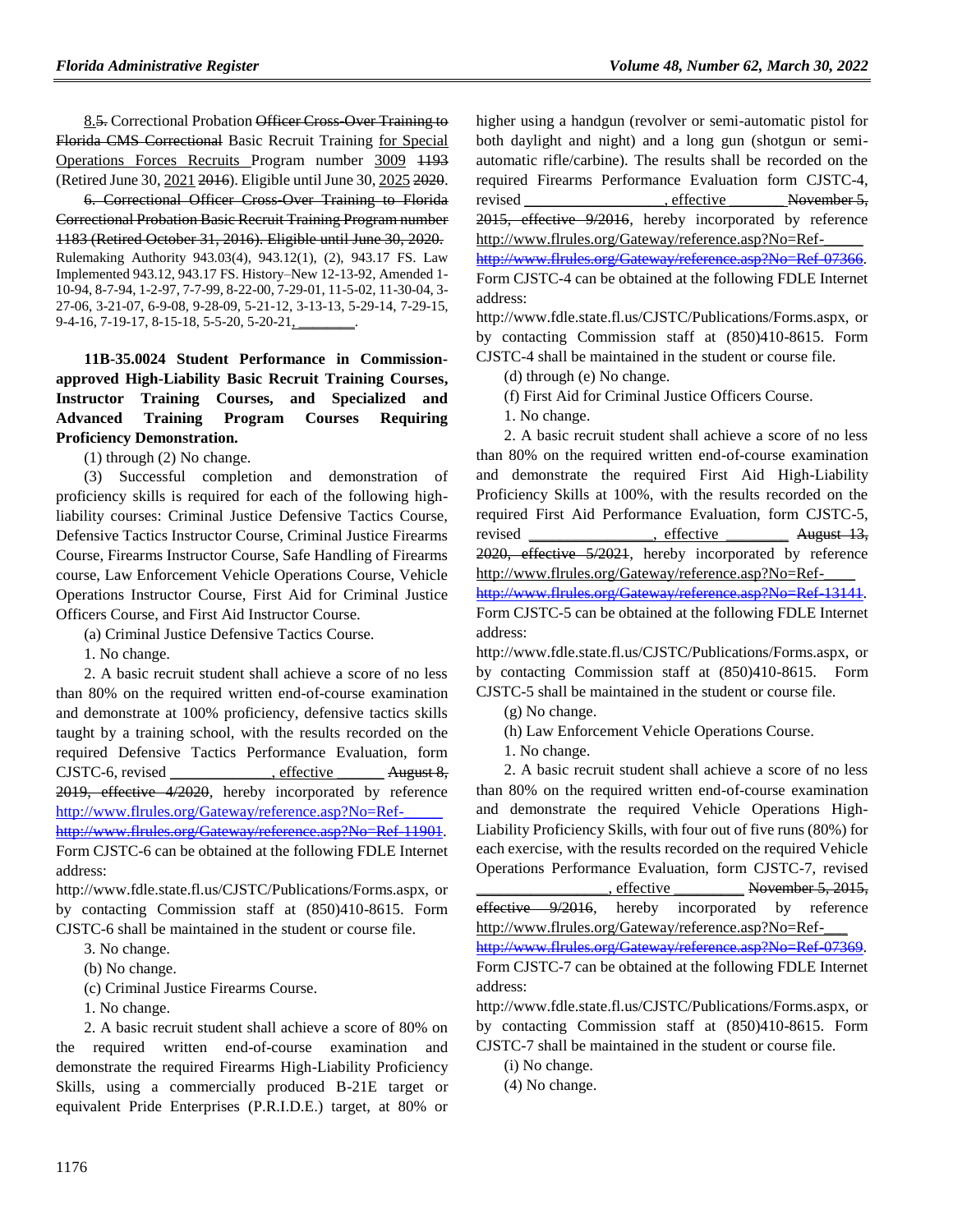8.5. Correctional Probation ~~Officer Cross-Over Training to Florida CMS Correctional~~ Basic Recruit Training for Special Operations Forces Recruits Program number 3009 ~~1193~~ (Retired June 30, 2021 ~~2016~~). Eligible until June 30, 2025 ~~2020~~.

~~6. Correctional Officer Cross-Over Training to Florida Correctional Probation Basic Recruit Training Program number 1183 (Retired October 31, 2016). Eligible until June 30, 2020.~~

Rulemaking Authority 943.03(4), 943.12(1), (2), 943.17 FS. Law Implemented 943.12, 943.17 FS. History–New 12-13-92, Amended 1-10-94, 8-7-94, 1-2-97, 7-7-99, 8-22-00, 7-29-01, 11-5-02, 11-30-04, 3-27-06, 3-21-07, 6-9-08, 9-28-09, 5-21-12, 3-13-13, 5-29-14, 7-29-15, 9-4-16, 7-19-17, 8-15-18, 5-5-20, 5-20-21, ________.

**11B-35.0024 Student Performance in Commission-approved High-Liability Basic Recruit Training Courses, Instructor Training Courses, and Specialized and Advanced Training Program Courses Requiring Proficiency Demonstration.**

(1) through (2) No change.

(3) Successful completion and demonstration of proficiency skills is required for each of the following high-liability courses: Criminal Justice Defensive Tactics Course, Defensive Tactics Instructor Course, Criminal Justice Firearms Course, Firearms Instructor Course, Safe Handling of Firearms course, Law Enforcement Vehicle Operations Course, Vehicle Operations Instructor Course, First Aid for Criminal Justice Officers Course, and First Aid Instructor Course.

(a) Criminal Justice Defensive Tactics Course.

1. No change.

2. A basic recruit student shall achieve a score of no less than 80% on the required written end-of-course examination and demonstrate at 100% proficiency, defensive tactics skills taught by a training school, with the results recorded on the required Defensive Tactics Performance Evaluation, form CJSTC-6, revised ____________, effective ______ ~~August 8, 2019, effective 4/2020~~, hereby incorporated by reference http://www.flrules.org/Gateway/reference.asp?No=Ref-_____ ~~http://www.flrules.org/Gateway/reference.asp?No=Ref-11901~~. Form CJSTC-6 can be obtained at the following FDLE Internet address:

http://www.fdle.state.fl.us/CJSTC/Publications/Forms.aspx, or by contacting Commission staff at (850)410-8615. Form CJSTC-6 shall be maintained in the student or course file.

3. No change.

(b) No change.

(c) Criminal Justice Firearms Course.

1. No change.

2. A basic recruit student shall achieve a score of 80% on the required written end-of-course examination and demonstrate the required Firearms High-Liability Proficiency Skills, using a commercially produced B-21E target or equivalent Pride Enterprises (P.R.I.D.E.) target, at 80% or higher using a handgun (revolver or semi-automatic pistol for both daylight and night) and a long gun (shotgun or semi-automatic rifle/carbine). The results shall be recorded on the required Firearms Performance Evaluation form CJSTC-4, revised ________________, effective _______ ~~November 5, 2015, effective 9/2016~~, hereby incorporated by reference http://www.flrules.org/Gateway/reference.asp?No=Ref-_____ ~~http://www.flrules.org/Gateway/reference.asp?No=Ref-07366~~. Form CJSTC-4 can be obtained at the following FDLE Internet address:

http://www.fdle.state.fl.us/CJSTC/Publications/Forms.aspx, or by contacting Commission staff at (850)410-8615. Form CJSTC-4 shall be maintained in the student or course file.

(d) through (e) No change.

(f) First Aid for Criminal Justice Officers Course.

1. No change.

2. A basic recruit student shall achieve a score of no less than 80% on the required written end-of-course examination and demonstrate the required First Aid High-Liability Proficiency Skills at 100%, with the results recorded on the required First Aid Performance Evaluation, form CJSTC-5, revised ________________, effective ________ ~~August 13, 2020, effective 5/2021~~, hereby incorporated by reference http://www.flrules.org/Gateway/reference.asp?No=Ref-____ ~~http://www.flrules.org/Gateway/reference.asp?No=Ref-13141~~. Form CJSTC-5 can be obtained at the following FDLE Internet address:

http://www.fdle.state.fl.us/CJSTC/Publications/Forms.aspx, or by contacting Commission staff at (850)410-8615. Form CJSTC-5 shall be maintained in the student or course file.

(g) No change.

(h) Law Enforcement Vehicle Operations Course.

1. No change.

2. A basic recruit student shall achieve a score of no less than 80% on the required written end-of-course examination and demonstrate the required Vehicle Operations High-Liability Proficiency Skills, with four out of five runs (80%) for each exercise, with the results recorded on the required Vehicle Operations Performance Evaluation, form CJSTC-7, revised ________________, effective _________ ~~November 5, 2015, effective 9/2016~~, hereby incorporated by reference http://www.flrules.org/Gateway/reference.asp?No=Ref-___ ~~http://www.flrules.org/Gateway/reference.asp?No=Ref-07369~~. Form CJSTC-7 can be obtained at the following FDLE Internet address:

http://www.fdle.state.fl.us/CJSTC/Publications/Forms.aspx, or by contacting Commission staff at (850)410-8615. Form CJSTC-7 shall be maintained in the student or course file.

(i) No change.

(4) No change.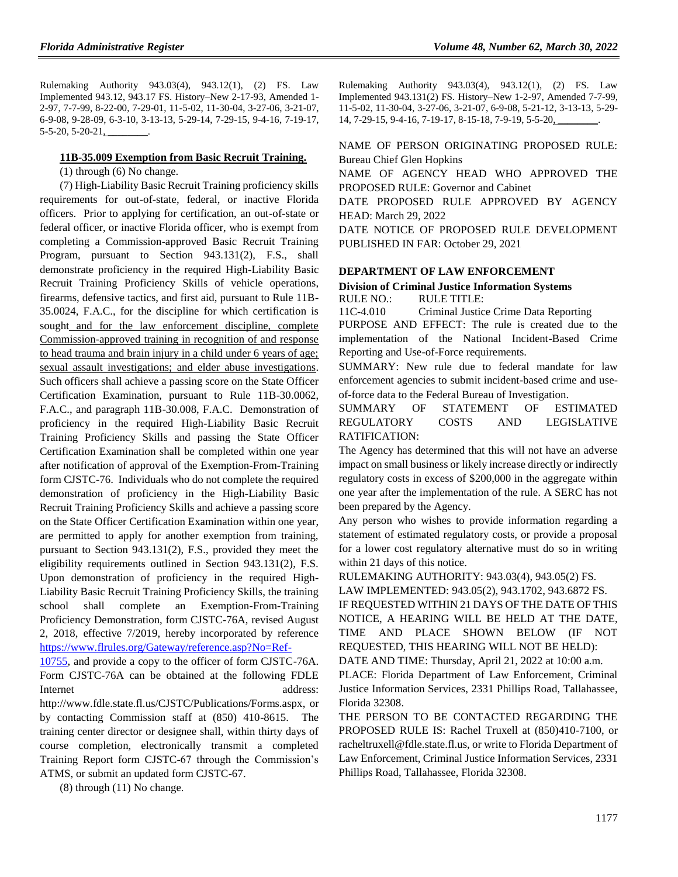Rulemaking Authority 943.03(4), 943.12(1), (2) FS. Law Implemented 943.12, 943.17 FS. History–New 2-17-93, Amended 1-2-97, 7-7-99, 8-22-00, 7-29-01, 11-5-02, 11-30-04, 3-27-06, 3-21-07, 6-9-08, 9-28-09, 6-3-10, 3-13-13, 5-29-14, 7-29-15, 9-4-16, 7-19-17, 5-5-20, 5-20-21, ________.

**11B-35.009 Exemption from Basic Recruit Training.**

(1) through (6) No change.

(7) High-Liability Basic Recruit Training proficiency skills requirements for out-of-state, federal, or inactive Florida officers. Prior to applying for certification, an out-of-state or federal officer, or inactive Florida officer, who is exempt from completing a Commission-approved Basic Recruit Training Program, pursuant to Section 943.131(2), F.S., shall demonstrate proficiency in the required High-Liability Basic Recruit Training Proficiency Skills of vehicle operations, firearms, defensive tactics, and first aid, pursuant to Rule 11B-35.0024, F.A.C., for the discipline for which certification is sought and for the law enforcement discipline, complete Commission-approved training in recognition of and response to head trauma and brain injury in a child under 6 years of age; sexual assault investigations; and elder abuse investigations. Such officers shall achieve a passing score on the State Officer Certification Examination, pursuant to Rule 11B-30.0062, F.A.C., and paragraph 11B-30.008, F.A.C. Demonstration of proficiency in the required High-Liability Basic Recruit Training Proficiency Skills and passing the State Officer Certification Examination shall be completed within one year after notification of approval of the Exemption-From-Training form CJSTC-76. Individuals who do not complete the required demonstration of proficiency in the High-Liability Basic Recruit Training Proficiency Skills and achieve a passing score on the State Officer Certification Examination within one year, are permitted to apply for another exemption from training, pursuant to Section 943.131(2), F.S., provided they meet the eligibility requirements outlined in Section 943.131(2), F.S. Upon demonstration of proficiency in the required High-Liability Basic Recruit Training Proficiency Skills, the training school shall complete an Exemption-From-Training Proficiency Demonstration, form CJSTC-76A, revised August 2, 2018, effective 7/2019, hereby incorporated by reference https://www.flrules.org/Gateway/reference.asp?No=Ref-10755, and provide a copy to the officer of form CJSTC-76A. Form CJSTC-76A can be obtained at the following FDLE Internet address: http://www.fdle.state.fl.us/CJSTC/Publications/Forms.aspx, or by contacting Commission staff at (850) 410-8615. The training center director or designee shall, within thirty days of course completion, electronically transmit a completed Training Report form CJSTC-67 through the Commission's ATMS, or submit an updated form CJSTC-67.

(8) through (11) No change.

Rulemaking Authority 943.03(4), 943.12(1), (2) FS. Law Implemented 943.131(2) FS. History–New 1-2-97, Amended 7-7-99, 11-5-02, 11-30-04, 3-27-06, 3-21-07, 6-9-08, 5-21-12, 3-13-13, 5-29-14, 7-29-15, 9-4-16, 7-19-17, 8-15-18, 7-9-19, 5-5-20, ________.

NAME OF PERSON ORIGINATING PROPOSED RULE: Bureau Chief Glen Hopkins

NAME OF AGENCY HEAD WHO APPROVED THE PROPOSED RULE: Governor and Cabinet

DATE PROPOSED RULE APPROVED BY AGENCY HEAD: March 29, 2022

DATE NOTICE OF PROPOSED RULE DEVELOPMENT PUBLISHED IN FAR: October 29, 2021

**DEPARTMENT OF LAW ENFORCEMENT**

**Division of Criminal Justice Information Systems**

RULE NO.: RULE TITLE:

11C-4.010 Criminal Justice Crime Data Reporting

PURPOSE AND EFFECT: The rule is created due to the implementation of the National Incident-Based Crime Reporting and Use-of-Force requirements.

SUMMARY: New rule due to federal mandate for law enforcement agencies to submit incident-based crime and use-of-force data to the Federal Bureau of Investigation.

SUMMARY OF STATEMENT OF ESTIMATED REGULATORY COSTS AND LEGISLATIVE RATIFICATION:

The Agency has determined that this will not have an adverse impact on small business or likely increase directly or indirectly regulatory costs in excess of $200,000 in the aggregate within one year after the implementation of the rule. A SERC has not been prepared by the Agency.

Any person who wishes to provide information regarding a statement of estimated regulatory costs, or provide a proposal for a lower cost regulatory alternative must do so in writing within 21 days of this notice.

RULEMAKING AUTHORITY: 943.03(4), 943.05(2) FS.

LAW IMPLEMENTED: 943.05(2), 943.1702, 943.6872 FS.

IF REQUESTED WITHIN 21 DAYS OF THE DATE OF THIS NOTICE, A HEARING WILL BE HELD AT THE DATE, TIME AND PLACE SHOWN BELOW (IF NOT REQUESTED, THIS HEARING WILL NOT BE HELD):

DATE AND TIME: Thursday, April 21, 2022 at 10:00 a.m.

PLACE: Florida Department of Law Enforcement, Criminal Justice Information Services, 2331 Phillips Road, Tallahassee, Florida 32308.

THE PERSON TO BE CONTACTED REGARDING THE PROPOSED RULE IS: Rachel Truxell at (850)410-7100, or racheltruxell@fdle.state.fl.us, or write to Florida Department of Law Enforcement, Criminal Justice Information Services, 2331 Phillips Road, Tallahassee, Florida 32308.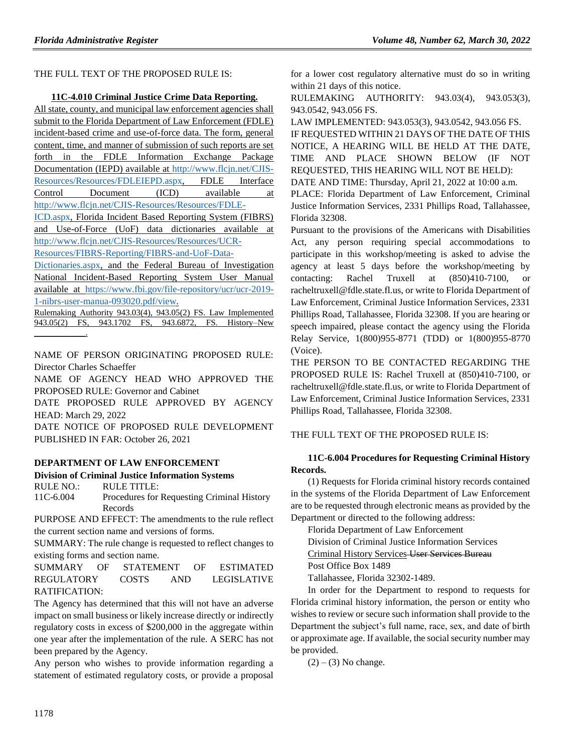THE FULL TEXT OF THE PROPOSED RULE IS:

**11C-4.010 Criminal Justice Crime Data Reporting.**

All state, county, and municipal law enforcement agencies shall submit to the Florida Department of Law Enforcement (FDLE) incident-based crime and use-of-force data. The form, general content, time, and manner of submission of such reports are set forth in the FDLE Information Exchange Package Documentation (IEPD) available at http://www.flcjn.net/CJIS-Resources/Resources/FDLEIEPD.aspx, FDLE Interface Control Document (ICD) available at http://www.flcjn.net/CJIS-Resources/Resources/FDLE-ICD.aspx, Florida Incident Based Reporting System (FIBRS) and Use-of-Force (UoF) data dictionaries available at http://www.flcjn.net/CJIS-Resources/Resources/UCR-Resources/FIBRS-Reporting/FIBRS-and-UoF-Data-Dictionaries.aspx, and the Federal Bureau of Investigation National Incident-Based Reporting System User Manual available at https://www.fbi.gov/file-repository/ucr/ucr-2019-1-nibrs-user-manua-093020.pdf/view.

Rulemaking Authority 943.03(4), 943.05(2) FS. Law Implemented 943.05(2) FS, 943.1702 FS, 943.6872, FS. History–New ________.

NAME OF PERSON ORIGINATING PROPOSED RULE: Director Charles Schaeffer

NAME OF AGENCY HEAD WHO APPROVED THE PROPOSED RULE: Governor and Cabinet

DATE PROPOSED RULE APPROVED BY AGENCY HEAD: March 29, 2022

DATE NOTICE OF PROPOSED RULE DEVELOPMENT PUBLISHED IN FAR: October 26, 2021

**DEPARTMENT OF LAW ENFORCEMENT**

**Division of Criminal Justice Information Systems**

RULE NO.: 11C-6.004

RULE TITLE: Procedures for Requesting Criminal History Records

PURPOSE AND EFFECT: The amendments to the rule reflect the current section name and versions of forms.

SUMMARY: The rule change is requested to reflect changes to existing forms and section name.

SUMMARY OF STATEMENT OF ESTIMATED REGULATORY COSTS AND LEGISLATIVE RATIFICATION:

The Agency has determined that this will not have an adverse impact on small business or likely increase directly or indirectly regulatory costs in excess of $200,000 in the aggregate within one year after the implementation of the rule. A SERC has not been prepared by the Agency.

Any person who wishes to provide information regarding a statement of estimated regulatory costs, or provide a proposal for a lower cost regulatory alternative must do so in writing within 21 days of this notice.

RULEMAKING AUTHORITY: 943.03(4), 943.053(3), 943.0542, 943.056 FS.

LAW IMPLEMENTED: 943.053(3), 943.0542, 943.056 FS.

IF REQUESTED WITHIN 21 DAYS OF THE DATE OF THIS NOTICE, A HEARING WILL BE HELD AT THE DATE, TIME AND PLACE SHOWN BELOW (IF NOT REQUESTED, THIS HEARING WILL NOT BE HELD):

DATE AND TIME: Thursday, April 21, 2022 at 10:00 a.m.

PLACE: Florida Department of Law Enforcement, Criminal Justice Information Services, 2331 Phillips Road, Tallahassee, Florida 32308.

Pursuant to the provisions of the Americans with Disabilities Act, any person requiring special accommodations to participate in this workshop/meeting is asked to advise the agency at least 5 days before the workshop/meeting by contacting: Rachel Truxell at (850)410-7100, or racheltruxell@fdle.state.fl.us, or write to Florida Department of Law Enforcement, Criminal Justice Information Services, 2331 Phillips Road, Tallahassee, Florida 32308. If you are hearing or speech impaired, please contact the agency using the Florida Relay Service, 1(800)955-8771 (TDD) or 1(800)955-8770 (Voice).

THE PERSON TO BE CONTACTED REGARDING THE PROPOSED RULE IS: Rachel Truxell at (850)410-7100, or racheltruxell@fdle.state.fl.us, or write to Florida Department of Law Enforcement, Criminal Justice Information Services, 2331 Phillips Road, Tallahassee, Florida 32308.

THE FULL TEXT OF THE PROPOSED RULE IS:

**11C-6.004 Procedures for Requesting Criminal History Records.**

(1) Requests for Florida criminal history records contained in the systems of the Florida Department of Law Enforcement are to be requested through electronic means as provided by the Department or directed to the following address:

Florida Department of Law Enforcement
Division of Criminal Justice Information Services
Criminal History Services ~~User Services Bureau~~
Post Office Box 1489
Tallahassee, Florida 32302-1489.

In order for the Department to respond to requests for Florida criminal history information, the person or entity who wishes to review or secure such information shall provide to the Department the subject's full name, race, sex, and date of birth or approximate age. If available, the social security number may be provided.

(2) – (3) No change.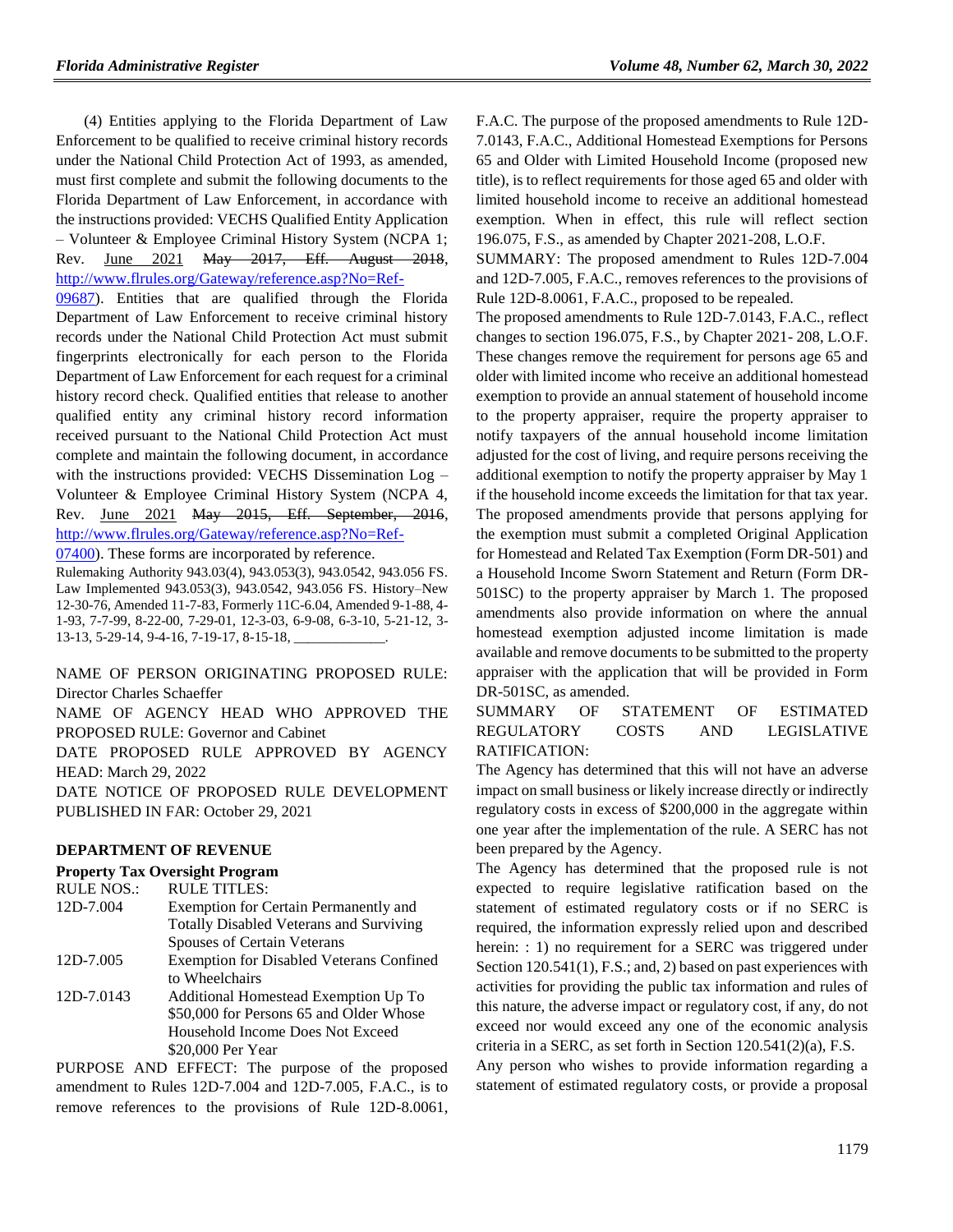(4) Entities applying to the Florida Department of Law Enforcement to be qualified to receive criminal history records under the National Child Protection Act of 1993, as amended, must first complete and submit the following documents to the Florida Department of Law Enforcement, in accordance with the instructions provided: VECHS Qualified Entity Application – Volunteer & Employee Criminal History System (NCPA 1; Rev. June 2021 ~~May 2017, Eff. August 2018~~, http://www.flrules.org/Gateway/reference.asp?No=Ref-09687). Entities that are qualified through the Florida Department of Law Enforcement to receive criminal history records under the National Child Protection Act must submit fingerprints electronically for each person to the Florida Department of Law Enforcement for each request for a criminal history record check. Qualified entities that release to another qualified entity any criminal history record information received pursuant to the National Child Protection Act must complete and maintain the following document, in accordance with the instructions provided: VECHS Dissemination Log – Volunteer & Employee Criminal History System (NCPA 4, Rev. June 2021 ~~May 2015, Eff. September, 2016~~, http://www.flrules.org/Gateway/reference.asp?No=Ref-07400). These forms are incorporated by reference.

Rulemaking Authority 943.03(4), 943.053(3), 943.0542, 943.056 FS. Law Implemented 943.053(3), 943.0542, 943.056 FS. History–New 12-30-76, Amended 11-7-83, Formerly 11C-6.04, Amended 9-1-88, 4-1-93, 7-7-99, 8-22-00, 7-29-01, 12-3-03, 6-9-08, 6-3-10, 5-21-12, 3-13-13, 5-29-14, 9-4-16, 7-19-17, 8-15-18, _____________.

NAME OF PERSON ORIGINATING PROPOSED RULE: Director Charles Schaeffer

NAME OF AGENCY HEAD WHO APPROVED THE PROPOSED RULE: Governor and Cabinet

DATE PROPOSED RULE APPROVED BY AGENCY HEAD: March 29, 2022

DATE NOTICE OF PROPOSED RULE DEVELOPMENT PUBLISHED IN FAR: October 29, 2021

## DEPARTMENT OF REVENUE

### Property Tax Oversight Program

| RULE NOS.: | RULE TITLES: |
|---|---|
| 12D-7.004 | Exemption for Certain Permanently and Totally Disabled Veterans and Surviving Spouses of Certain Veterans |
| 12D-7.005 | Exemption for Disabled Veterans Confined to Wheelchairs |
| 12D-7.0143 | Additional Homestead Exemption Up To $50,000 for Persons 65 and Older Whose Household Income Does Not Exceed $20,000 Per Year |

PURPOSE AND EFFECT: The purpose of the proposed amendment to Rules 12D-7.004 and 12D-7.005, F.A.C., is to remove references to the provisions of Rule 12D-8.0061, F.A.C. The purpose of the proposed amendments to Rule 12D-7.0143, F.A.C., Additional Homestead Exemptions for Persons 65 and Older with Limited Household Income (proposed new title), is to reflect requirements for those aged 65 and older with limited household income to receive an additional homestead exemption. When in effect, this rule will reflect section 196.075, F.S., as amended by Chapter 2021-208, L.O.F.

SUMMARY: The proposed amendment to Rules 12D-7.004 and 12D-7.005, F.A.C., removes references to the provisions of Rule 12D-8.0061, F.A.C., proposed to be repealed.

The proposed amendments to Rule 12D-7.0143, F.A.C., reflect changes to section 196.075, F.S., by Chapter 2021- 208, L.O.F. These changes remove the requirement for persons age 65 and older with limited income who receive an additional homestead exemption to provide an annual statement of household income to the property appraiser, require the property appraiser to notify taxpayers of the annual household income limitation adjusted for the cost of living, and require persons receiving the additional exemption to notify the property appraiser by May 1 if the household income exceeds the limitation for that tax year. The proposed amendments provide that persons applying for the exemption must submit a completed Original Application for Homestead and Related Tax Exemption (Form DR-501) and a Household Income Sworn Statement and Return (Form DR-501SC) to the property appraiser by March 1. The proposed amendments also provide information on where the annual homestead exemption adjusted income limitation is made available and remove documents to be submitted to the property appraiser with the application that will be provided in Form DR-501SC, as amended.

SUMMARY OF STATEMENT OF ESTIMATED REGULATORY COSTS AND LEGISLATIVE RATIFICATION:

The Agency has determined that this will not have an adverse impact on small business or likely increase directly or indirectly regulatory costs in excess of $200,000 in the aggregate within one year after the implementation of the rule. A SERC has not been prepared by the Agency.

The Agency has determined that the proposed rule is not expected to require legislative ratification based on the statement of estimated regulatory costs or if no SERC is required, the information expressly relied upon and described herein: : 1) no requirement for a SERC was triggered under Section 120.541(1), F.S.; and, 2) based on past experiences with activities for providing the public tax information and rules of this nature, the adverse impact or regulatory cost, if any, do not exceed nor would exceed any one of the economic analysis criteria in a SERC, as set forth in Section 120.541(2)(a), F.S.

Any person who wishes to provide information regarding a statement of estimated regulatory costs, or provide a proposal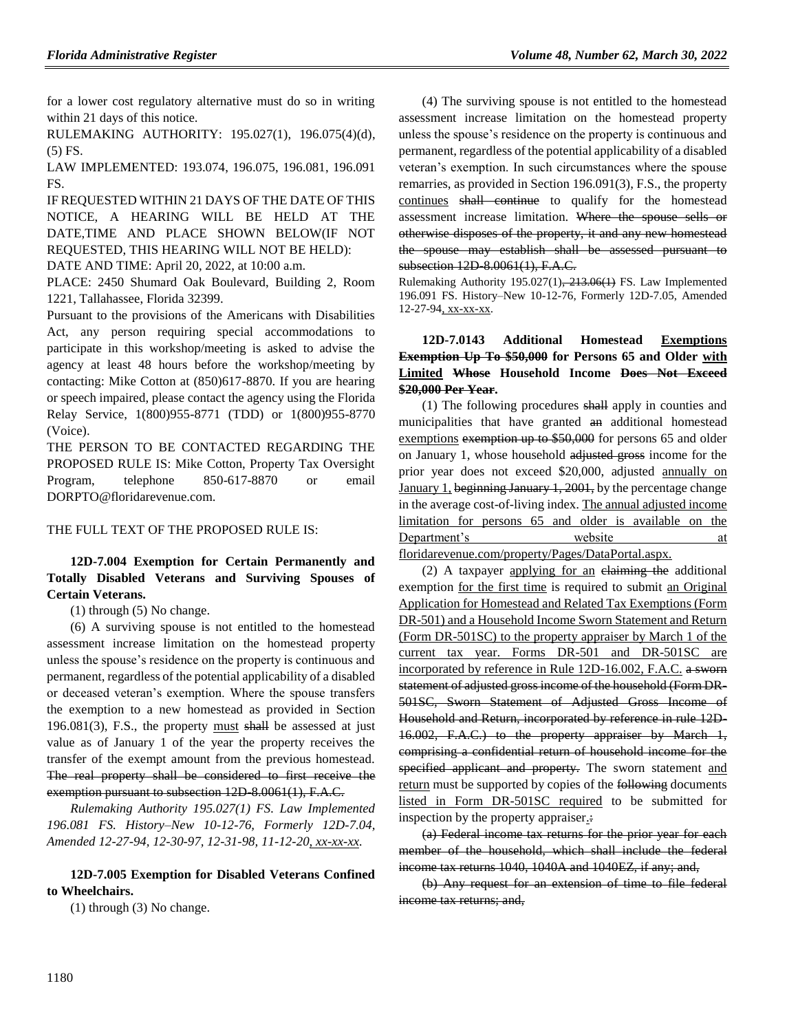for a lower cost regulatory alternative must do so in writing within 21 days of this notice.

RULEMAKING AUTHORITY: 195.027(1), 196.075(4)(d), (5) FS.

LAW IMPLEMENTED: 193.074, 196.075, 196.081, 196.091 FS.

IF REQUESTED WITHIN 21 DAYS OF THE DATE OF THIS NOTICE, A HEARING WILL BE HELD AT THE DATE,TIME AND PLACE SHOWN BELOW(IF NOT REQUESTED, THIS HEARING WILL NOT BE HELD):

DATE AND TIME: April 20, 2022, at 10:00 a.m.

PLACE: 2450 Shumard Oak Boulevard, Building 2, Room 1221, Tallahassee, Florida 32399.

Pursuant to the provisions of the Americans with Disabilities Act, any person requiring special accommodations to participate in this workshop/meeting is asked to advise the agency at least 48 hours before the workshop/meeting by contacting: Mike Cotton at (850)617-8870. If you are hearing or speech impaired, please contact the agency using the Florida Relay Service, 1(800)955-8771 (TDD) or 1(800)955-8770 (Voice).

THE PERSON TO BE CONTACTED REGARDING THE PROPOSED RULE IS: Mike Cotton, Property Tax Oversight Program, telephone 850-617-8870 or email DORPTO@floridarevenue.com.

THE FULL TEXT OF THE PROPOSED RULE IS:

**12D-7.004 Exemption for Certain Permanently and Totally Disabled Veterans and Surviving Spouses of Certain Veterans.**

(1) through (5) No change.

(6) A surviving spouse is not entitled to the homestead assessment increase limitation on the homestead property unless the spouse's residence on the property is continuous and permanent, regardless of the potential applicability of a disabled or deceased veteran's exemption. Where the spouse transfers the exemption to a new homestead as provided in Section 196.081(3), F.S., the property <u>must</u> ~~shall~~ be assessed at just value as of January 1 of the year the property receives the transfer of the exempt amount from the previous homestead. ~~The real property shall be considered to first receive the exemption pursuant to subsection 12D-8.0061(1), F.A.C.~~

*Rulemaking Authority 195.027(1) FS. Law Implemented 196.081 FS. History–New 10-12-76, Formerly 12D-7.04, Amended 12-27-94, 12-30-97, 12-31-98, 11-12-20<u>, xx-xx-xx</u>.*

**12D-7.005 Exemption for Disabled Veterans Confined to Wheelchairs.**

(1) through (3) No change.

(4) The surviving spouse is not entitled to the homestead assessment increase limitation on the homestead property unless the spouse's residence on the property is continuous and permanent, regardless of the potential applicability of a disabled veteran's exemption. In such circumstances where the spouse remarries, as provided in Section 196.091(3), F.S., the property <u>continues</u> ~~shall continue~~ to qualify for the homestead assessment increase limitation. ~~Where the spouse sells or otherwise disposes of the property, it and any new homestead the spouse may establish shall be assessed pursuant to subsection 12D-8.0061(1), F.A.C.~~

Rulemaking Authority 195.027(1)~~, 213.06(1)~~ FS. Law Implemented 196.091 FS. History–New 10-12-76, Formerly 12D-7.05, Amended 12-27-94<u>, xx-xx-xx</u>.

**12D-7.0143 Additional Homestead <u>Exemptions</u> ~~Exemption Up To $50,000~~ for Persons 65 and Older <u>with Limited</u> ~~Whose~~ Household Income ~~Does Not Exceed $20,000 Per Year~~.**

(1) The following procedures ~~shall~~ apply in counties and municipalities that have granted ~~an~~ additional homestead <u>exemptions</u> ~~exemption up to $50,000~~ for persons 65 and older on January 1, whose household ~~adjusted gross~~ income for the prior year does not exceed $20,000, adjusted <u>annually on January 1,</u> ~~beginning January 1, 2001,~~ by the percentage change in the average cost-of-living index. <u>The annual adjusted income limitation for persons 65 and older is available on the Department's website at floridarevenue.com/property/Pages/DataPortal.aspx.</u>

(2) A taxpayer <u>applying for an</u> ~~claiming the~~ additional exemption <u>for the first time</u> is required to submit <u>an Original Application for Homestead and Related Tax Exemptions (Form DR-501) and a Household Income Sworn Statement and Return (Form DR-501SC) to the property appraiser by March 1 of the current tax year. Forms DR-501 and DR-501SC are incorporated by reference in Rule 12D-16.002, F.A.C.</u> ~~a sworn statement of adjusted gross income of the household (Form DR-501SC, Sworn Statement of Adjusted Gross Income of Household and Return, incorporated by reference in rule 12D-16.002, F.A.C.) to the property appraiser by March 1, comprising a confidential return of household income for the specified applicant and property.~~ The sworn statement <u>and return</u> must be supported by copies of the ~~following~~ documents <u>listed in Form DR-501SC required</u> to be submitted for inspection by the property appraiser<u>.</u>~~:~~

~~(a) Federal income tax returns for the prior year for each member of the household, which shall include the federal income tax returns 1040, 1040A and 1040EZ, if any; and,~~

~~(b) Any request for an extension of time to file federal income tax returns; and,~~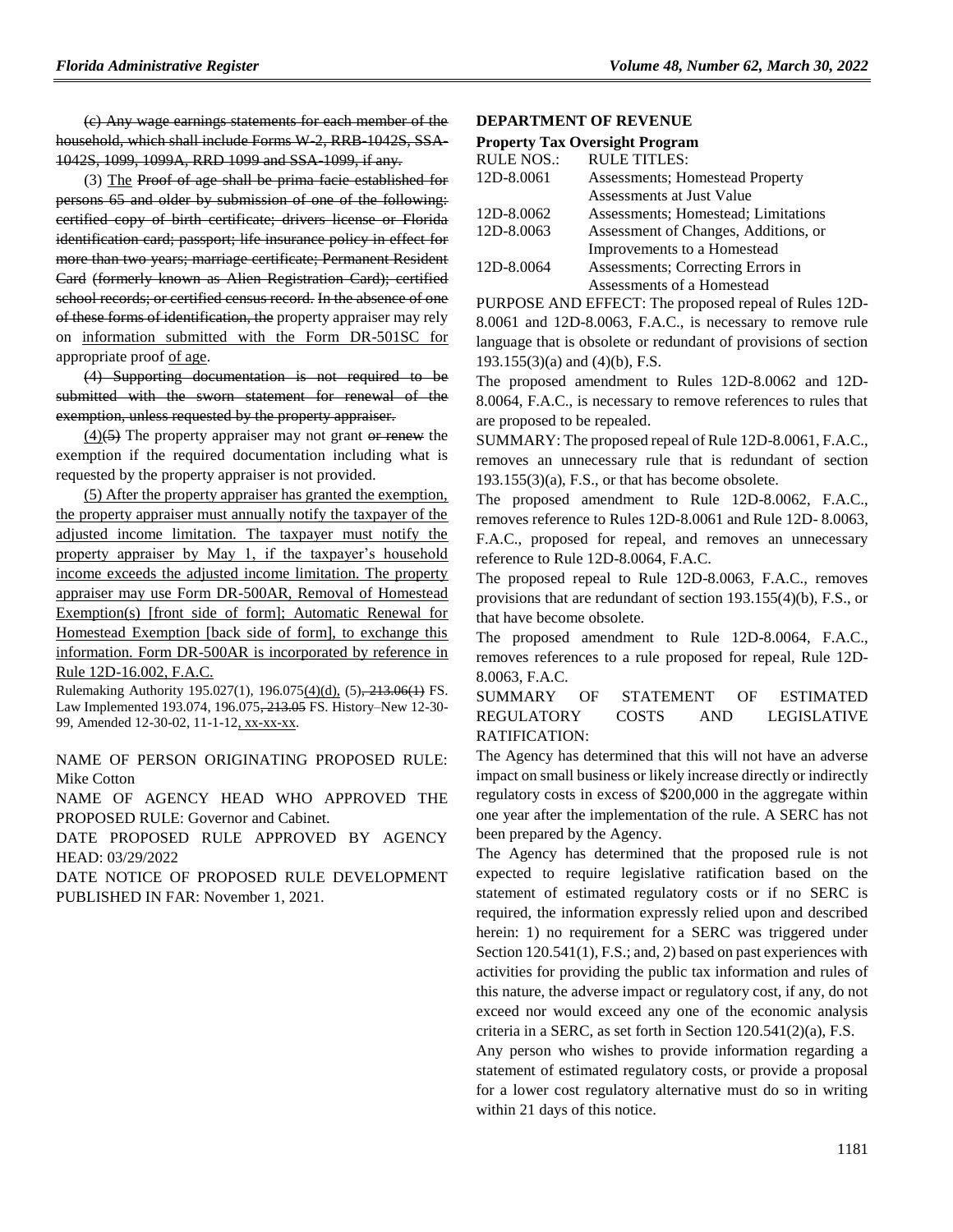(c) Any wage earnings statements for each member of the household, which shall include Forms W-2, RRB-1042S, SSA-1042S, 1099, 1099A, RRD 1099 and SSA-1099, if any.

(3) The Proof of age shall be prima facie established for persons 65 and older by submission of one of the following: certified copy of birth certificate; drivers license or Florida identification card; passport; life insurance policy in effect for more than two years; marriage certificate; Permanent Resident Card (formerly known as Alien Registration Card); certified school records; or certified census record. In the absence of one of these forms of identification, the property appraiser may rely on information submitted with the Form DR-501SC for appropriate proof of age.

(4) Supporting documentation is not required to be submitted with the sworn statement for renewal of the exemption, unless requested by the property appraiser.

(4)(5) The property appraiser may not grant or renew the exemption if the required documentation including what is requested by the property appraiser is not provided.

(5) After the property appraiser has granted the exemption, the property appraiser must annually notify the taxpayer of the adjusted income limitation. The taxpayer must notify the property appraiser by May 1, if the taxpayer's household income exceeds the adjusted income limitation. The property appraiser may use Form DR-500AR, Removal of Homestead Exemption(s) [front side of form]; Automatic Renewal for Homestead Exemption [back side of form], to exchange this information. Form DR-500AR is incorporated by reference in Rule 12D-16.002, F.A.C.

Rulemaking Authority 195.027(1), 196.075(4)(d), (5), 213.06(1) FS. Law Implemented 193.074, 196.075, 213.05 FS. History–New 12-30-99, Amended 12-30-02, 11-1-12, xx-xx-xx.

NAME OF PERSON ORIGINATING PROPOSED RULE: Mike Cotton

NAME OF AGENCY HEAD WHO APPROVED THE PROPOSED RULE: Governor and Cabinet.

DATE PROPOSED RULE APPROVED BY AGENCY HEAD: 03/29/2022

DATE NOTICE OF PROPOSED RULE DEVELOPMENT PUBLISHED IN FAR: November 1, 2021.

## DEPARTMENT OF REVENUE

### Property Tax Oversight Program

| RULE NOS.: | RULE TITLES: |
|---|---|
| 12D-8.0061 | Assessments; Homestead Property Assessments at Just Value |
| 12D-8.0062 | Assessments; Homestead; Limitations |
| 12D-8.0063 | Assessment of Changes, Additions, or Improvements to a Homestead |
| 12D-8.0064 | Assessments; Correcting Errors in Assessments of a Homestead |

PURPOSE AND EFFECT: The proposed repeal of Rules 12D-8.0061 and 12D-8.0063, F.A.C., is necessary to remove rule language that is obsolete or redundant of provisions of section 193.155(3)(a) and (4)(b), F.S.

The proposed amendment to Rules 12D-8.0062 and 12D-8.0064, F.A.C., is necessary to remove references to rules that are proposed to be repealed.

SUMMARY: The proposed repeal of Rule 12D-8.0061, F.A.C., removes an unnecessary rule that is redundant of section 193.155(3)(a), F.S., or that has become obsolete.

The proposed amendment to Rule 12D-8.0062, F.A.C., removes reference to Rules 12D-8.0061 and Rule 12D- 8.0063, F.A.C., proposed for repeal, and removes an unnecessary reference to Rule 12D-8.0064, F.A.C.

The proposed repeal to Rule 12D-8.0063, F.A.C., removes provisions that are redundant of section 193.155(4)(b), F.S., or that have become obsolete.

The proposed amendment to Rule 12D-8.0064, F.A.C., removes references to a rule proposed for repeal, Rule 12D-8.0063, F.A.C.

SUMMARY OF STATEMENT OF ESTIMATED REGULATORY COSTS AND LEGISLATIVE RATIFICATION:

The Agency has determined that this will not have an adverse impact on small business or likely increase directly or indirectly regulatory costs in excess of $200,000 in the aggregate within one year after the implementation of the rule. A SERC has not been prepared by the Agency.

The Agency has determined that the proposed rule is not expected to require legislative ratification based on the statement of estimated regulatory costs or if no SERC is required, the information expressly relied upon and described herein: 1) no requirement for a SERC was triggered under Section 120.541(1), F.S.; and, 2) based on past experiences with activities for providing the public tax information and rules of this nature, the adverse impact or regulatory cost, if any, do not exceed nor would exceed any one of the economic analysis criteria in a SERC, as set forth in Section 120.541(2)(a), F.S.

Any person who wishes to provide information regarding a statement of estimated regulatory costs, or provide a proposal for a lower cost regulatory alternative must do so in writing within 21 days of this notice.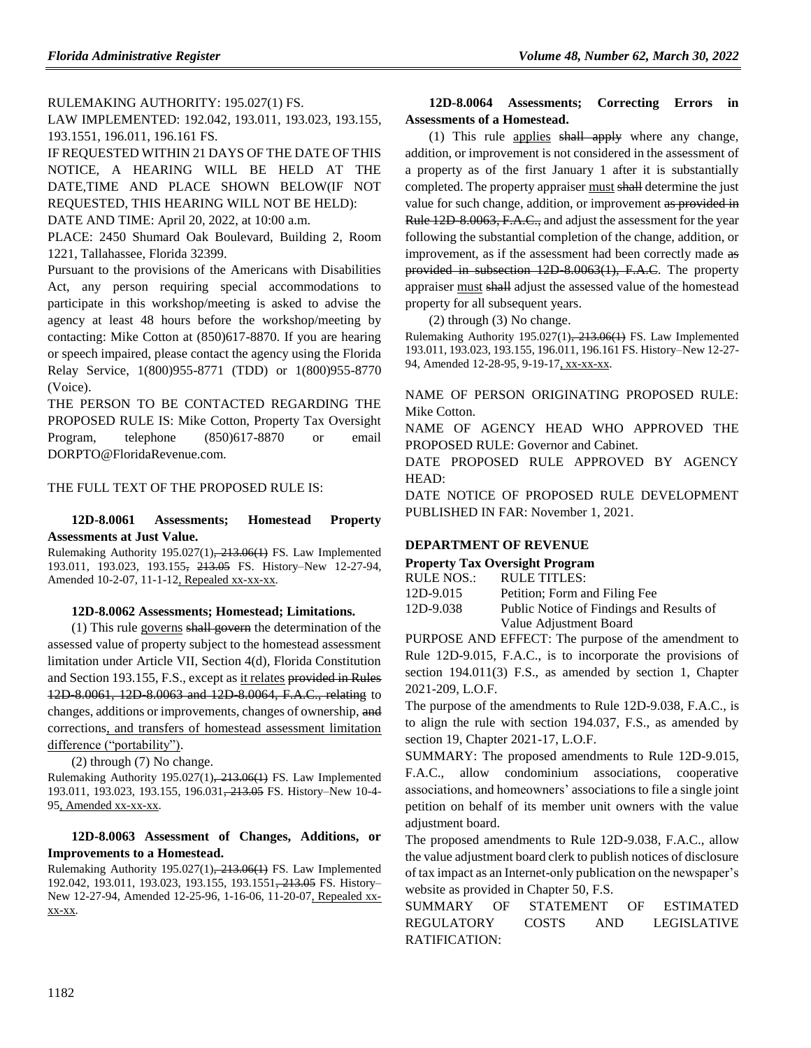RULEMAKING AUTHORITY: 195.027(1) FS.

LAW IMPLEMENTED: 192.042, 193.011, 193.023, 193.155, 193.1551, 196.011, 196.161 FS.

IF REQUESTED WITHIN 21 DAYS OF THE DATE OF THIS NOTICE, A HEARING WILL BE HELD AT THE DATE,TIME AND PLACE SHOWN BELOW(IF NOT REQUESTED, THIS HEARING WILL NOT BE HELD):

DATE AND TIME: April 20, 2022, at 10:00 a.m.

PLACE: 2450 Shumard Oak Boulevard, Building 2, Room 1221, Tallahassee, Florida 32399.

Pursuant to the provisions of the Americans with Disabilities Act, any person requiring special accommodations to participate in this workshop/meeting is asked to advise the agency at least 48 hours before the workshop/meeting by contacting: Mike Cotton at (850)617-8870. If you are hearing or speech impaired, please contact the agency using the Florida Relay Service, 1(800)955-8771 (TDD) or 1(800)955-8770 (Voice).

THE PERSON TO BE CONTACTED REGARDING THE PROPOSED RULE IS: Mike Cotton, Property Tax Oversight Program, telephone (850)617-8870 or email DORPTO@FloridaRevenue.com.

THE FULL TEXT OF THE PROPOSED RULE IS:

**12D-8.0061 Assessments; Homestead Property Assessments at Just Value.**

Rulemaking Authority 195.027(1)~~, 213.06(1)~~ FS. Law Implemented 193.011, 193.023, 193.155~~, 213.05~~ FS. History–New 12-27-94, Amended 10-2-07, 11-1-12, Repealed xx-xx-xx.

**12D-8.0062 Assessments; Homestead; Limitations.**

(1) This rule governs ~~shall govern~~ the determination of the assessed value of property subject to the homestead assessment limitation under Article VII, Section 4(d), Florida Constitution and Section 193.155, F.S., except as it relates ~~provided in Rules 12D-8.0061, 12D-8.0063 and 12D-8.0064, F.A.C., relating~~ to changes, additions or improvements, changes of ownership, ~~and~~ corrections, and transfers of homestead assessment limitation difference ("portability").

(2) through (7) No change.

Rulemaking Authority 195.027(1)~~, 213.06(1)~~ FS. Law Implemented 193.011, 193.023, 193.155, 196.031~~, 213.05~~ FS. History–New 10-4-95, Amended xx-xx-xx.

**12D-8.0063 Assessment of Changes, Additions, or Improvements to a Homestead.**

Rulemaking Authority 195.027(1)~~, 213.06(1)~~ FS. Law Implemented 192.042, 193.011, 193.023, 193.155, 193.1551~~, 213.05~~ FS. History–New 12-27-94, Amended 12-25-96, 1-16-06, 11-20-07, Repealed xx-xx-xx.

**12D-8.0064 Assessments; Correcting Errors in Assessments of a Homestead.**

(1) This rule applies ~~shall apply~~ where any change, addition, or improvement is not considered in the assessment of a property as of the first January 1 after it is substantially completed. The property appraiser must ~~shall~~ determine the just value for such change, addition, or improvement ~~as provided in Rule 12D-8.0063, F.A.C.,~~ and adjust the assessment for the year following the substantial completion of the change, addition, or improvement, as if the assessment had been correctly made ~~as provided in subsection 12D-8.0063(1), F.A.C~~. The property appraiser must ~~shall~~ adjust the assessed value of the homestead property for all subsequent years.

(2) through (3) No change.

Rulemaking Authority 195.027(1)~~, 213.06(1)~~ FS. Law Implemented 193.011, 193.023, 193.155, 196.011, 196.161 FS. History–New 12-27-94, Amended 12-28-95, 9-19-17, xx-xx-xx.

NAME OF PERSON ORIGINATING PROPOSED RULE: Mike Cotton.

NAME OF AGENCY HEAD WHO APPROVED THE PROPOSED RULE: Governor and Cabinet.

DATE PROPOSED RULE APPROVED BY AGENCY HEAD:

DATE NOTICE OF PROPOSED RULE DEVELOPMENT PUBLISHED IN FAR: November 1, 2021.

## DEPARTMENT OF REVENUE

### Property Tax Oversight Program

| RULE NOS.: | RULE TITLES: |
|---|---|
| 12D-9.015 | Petition; Form and Filing Fee |
| 12D-9.038 | Public Notice of Findings and Results of Value Adjustment Board |

PURPOSE AND EFFECT: The purpose of the amendment to Rule 12D-9.015, F.A.C., is to incorporate the provisions of section 194.011(3) F.S., as amended by section 1, Chapter 2021-209, L.O.F.

The purpose of the amendments to Rule 12D-9.038, F.A.C., is to align the rule with section 194.037, F.S., as amended by section 19, Chapter 2021-17, L.O.F.

SUMMARY: The proposed amendments to Rule 12D-9.015, F.A.C., allow condominium associations, cooperative associations, and homeowners' associations to file a single joint petition on behalf of its member unit owners with the value adjustment board.

The proposed amendments to Rule 12D-9.038, F.A.C., allow the value adjustment board clerk to publish notices of disclosure of tax impact as an Internet-only publication on the newspaper's website as provided in Chapter 50, F.S.

SUMMARY OF STATEMENT OF ESTIMATED REGULATORY COSTS AND LEGISLATIVE RATIFICATION: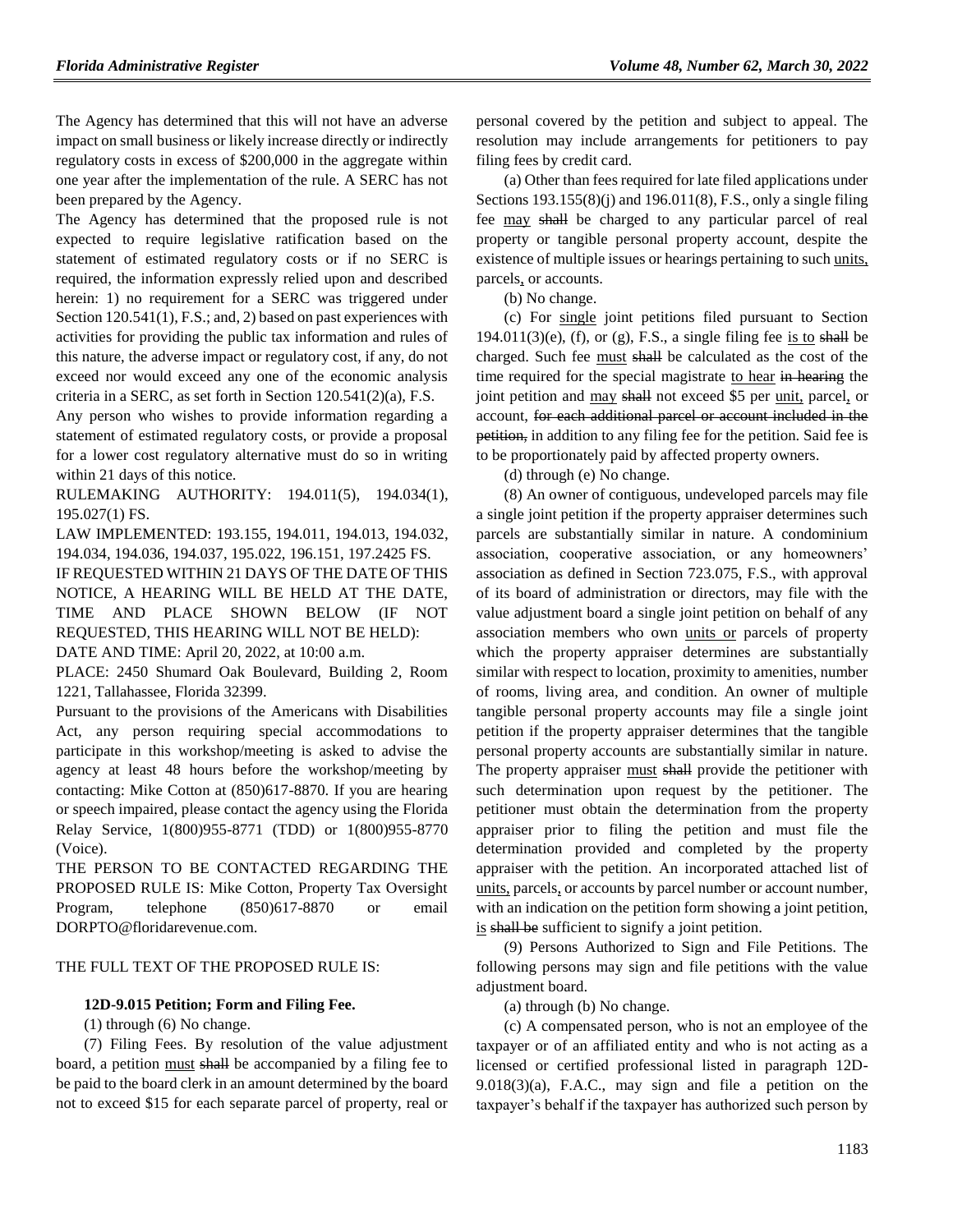The Agency has determined that this will not have an adverse impact on small business or likely increase directly or indirectly regulatory costs in excess of $200,000 in the aggregate within one year after the implementation of the rule. A SERC has not been prepared by the Agency.

The Agency has determined that the proposed rule is not expected to require legislative ratification based on the statement of estimated regulatory costs or if no SERC is required, the information expressly relied upon and described herein: 1) no requirement for a SERC was triggered under Section 120.541(1), F.S.; and, 2) based on past experiences with activities for providing the public tax information and rules of this nature, the adverse impact or regulatory cost, if any, do not exceed nor would exceed any one of the economic analysis criteria in a SERC, as set forth in Section 120.541(2)(a), F.S.

Any person who wishes to provide information regarding a statement of estimated regulatory costs, or provide a proposal for a lower cost regulatory alternative must do so in writing within 21 days of this notice.

RULEMAKING AUTHORITY: 194.011(5), 194.034(1), 195.027(1) FS.

LAW IMPLEMENTED: 193.155, 194.011, 194.013, 194.032, 194.034, 194.036, 194.037, 195.022, 196.151, 197.2425 FS.

IF REQUESTED WITHIN 21 DAYS OF THE DATE OF THIS NOTICE, A HEARING WILL BE HELD AT THE DATE, TIME AND PLACE SHOWN BELOW (IF NOT REQUESTED, THIS HEARING WILL NOT BE HELD):

DATE AND TIME: April 20, 2022, at 10:00 a.m.

PLACE: 2450 Shumard Oak Boulevard, Building 2, Room 1221, Tallahassee, Florida 32399.

Pursuant to the provisions of the Americans with Disabilities Act, any person requiring special accommodations to participate in this workshop/meeting is asked to advise the agency at least 48 hours before the workshop/meeting by contacting: Mike Cotton at (850)617-8870. If you are hearing or speech impaired, please contact the agency using the Florida Relay Service, 1(800)955-8771 (TDD) or 1(800)955-8770 (Voice).

THE PERSON TO BE CONTACTED REGARDING THE PROPOSED RULE IS: Mike Cotton, Property Tax Oversight Program, telephone (850)617-8870 or email DORPTO@floridarevenue.com.

THE FULL TEXT OF THE PROPOSED RULE IS:

**12D-9.015 Petition; Form and Filing Fee.**

(1) through (6) No change.

(7) Filing Fees. By resolution of the value adjustment board, a petition <u>must</u> ~~shall~~ be accompanied by a filing fee to be paid to the board clerk in an amount determined by the board not to exceed $15 for each separate parcel of property, real or personal covered by the petition and subject to appeal. The resolution may include arrangements for petitioners to pay filing fees by credit card.

(a) Other than fees required for late filed applications under Sections 193.155(8)(j) and 196.011(8), F.S., only a single filing fee <u>may</u> ~~shall~~ be charged to any particular parcel of real property or tangible personal property account, despite the existence of multiple issues or hearings pertaining to such <u>units,</u> parcels<u>,</u> or accounts.

(b) No change.

(c) For <u>single</u> joint petitions filed pursuant to Section 194.011(3)(e), (f), or (g), F.S., a single filing fee <u>is to</u> ~~shall~~ be charged. Such fee <u>must</u> ~~shall~~ be calculated as the cost of the time required for the special magistrate <u>to hear</u> ~~in hearing~~ the joint petition and <u>may</u> ~~shall~~ not exceed $5 per <u>unit,</u> parcel<u>,</u> or account, ~~for each additional parcel or account included in the petition,~~ in addition to any filing fee for the petition. Said fee is to be proportionately paid by affected property owners.

(d) through (e) No change.

(8) An owner of contiguous, undeveloped parcels may file a single joint petition if the property appraiser determines such parcels are substantially similar in nature. A condominium association, cooperative association, or any homeowners' association as defined in Section 723.075, F.S., with approval of its board of administration or directors, may file with the value adjustment board a single joint petition on behalf of any association members who own <u>units or</u> parcels of property which the property appraiser determines are substantially similar with respect to location, proximity to amenities, number of rooms, living area, and condition. An owner of multiple tangible personal property accounts may file a single joint petition if the property appraiser determines that the tangible personal property accounts are substantially similar in nature. The property appraiser <u>must</u> ~~shall~~ provide the petitioner with such determination upon request by the petitioner. The petitioner must obtain the determination from the property appraiser prior to filing the petition and must file the determination provided and completed by the property appraiser with the petition. An incorporated attached list of <u>units,</u> parcels<u>,</u> or accounts by parcel number or account number, with an indication on the petition form showing a joint petition, <u>is</u> ~~shall be~~ sufficient to signify a joint petition.

(9) Persons Authorized to Sign and File Petitions. The following persons may sign and file petitions with the value adjustment board.

(a) through (b) No change.

(c) A compensated person, who is not an employee of the taxpayer or of an affiliated entity and who is not acting as a licensed or certified professional listed in paragraph 12D-9.018(3)(a), F.A.C., may sign and file a petition on the taxpayer's behalf if the taxpayer has authorized such person by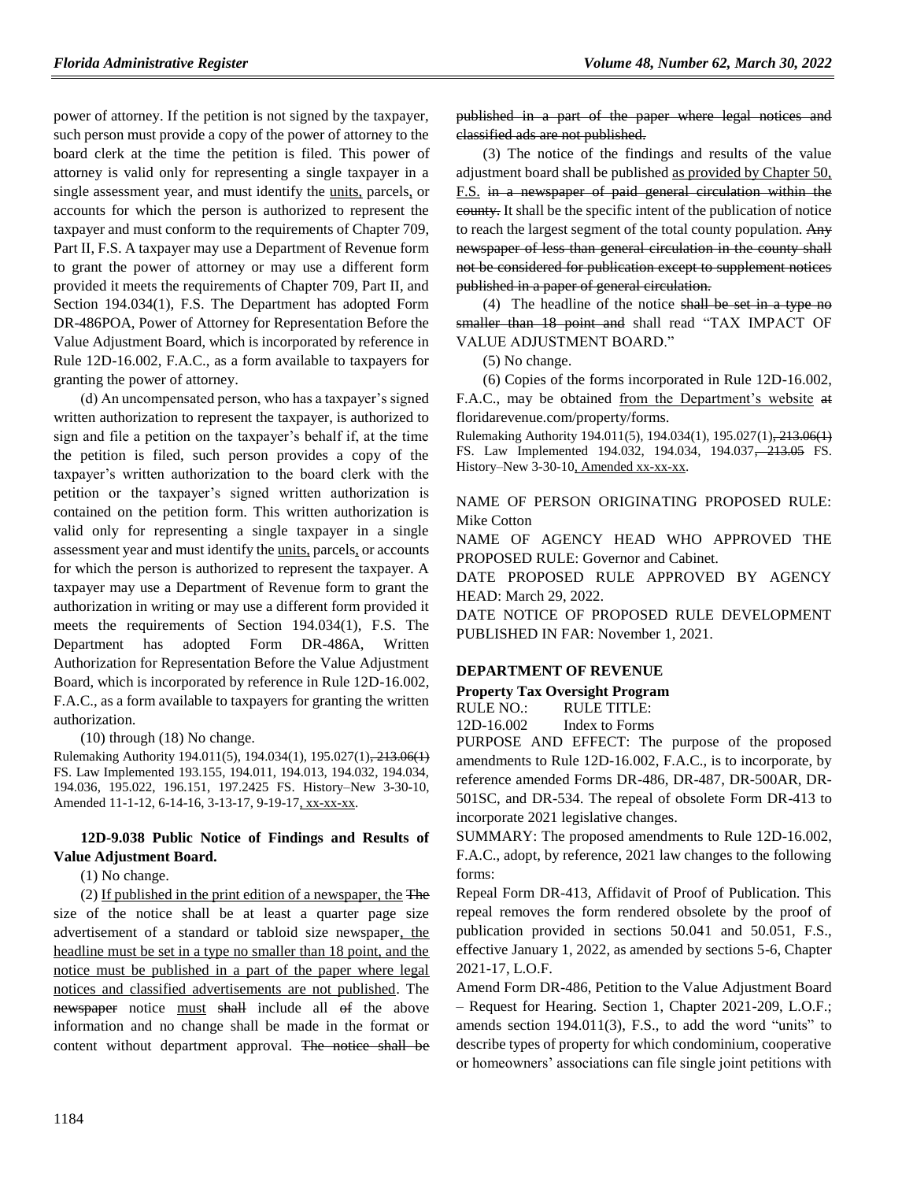power of attorney. If the petition is not signed by the taxpayer, such person must provide a copy of the power of attorney to the board clerk at the time the petition is filed. This power of attorney is valid only for representing a single taxpayer in a single assessment year, and must identify the units, parcels, or accounts for which the person is authorized to represent the taxpayer and must conform to the requirements of Chapter 709, Part II, F.S. A taxpayer may use a Department of Revenue form to grant the power of attorney or may use a different form provided it meets the requirements of Chapter 709, Part II, and Section 194.034(1), F.S. The Department has adopted Form DR-486POA, Power of Attorney for Representation Before the Value Adjustment Board, which is incorporated by reference in Rule 12D-16.002, F.A.C., as a form available to taxpayers for granting the power of attorney.

(d) An uncompensated person, who has a taxpayer's signed written authorization to represent the taxpayer, is authorized to sign and file a petition on the taxpayer's behalf if, at the time the petition is filed, such person provides a copy of the taxpayer's written authorization to the board clerk with the petition or the taxpayer's signed written authorization is contained on the petition form. This written authorization is valid only for representing a single taxpayer in a single assessment year and must identify the units, parcels, or accounts for which the person is authorized to represent the taxpayer. A taxpayer may use a Department of Revenue form to grant the authorization in writing or may use a different form provided it meets the requirements of Section 194.034(1), F.S. The Department has adopted Form DR-486A, Written Authorization for Representation Before the Value Adjustment Board, which is incorporated by reference in Rule 12D-16.002, F.A.C., as a form available to taxpayers for granting the written authorization.

(10) through (18) No change.

Rulemaking Authority 194.011(5), 194.034(1), 195.027(1), 213.06(1) FS. Law Implemented 193.155, 194.011, 194.013, 194.032, 194.034, 194.036, 195.022, 196.151, 197.2425 FS. History–New 3-30-10, Amended 11-1-12, 6-14-16, 3-13-17, 9-19-17, xx-xx-xx.

**12D-9.038 Public Notice of Findings and Results of Value Adjustment Board.**

(1) No change.

(2) If published in the print edition of a newspaper, the The size of the notice shall be at least a quarter page size advertisement of a standard or tabloid size newspaper, the headline must be set in a type no smaller than 18 point, and the notice must be published in a part of the paper where legal notices and classified advertisements are not published. The newspaper notice must shall include all of the above information and no change shall be made in the format or content without department approval. The notice shall be published in a part of the paper where legal notices and classified ads are not published.

(3) The notice of the findings and results of the value adjustment board shall be published as provided by Chapter 50, F.S. in a newspaper of paid general circulation within the county. It shall be the specific intent of the publication of notice to reach the largest segment of the total county population. Any newspaper of less than general circulation in the county shall not be considered for publication except to supplement notices published in a paper of general circulation.

(4) The headline of the notice shall be set in a type no smaller than 18 point and shall read "TAX IMPACT OF VALUE ADJUSTMENT BOARD."

(5) No change.

(6) Copies of the forms incorporated in Rule 12D-16.002, F.A.C., may be obtained from the Department's website at floridarevenue.com/property/forms.

Rulemaking Authority 194.011(5), 194.034(1), 195.027(1), 213.06(1) FS. Law Implemented 194.032, 194.034, 194.037, 213.05 FS. History–New 3-30-10, Amended xx-xx-xx.

NAME OF PERSON ORIGINATING PROPOSED RULE: Mike Cotton

NAME OF AGENCY HEAD WHO APPROVED THE PROPOSED RULE: Governor and Cabinet.

DATE PROPOSED RULE APPROVED BY AGENCY HEAD: March 29, 2022.

DATE NOTICE OF PROPOSED RULE DEVELOPMENT PUBLISHED IN FAR: November 1, 2021.

**DEPARTMENT OF REVENUE**

**Property Tax Oversight Program**

RULE NO.: RULE TITLE:

12D-16.002 Index to Forms

PURPOSE AND EFFECT: The purpose of the proposed amendments to Rule 12D-16.002, F.A.C., is to incorporate, by reference amended Forms DR-486, DR-487, DR-500AR, DR-501SC, and DR-534. The repeal of obsolete Form DR-413 to incorporate 2021 legislative changes.

SUMMARY: The proposed amendments to Rule 12D-16.002, F.A.C., adopt, by reference, 2021 law changes to the following forms:

Repeal Form DR-413, Affidavit of Proof of Publication. This repeal removes the form rendered obsolete by the proof of publication provided in sections 50.041 and 50.051, F.S., effective January 1, 2022, as amended by sections 5-6, Chapter 2021-17, L.O.F.

Amend Form DR-486, Petition to the Value Adjustment Board – Request for Hearing. Section 1, Chapter 2021-209, L.O.F.; amends section 194.011(3), F.S., to add the word "units" to describe types of property for which condominium, cooperative or homeowners' associations can file single joint petitions with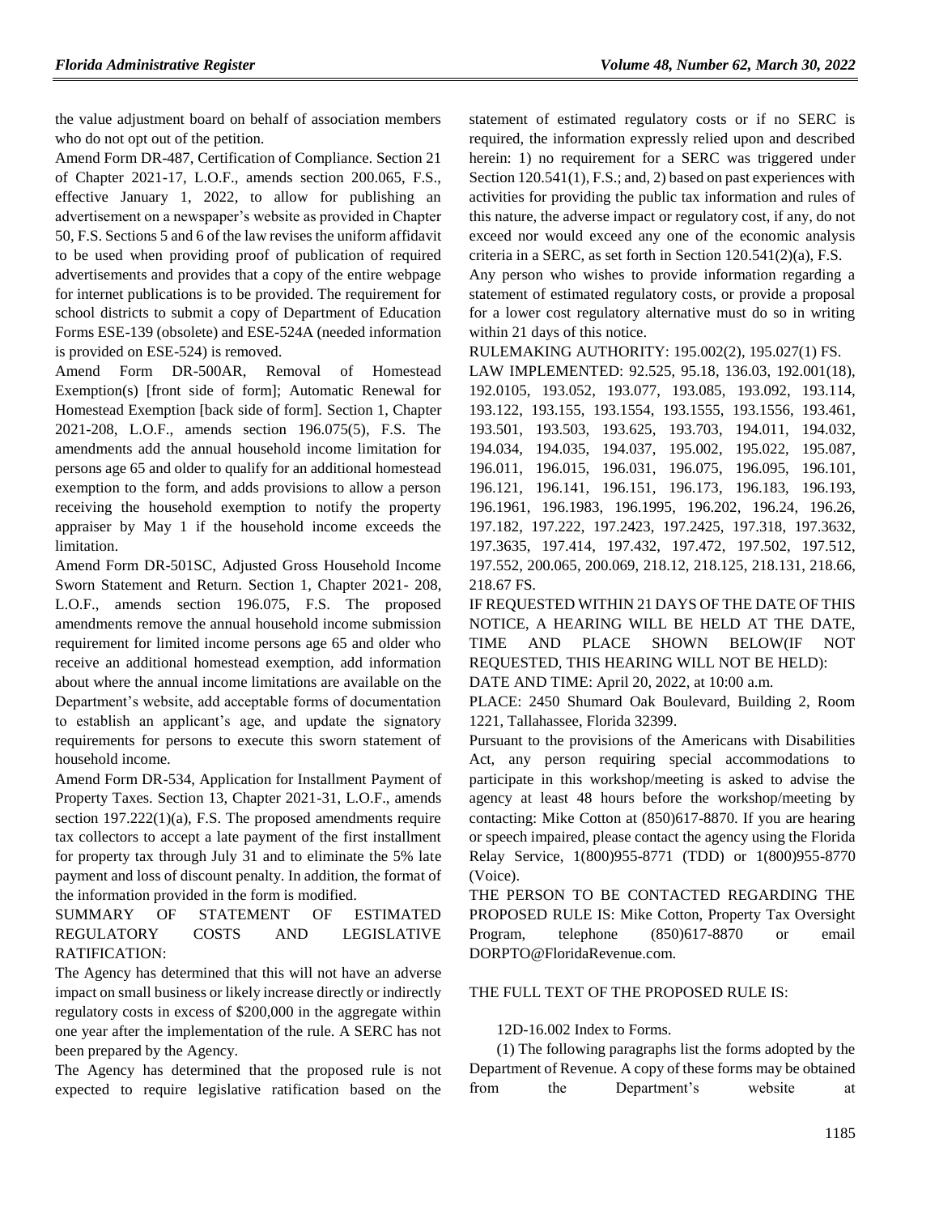the value adjustment board on behalf of association members who do not opt out of the petition.

Amend Form DR-487, Certification of Compliance. Section 21 of Chapter 2021-17, L.O.F., amends section 200.065, F.S., effective January 1, 2022, to allow for publishing an advertisement on a newspaper's website as provided in Chapter 50, F.S. Sections 5 and 6 of the law revises the uniform affidavit to be used when providing proof of publication of required advertisements and provides that a copy of the entire webpage for internet publications is to be provided. The requirement for school districts to submit a copy of Department of Education Forms ESE-139 (obsolete) and ESE-524A (needed information is provided on ESE-524) is removed.

Amend Form DR-500AR, Removal of Homestead Exemption(s) [front side of form]; Automatic Renewal for Homestead Exemption [back side of form]. Section 1, Chapter 2021-208, L.O.F., amends section 196.075(5), F.S. The amendments add the annual household income limitation for persons age 65 and older to qualify for an additional homestead exemption to the form, and adds provisions to allow a person receiving the household exemption to notify the property appraiser by May 1 if the household income exceeds the limitation.

Amend Form DR-501SC, Adjusted Gross Household Income Sworn Statement and Return. Section 1, Chapter 2021- 208, L.O.F., amends section 196.075, F.S. The proposed amendments remove the annual household income submission requirement for limited income persons age 65 and older who receive an additional homestead exemption, add information about where the annual income limitations are available on the Department's website, add acceptable forms of documentation to establish an applicant's age, and update the signatory requirements for persons to execute this sworn statement of household income.

Amend Form DR-534, Application for Installment Payment of Property Taxes. Section 13, Chapter 2021-31, L.O.F., amends section 197.222(1)(a), F.S. The proposed amendments require tax collectors to accept a late payment of the first installment for property tax through July 31 and to eliminate the 5% late payment and loss of discount penalty. In addition, the format of the information provided in the form is modified.

SUMMARY OF STATEMENT OF ESTIMATED REGULATORY COSTS AND LEGISLATIVE RATIFICATION:

The Agency has determined that this will not have an adverse impact on small business or likely increase directly or indirectly regulatory costs in excess of $200,000 in the aggregate within one year after the implementation of the rule. A SERC has not been prepared by the Agency.

The Agency has determined that the proposed rule is not expected to require legislative ratification based on the statement of estimated regulatory costs or if no SERC is required, the information expressly relied upon and described herein: 1) no requirement for a SERC was triggered under Section 120.541(1), F.S.; and, 2) based on past experiences with activities for providing the public tax information and rules of this nature, the adverse impact or regulatory cost, if any, do not exceed nor would exceed any one of the economic analysis criteria in a SERC, as set forth in Section 120.541(2)(a), F.S.

Any person who wishes to provide information regarding a statement of estimated regulatory costs, or provide a proposal for a lower cost regulatory alternative must do so in writing within 21 days of this notice.

RULEMAKING AUTHORITY: 195.002(2), 195.027(1) FS.

LAW IMPLEMENTED: 92.525, 95.18, 136.03, 192.001(18), 192.0105, 193.052, 193.077, 193.085, 193.092, 193.114, 193.122, 193.155, 193.1554, 193.1555, 193.1556, 193.461, 193.501, 193.503, 193.625, 193.703, 194.011, 194.032, 194.034, 194.035, 194.037, 195.002, 195.022, 195.087, 196.011, 196.015, 196.031, 196.075, 196.095, 196.101, 196.121, 196.141, 196.151, 196.173, 196.183, 196.193, 196.1961, 196.1983, 196.1995, 196.202, 196.24, 196.26, 197.182, 197.222, 197.2423, 197.2425, 197.318, 197.3632, 197.3635, 197.414, 197.432, 197.472, 197.502, 197.512, 197.552, 200.065, 200.069, 218.12, 218.125, 218.131, 218.66, 218.67 FS.

IF REQUESTED WITHIN 21 DAYS OF THE DATE OF THIS NOTICE, A HEARING WILL BE HELD AT THE DATE, TIME AND PLACE SHOWN BELOW(IF NOT REQUESTED, THIS HEARING WILL NOT BE HELD):

DATE AND TIME: April 20, 2022, at 10:00 a.m.

PLACE: 2450 Shumard Oak Boulevard, Building 2, Room 1221, Tallahassee, Florida 32399.

Pursuant to the provisions of the Americans with Disabilities Act, any person requiring special accommodations to participate in this workshop/meeting is asked to advise the agency at least 48 hours before the workshop/meeting by contacting: Mike Cotton at (850)617-8870. If you are hearing or speech impaired, please contact the agency using the Florida Relay Service, 1(800)955-8771 (TDD) or 1(800)955-8770 (Voice).

THE PERSON TO BE CONTACTED REGARDING THE PROPOSED RULE IS: Mike Cotton, Property Tax Oversight Program, telephone (850)617-8870 or email DORPTO@FloridaRevenue.com.

THE FULL TEXT OF THE PROPOSED RULE IS:

12D-16.002 Index to Forms.

(1) The following paragraphs list the forms adopted by the Department of Revenue. A copy of these forms may be obtained from the Department's website at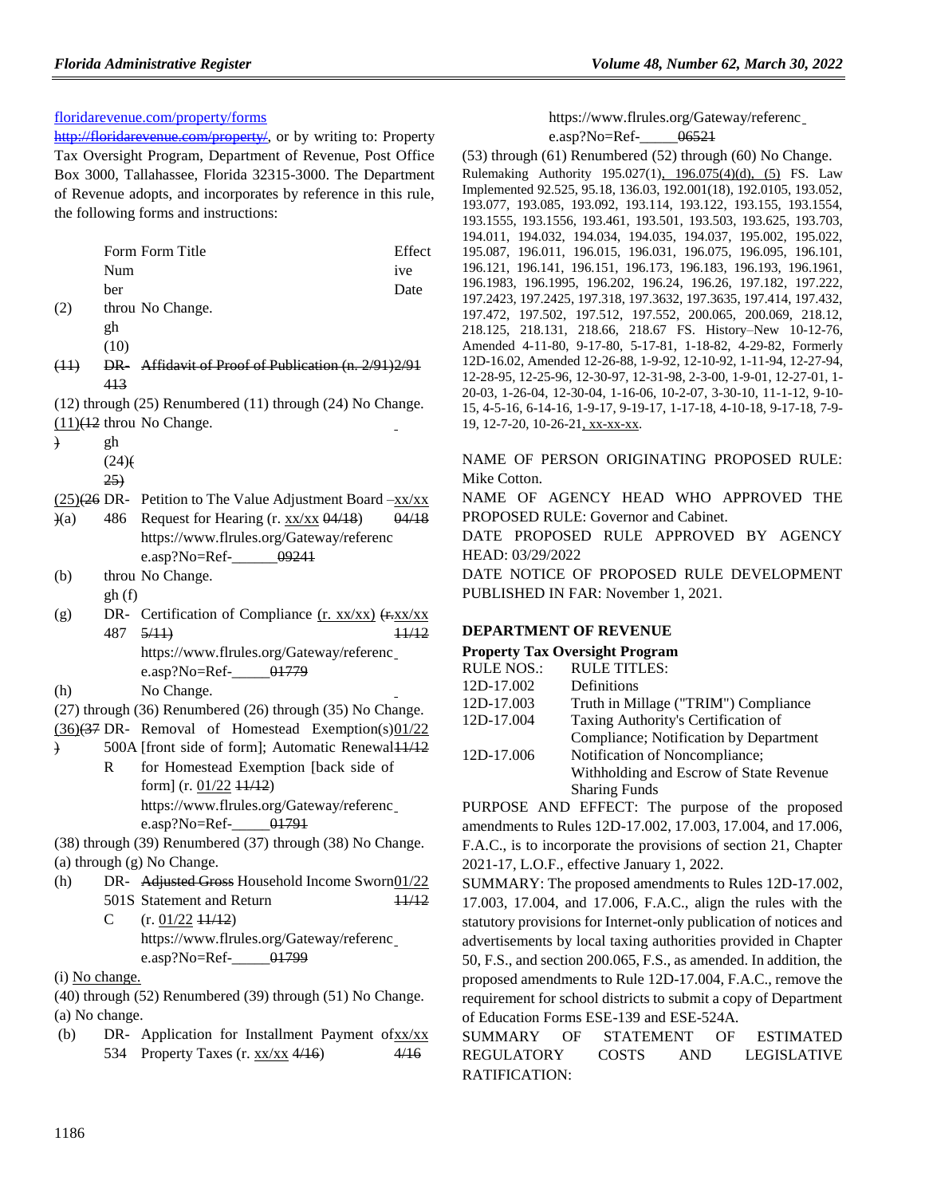floridarevenue.com/property/forms

~~http://floridarevenue.com/property/~~, or by writing to: Property Tax Oversight Program, Department of Revenue, Post Office Box 3000, Tallahassee, Florida 32315-3000. The Department of Revenue adopts, and incorporates by reference in this rule, the following forms and instructions:

| | Form Number | Form Title | Effective Date |
|---|---|---|---|
| (2) | through (10) | No Change. | |
| ~~(11)~~ | ~~DR-413~~ | ~~Affidavit of Proof of Publication (n. 2/91)~~ | ~~2/91~~ |

(12) through (25) Renumbered (11) through (24) No Change.

| | Form Number | Form Title | Effective Date |
|---|---|---|---|
| (11)~~(12)~~ | through (24)~~(25)~~ | No Change. | |
| (25)~~(26)~~ | DR- | Petition to The Value Adjustment Board – | xx/xx |
| (a) | 486 | Request for Hearing (r. xx/xx ~~04/18~~) https://www.flrules.org/Gateway/reference.asp?No=Ref-______ ~~09241~~ | ~~04/18~~ |
| (b) | through (f) | No Change. | |
| (g) | DR-487 | Certification of Compliance (r. xx/xx) ~~(r. 5/11)~~ https://www.flrules.org/Gateway/reference.asp?No=Ref-_____ ~~01779~~ | xx/xx ~~11/12~~ |
| (h) | | No Change. | |

(27) through (36) Renumbered (26) through (35) No Change.

| | Form Number | Form Title | Effective Date |
|---|---|---|---|
| (36)~~(37)~~ | DR-500AR | Removal of Homestead Exemption(s) [front side of form]; Automatic Renewal for Homestead Exemption [back side of form] (r. 01/22 ~~11/12~~) https://www.flrules.org/Gateway/reference.asp?No=Ref-_____ ~~01791~~ | 01/22 ~~11/12~~ |

(38) through (39) Renumbered (37) through (38) No Change.

(a) through (g) No Change.

| | Form Number | Form Title | Effective Date |
|---|---|---|---|
| (h) | DR-501SC | ~~Adjusted Gross~~ Household Income Sworn Statement and Return (r. 01/22 ~~11/12~~) https://www.flrules.org/Gateway/reference.asp?No=Ref-_____ ~~01799~~ | 01/22 ~~11/12~~ |

(i) No change.

(40) through (52) Renumbered (39) through (51) No Change.

(a) No change.

| | Form Number | Form Title | Effective Date |
|---|---|---|---|
| (b) | DR-534 | Application for Installment Payment of Property Taxes (r. xx/xx ~~4/16~~) https://www.flrules.org/Gateway/reference.asp?No=Ref-_____ ~~06521~~ | xx/xx ~~4/16~~ |

(53) through (61) Renumbered (52) through (60) No Change.

Rulemaking Authority 195.027(1), 196.075(4)(d), (5) FS. Law Implemented 92.525, 95.18, 136.03, 192.001(18), 192.0105, 193.052, 193.077, 193.085, 193.092, 193.114, 193.122, 193.155, 193.1554, 193.1555, 193.1556, 193.461, 193.501, 193.503, 193.625, 193.703, 194.011, 194.032, 194.034, 194.035, 194.037, 195.002, 195.022, 195.087, 196.011, 196.015, 196.031, 196.075, 196.095, 196.101, 196.121, 196.141, 196.151, 196.173, 196.183, 196.193, 196.1961, 196.1983, 196.1995, 196.202, 196.24, 196.26, 197.182, 197.222, 197.2423, 197.2425, 197.318, 197.3632, 197.3635, 197.414, 197.432, 197.472, 197.502, 197.512, 197.552, 200.065, 200.069, 218.12, 218.125, 218.131, 218.66, 218.67 FS. History–New 10-12-76, Amended 4-11-80, 9-17-80, 5-17-81, 1-18-82, 4-29-82, Formerly 12D-16.02, Amended 12-26-88, 1-9-92, 12-10-92, 1-11-94, 12-27-94, 12-28-95, 12-25-96, 12-30-97, 12-31-98, 2-3-00, 1-9-01, 12-27-01, 1-20-03, 1-26-04, 12-30-04, 1-16-06, 10-2-07, 3-30-10, 11-1-12, 9-10-15, 4-5-16, 6-14-16, 1-9-17, 9-19-17, 1-17-18, 4-10-18, 9-17-18, 7-9-19, 12-7-20, 10-26-21, xx-xx-xx.

NAME OF PERSON ORIGINATING PROPOSED RULE: Mike Cotton.

NAME OF AGENCY HEAD WHO APPROVED THE PROPOSED RULE: Governor and Cabinet.

DATE PROPOSED RULE APPROVED BY AGENCY HEAD: 03/29/2022

DATE NOTICE OF PROPOSED RULE DEVELOPMENT PUBLISHED IN FAR: November 1, 2021.

## DEPARTMENT OF REVENUE

### Property Tax Oversight Program

| RULE NOS.: | RULE TITLES: |
|---|---|
| 12D-17.002 | Definitions |
| 12D-17.003 | Truth in Millage ("TRIM") Compliance |
| 12D-17.004 | Taxing Authority's Certification of Compliance; Notification by Department |
| 12D-17.006 | Notification of Noncompliance; Withholding and Escrow of State Revenue Sharing Funds |

PURPOSE AND EFFECT: The purpose of the proposed amendments to Rules 12D-17.002, 17.003, 17.004, and 17.006, F.A.C., is to incorporate the provisions of section 21, Chapter 2021-17, L.O.F., effective January 1, 2022.

SUMMARY: The proposed amendments to Rules 12D-17.002, 17.003, 17.004, and 17.006, F.A.C., align the rules with the statutory provisions for Internet-only publication of notices and advertisements by local taxing authorities provided in Chapter 50, F.S., and section 200.065, F.S., as amended. In addition, the proposed amendments to Rule 12D-17.004, F.A.C., remove the requirement for school districts to submit a copy of Department of Education Forms ESE-139 and ESE-524A.

SUMMARY OF STATEMENT OF ESTIMATED REGULATORY COSTS AND LEGISLATIVE RATIFICATION: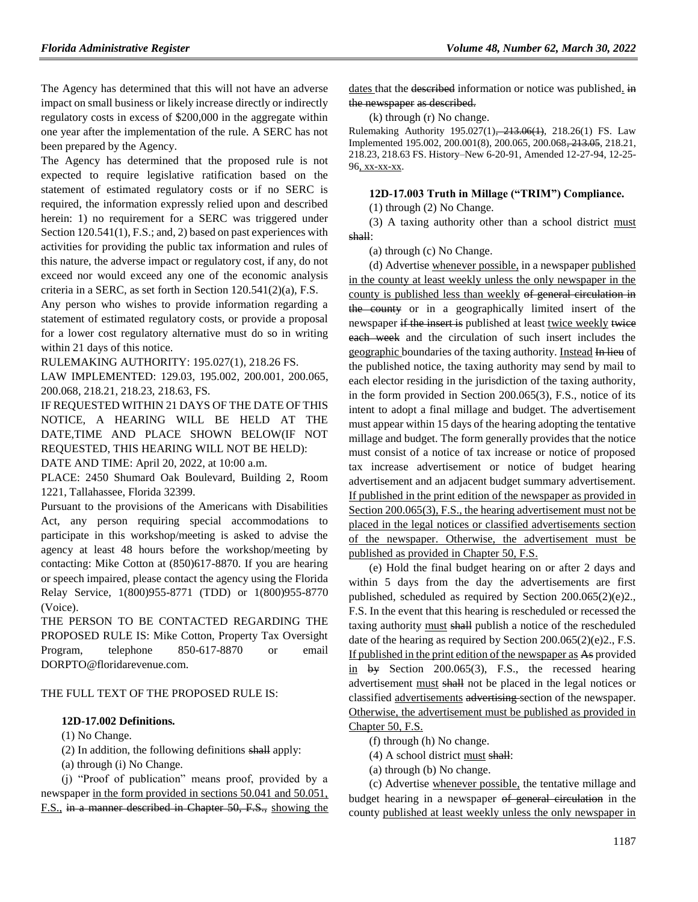The Agency has determined that this will not have an adverse impact on small business or likely increase directly or indirectly regulatory costs in excess of $200,000 in the aggregate within one year after the implementation of the rule. A SERC has not been prepared by the Agency.

The Agency has determined that the proposed rule is not expected to require legislative ratification based on the statement of estimated regulatory costs or if no SERC is required, the information expressly relied upon and described herein: 1) no requirement for a SERC was triggered under Section 120.541(1), F.S.; and, 2) based on past experiences with activities for providing the public tax information and rules of this nature, the adverse impact or regulatory cost, if any, do not exceed nor would exceed any one of the economic analysis criteria in a SERC, as set forth in Section 120.541(2)(a), F.S.

Any person who wishes to provide information regarding a statement of estimated regulatory costs, or provide a proposal for a lower cost regulatory alternative must do so in writing within 21 days of this notice.

RULEMAKING AUTHORITY: 195.027(1), 218.26 FS.

LAW IMPLEMENTED: 129.03, 195.002, 200.001, 200.065, 200.068, 218.21, 218.23, 218.63, FS.

IF REQUESTED WITHIN 21 DAYS OF THE DATE OF THIS NOTICE, A HEARING WILL BE HELD AT THE DATE,TIME AND PLACE SHOWN BELOW(IF NOT REQUESTED, THIS HEARING WILL NOT BE HELD):

DATE AND TIME: April 20, 2022, at 10:00 a.m.

PLACE: 2450 Shumard Oak Boulevard, Building 2, Room 1221, Tallahassee, Florida 32399.

Pursuant to the provisions of the Americans with Disabilities Act, any person requiring special accommodations to participate in this workshop/meeting is asked to advise the agency at least 48 hours before the workshop/meeting by contacting: Mike Cotton at (850)617-8870. If you are hearing or speech impaired, please contact the agency using the Florida Relay Service, 1(800)955-8771 (TDD) or 1(800)955-8770 (Voice).

THE PERSON TO BE CONTACTED REGARDING THE PROPOSED RULE IS: Mike Cotton, Property Tax Oversight Program, telephone 850-617-8870 or email DORPTO@floridarevenue.com.

THE FULL TEXT OF THE PROPOSED RULE IS:

**12D-17.002 Definitions.**

(1) No Change.

(2) In addition, the following definitions ~~shall~~ apply:

(a) through (i) No Change.

(j) "Proof of publication" means proof, provided by a newspaper <u>in the form provided in sections 50.041 and 50.051, F.S.,</u> ~~in a manner described in Chapter 50, F.S.,~~ <u>showing the dates</u> that the ~~described~~ information or notice was published<u>.</u> ~~in the newspaper as described.~~

(k) through (r) No change.

Rulemaking Authority 195.027(1)~~, 213.06(1)~~, 218.26(1) FS. Law Implemented 195.002, 200.001(8), 200.065, 200.068~~, 213.05~~, 218.21, 218.23, 218.63 FS. History–New 6-20-91, Amended 12-27-94, 12-25-96<u>, xx-xx-xx</u>.

**12D-17.003 Truth in Millage ("TRIM") Compliance.**

(1) through (2) No Change.

(3) A taxing authority other than a school district <u>must</u> ~~shall~~:

(a) through (c) No Change.

(d) Advertise <u>whenever possible,</u> in a newspaper <u>published in the county at least weekly unless the only newspaper in the county is published less than weekly</u> ~~of general circulation in the county~~ or in a geographically limited insert of the newspaper ~~if the insert is~~ published at least <u>twice weekly</u> ~~twice each week~~ and the circulation of such insert includes the <u>geographic</u> boundaries of the taxing authority. <u>Instead</u> ~~In lieu~~ of the published notice, the taxing authority may send by mail to each elector residing in the jurisdiction of the taxing authority, in the form provided in Section 200.065(3), F.S., notice of its intent to adopt a final millage and budget. The advertisement must appear within 15 days of the hearing adopting the tentative millage and budget. The form generally provides that the notice must consist of a notice of tax increase or notice of proposed tax increase advertisement or notice of budget hearing advertisement and an adjacent budget summary advertisement. <u>If published in the print edition of the newspaper as provided in Section 200.065(3), F.S., the hearing advertisement must not be placed in the legal notices or classified advertisements section of the newspaper. Otherwise, the advertisement must be published as provided in Chapter 50, F.S.</u>

(e) Hold the final budget hearing on or after 2 days and within 5 days from the day the advertisements are first published, scheduled as required by Section 200.065(2)(e)2., F.S. In the event that this hearing is rescheduled or recessed the taxing authority <u>must</u> ~~shall~~ publish a notice of the rescheduled date of the hearing as required by Section 200.065(2)(e)2., F.S. <u>If published in the print edition of the newspaper as</u> ~~As~~ provided <u>in</u> ~~by~~ Section 200.065(3), F.S., the recessed hearing advertisement <u>must</u> ~~shall~~ not be placed in the legal notices or classified <u>advertisements</u> ~~advertising~~ section of the newspaper. <u>Otherwise, the advertisement must be published as provided in Chapter 50, F.S.</u>

(f) through (h) No change.

(4) A school district <u>must</u> ~~shall~~:

(a) through (b) No change.

(c) Advertise <u>whenever possible,</u> the tentative millage and budget hearing in a newspaper ~~of general circulation~~ in the county <u>published at least weekly unless the only newspaper in</u>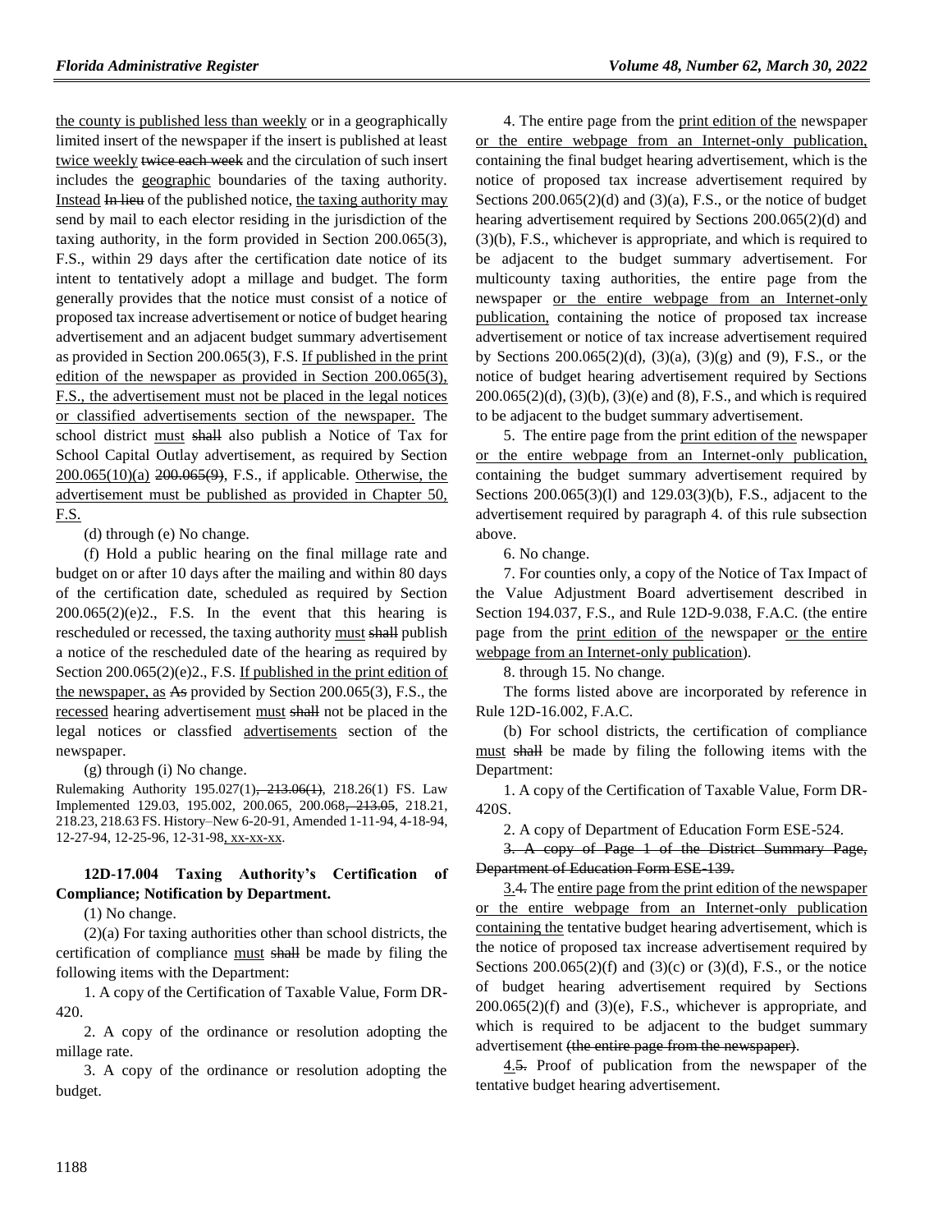the county is published less than weekly or in a geographically limited insert of the newspaper if the insert is published at least twice weekly ~~twice each week~~ and the circulation of such insert includes the geographic boundaries of the taxing authority. Instead ~~In lieu~~ of the published notice, the taxing authority may send by mail to each elector residing in the jurisdiction of the taxing authority, in the form provided in Section 200.065(3), F.S., within 29 days after the certification date notice of its intent to tentatively adopt a millage and budget. The form generally provides that the notice must consist of a notice of proposed tax increase advertisement or notice of budget hearing advertisement and an adjacent budget summary advertisement as provided in Section 200.065(3), F.S. If published in the print edition of the newspaper as provided in Section 200.065(3), F.S., the advertisement must not be placed in the legal notices or classified advertisements section of the newspaper. The school district must ~~shall~~ also publish a Notice of Tax for School Capital Outlay advertisement, as required by Section 200.065(10)(a) ~~200.065(9)~~, F.S., if applicable. Otherwise, the advertisement must be published as provided in Chapter 50, F.S.

(d) through (e) No change.

(f) Hold a public hearing on the final millage rate and budget on or after 10 days after the mailing and within 80 days of the certification date, scheduled as required by Section 200.065(2)(e)2., F.S. In the event that this hearing is rescheduled or recessed, the taxing authority must ~~shall~~ publish a notice of the rescheduled date of the hearing as required by Section 200.065(2)(e)2., F.S. If published in the print edition of the newspaper, as ~~As~~ provided by Section 200.065(3), F.S., the recessed hearing advertisement must ~~shall~~ not be placed in the legal notices or classfied advertisements section of the newspaper.

(g) through (i) No change.

Rulemaking Authority 195.027(1)~~, 213.06(1)~~, 218.26(1) FS. Law Implemented 129.03, 195.002, 200.065, 200.068~~, 213.05~~, 218.21, 218.23, 218.63 FS. History–New 6-20-91, Amended 1-11-94, 4-18-94, 12-27-94, 12-25-96, 12-31-98, xx-xx-xx.

**12D-17.004 Taxing Authority's Certification of Compliance; Notification by Department.**

(1) No change.

(2)(a) For taxing authorities other than school districts, the certification of compliance must ~~shall~~ be made by filing the following items with the Department:

1. A copy of the Certification of Taxable Value, Form DR-420.

2. A copy of the ordinance or resolution adopting the millage rate.

3. A copy of the ordinance or resolution adopting the budget.

4. The entire page from the print edition of the newspaper or the entire webpage from an Internet-only publication, containing the final budget hearing advertisement, which is the notice of proposed tax increase advertisement required by Sections 200.065(2)(d) and (3)(a), F.S., or the notice of budget hearing advertisement required by Sections 200.065(2)(d) and (3)(b), F.S., whichever is appropriate, and which is required to be adjacent to the budget summary advertisement. For multicounty taxing authorities, the entire page from the newspaper or the entire webpage from an Internet-only publication, containing the notice of proposed tax increase advertisement or notice of tax increase advertisement required by Sections 200.065(2)(d), (3)(a), (3)(g) and (9), F.S., or the notice of budget hearing advertisement required by Sections 200.065(2)(d), (3)(b), (3)(e) and (8), F.S., and which is required to be adjacent to the budget summary advertisement.

5. The entire page from the print edition of the newspaper or the entire webpage from an Internet-only publication, containing the budget summary advertisement required by Sections 200.065(3)(l) and 129.03(3)(b), F.S., adjacent to the advertisement required by paragraph 4. of this rule subsection above.

6. No change.

7. For counties only, a copy of the Notice of Tax Impact of the Value Adjustment Board advertisement described in Section 194.037, F.S., and Rule 12D-9.038, F.A.C. (the entire page from the print edition of the newspaper or the entire webpage from an Internet-only publication).

8. through 15. No change.

The forms listed above are incorporated by reference in Rule 12D-16.002, F.A.C.

(b) For school districts, the certification of compliance must ~~shall~~ be made by filing the following items with the Department:

1. A copy of the Certification of Taxable Value, Form DR-420S.

2. A copy of Department of Education Form ESE-524.

~~3. A copy of Page 1 of the District Summary Page, Department of Education Form ESE-139.~~

3.~~4.~~ The entire page from the print edition of the newspaper or the entire webpage from an Internet-only publication containing the tentative budget hearing advertisement, which is the notice of proposed tax increase advertisement required by Sections 200.065(2)(f) and (3)(c) or (3)(d), F.S., or the notice of budget hearing advertisement required by Sections 200.065(2)(f) and (3)(e), F.S., whichever is appropriate, and which is required to be adjacent to the budget summary advertisement ~~(the entire page from the newspaper)~~.

4.~~5.~~ Proof of publication from the newspaper of the tentative budget hearing advertisement.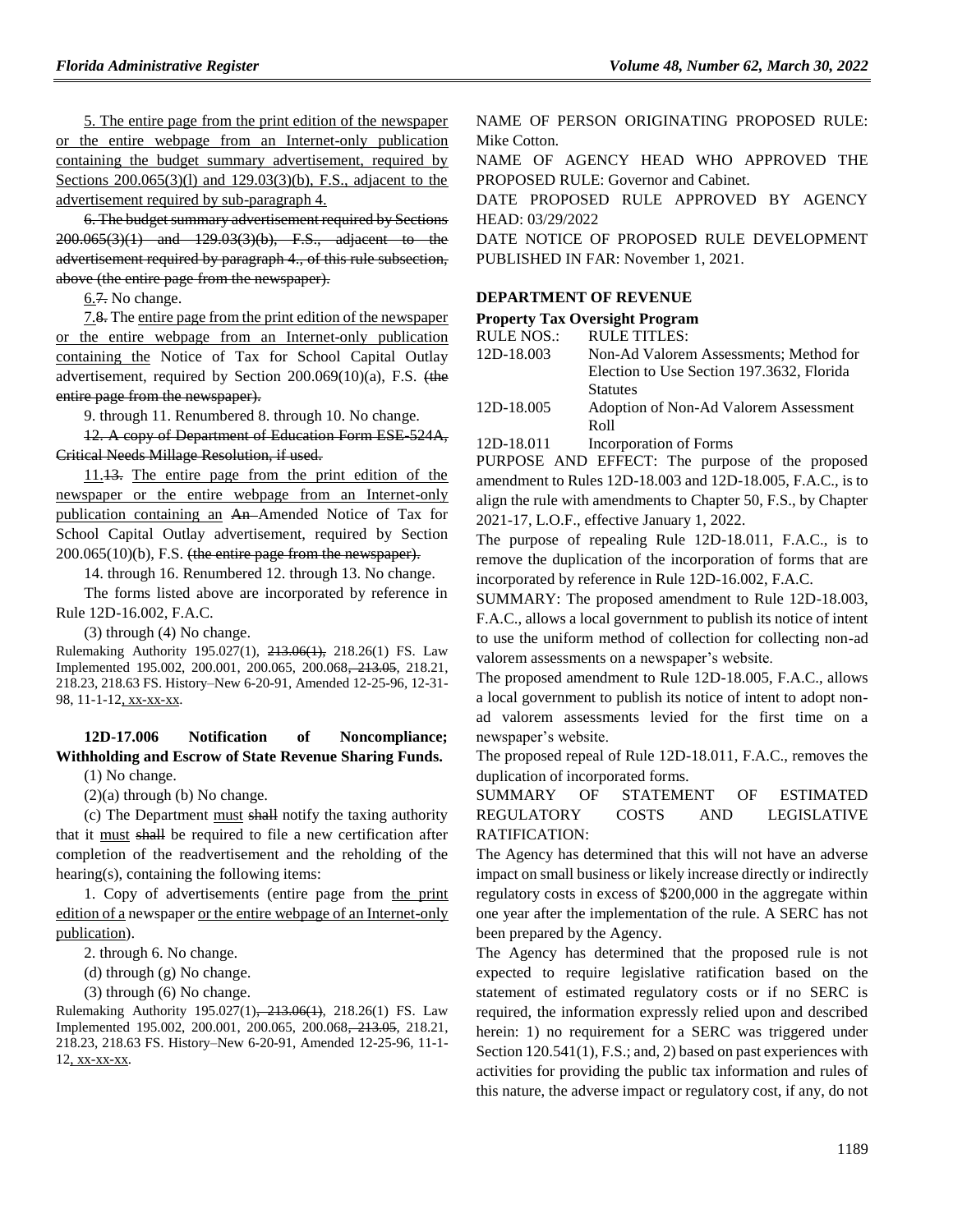5. The entire page from the print edition of the newspaper or the entire webpage from an Internet-only publication containing the budget summary advertisement, required by Sections 200.065(3)(l) and 129.03(3)(b), F.S., adjacent to the advertisement required by sub-paragraph 4.

~~6. The budget summary advertisement required by Sections 200.065(3)(l) and 129.03(3)(b), F.S., adjacent to the advertisement required by paragraph 4., of this rule subsection, above (the entire page from the newspaper).~~

6.~~7.~~ No change.

7.~~8.~~ The entire page from the print edition of the newspaper or the entire webpage from an Internet-only publication containing the Notice of Tax for School Capital Outlay advertisement, required by Section 200.069(10)(a), F.S. ~~(the entire page from the newspaper).~~

9. through 11. Renumbered 8. through 10. No change.

~~12. A copy of Department of Education Form ESE-524A, Critical Needs Millage Resolution, if used.~~

11.~~13.~~ The entire page from the print edition of the newspaper or the entire webpage from an Internet-only publication containing an ~~An~~ Amended Notice of Tax for School Capital Outlay advertisement, required by Section 200.065(10)(b), F.S. ~~(the entire page from the newspaper).~~

14. through 16. Renumbered 12. through 13. No change.

The forms listed above are incorporated by reference in Rule 12D-16.002, F.A.C.

(3) through (4) No change.

Rulemaking Authority 195.027(1), ~~213.06(1),~~ 218.26(1) FS. Law Implemented 195.002, 200.001, 200.065, 200.068~~, 213.05~~, 218.21, 218.23, 218.63 FS. History–New 6-20-91, Amended 12-25-96, 12-31-98, 11-1-12, xx-xx-xx.

**12D-17.006 Notification of Noncompliance; Withholding and Escrow of State Revenue Sharing Funds.**

(1) No change.

(2)(a) through (b) No change.

(c) The Department must ~~shall~~ notify the taxing authority that it must ~~shall~~ be required to file a new certification after completion of the readvertisement and the reholding of the hearing(s), containing the following items:

1. Copy of advertisements (entire page from the print edition of a newspaper or the entire webpage of an Internet-only publication).

2. through 6. No change.

(d) through (g) No change.

(3) through (6) No change.

Rulemaking Authority 195.027(1)~~, 213.06(1)~~, 218.26(1) FS. Law Implemented 195.002, 200.001, 200.065, 200.068~~, 213.05~~, 218.21, 218.23, 218.63 FS. History–New 6-20-91, Amended 12-25-96, 11-1-12, xx-xx-xx.

NAME OF PERSON ORIGINATING PROPOSED RULE: Mike Cotton.

NAME OF AGENCY HEAD WHO APPROVED THE PROPOSED RULE: Governor and Cabinet.

DATE PROPOSED RULE APPROVED BY AGENCY HEAD: 03/29/2022

DATE NOTICE OF PROPOSED RULE DEVELOPMENT PUBLISHED IN FAR: November 1, 2021.

## DEPARTMENT OF REVENUE

### Property Tax Oversight Program

| RULE NOS.: | RULE TITLES: |
|---|---|
| 12D-18.003 | Non-Ad Valorem Assessments; Method for Election to Use Section 197.3632, Florida Statutes |
| 12D-18.005 | Adoption of Non-Ad Valorem Assessment Roll |
| 12D-18.011 | Incorporation of Forms |

PURPOSE AND EFFECT: The purpose of the proposed amendment to Rules 12D-18.003 and 12D-18.005, F.A.C., is to align the rule with amendments to Chapter 50, F.S., by Chapter 2021-17, L.O.F., effective January 1, 2022.

The purpose of repealing Rule 12D-18.011, F.A.C., is to remove the duplication of the incorporation of forms that are incorporated by reference in Rule 12D-16.002, F.A.C.

SUMMARY: The proposed amendment to Rule 12D-18.003, F.A.C., allows a local government to publish its notice of intent to use the uniform method of collection for collecting non-ad valorem assessments on a newspaper's website.

The proposed amendment to Rule 12D-18.005, F.A.C., allows a local government to publish its notice of intent to adopt non-ad valorem assessments levied for the first time on a newspaper's website.

The proposed repeal of Rule 12D-18.011, F.A.C., removes the duplication of incorporated forms.

SUMMARY OF STATEMENT OF ESTIMATED REGULATORY COSTS AND LEGISLATIVE RATIFICATION:

The Agency has determined that this will not have an adverse impact on small business or likely increase directly or indirectly regulatory costs in excess of $200,000 in the aggregate within one year after the implementation of the rule. A SERC has not been prepared by the Agency.

The Agency has determined that the proposed rule is not expected to require legislative ratification based on the statement of estimated regulatory costs or if no SERC is required, the information expressly relied upon and described herein: 1) no requirement for a SERC was triggered under Section 120.541(1), F.S.; and, 2) based on past experiences with activities for providing the public tax information and rules of this nature, the adverse impact or regulatory cost, if any, do not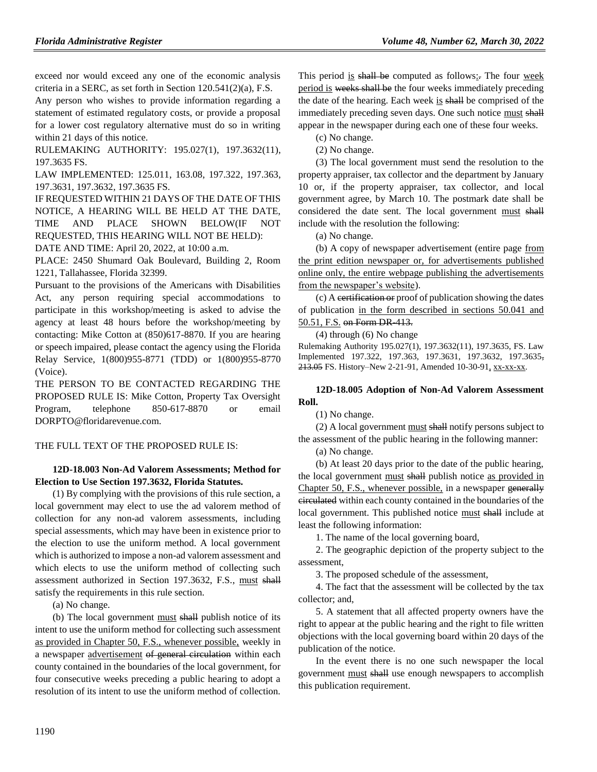exceed nor would exceed any one of the economic analysis criteria in a SERC, as set forth in Section 120.541(2)(a), F.S.

Any person who wishes to provide information regarding a statement of estimated regulatory costs, or provide a proposal for a lower cost regulatory alternative must do so in writing within 21 days of this notice.

RULEMAKING AUTHORITY: 195.027(1), 197.3632(11), 197.3635 FS.

LAW IMPLEMENTED: 125.011, 163.08, 197.322, 197.363, 197.3631, 197.3632, 197.3635 FS.

IF REQUESTED WITHIN 21 DAYS OF THE DATE OF THIS NOTICE, A HEARING WILL BE HELD AT THE DATE, TIME AND PLACE SHOWN BELOW(IF NOT REQUESTED, THIS HEARING WILL NOT BE HELD):

DATE AND TIME: April 20, 2022, at 10:00 a.m.

PLACE: 2450 Shumard Oak Boulevard, Building 2, Room 1221, Tallahassee, Florida 32399.

Pursuant to the provisions of the Americans with Disabilities Act, any person requiring special accommodations to participate in this workshop/meeting is asked to advise the agency at least 48 hours before the workshop/meeting by contacting: Mike Cotton at (850)617-8870. If you are hearing or speech impaired, please contact the agency using the Florida Relay Service, 1(800)955-8771 (TDD) or 1(800)955-8770 (Voice).

THE PERSON TO BE CONTACTED REGARDING THE PROPOSED RULE IS: Mike Cotton, Property Tax Oversight Program, telephone 850-617-8870 or email DORPTO@floridarevenue.com.

THE FULL TEXT OF THE PROPOSED RULE IS:

**12D-18.003 Non-Ad Valorem Assessments; Method for Election to Use Section 197.3632, Florida Statutes.**

(1) By complying with the provisions of this rule section, a local government may elect to use the ad valorem method of collection for any non-ad valorem assessments, including special assessments, which may have been in existence prior to the election to use the uniform method. A local government which is authorized to impose a non-ad valorem assessment and which elects to use the uniform method of collecting such assessment authorized in Section 197.3632, F.S., <u>must</u> ~~shall~~ satisfy the requirements in this rule section.

(a) No change.

(b) The local government <u>must</u> ~~shall~~ publish notice of its intent to use the uniform method for collecting such assessment <u>as provided in Chapter 50, F.S., whenever possible,</u> weekly in a newspaper <u>advertisement</u> ~~of general circulation~~ within each county contained in the boundaries of the local government, for four consecutive weeks preceding a public hearing to adopt a resolution of its intent to use the uniform method of collection. This period <u>is</u> ~~shall be~~ computed as follows<u>:</u>~~.~~ The four <u>week period is</u> ~~weeks shall be~~ the four weeks immediately preceding the date of the hearing. Each week <u>is</u> ~~shall~~ be comprised of the immediately preceding seven days. One such notice <u>must</u> ~~shall~~ appear in the newspaper during each one of these four weeks.

(c) No change.

(2) No change.

(3) The local government must send the resolution to the property appraiser, tax collector and the department by January 10 or, if the property appraiser, tax collector, and local government agree, by March 10. The postmark date shall be considered the date sent. The local government <u>must</u> ~~shall~~ include with the resolution the following:

(a) No change.

(b) A copy of newspaper advertisement (entire page <u>from the print edition newspaper or, for advertisements published online only, the entire webpage publishing the advertisements from the newspaper's website</u>).

(c) A ~~certification or~~ proof of publication showing the dates of publication <u>in the form described in sections 50.041 and 50.51, F.S.</u> ~~on Form DR-413.~~

(4) through (6) No change

Rulemaking Authority 195.027(1), 197.3632(11), 197.3635, FS. Law Implemented 197.322, 197.363, 197.3631, 197.3632, 197.3635~~, 213.05~~ FS. History–New 2-21-91, Amended 10-30-91<u>, xx-xx-xx</u>.

**12D-18.005 Adoption of Non-Ad Valorem Assessment Roll.**

(1) No change.

(2) A local government <u>must</u> ~~shall~~ notify persons subject to the assessment of the public hearing in the following manner:

(a) No change.

(b) At least 20 days prior to the date of the public hearing, the local government <u>must</u> ~~shall~~ publish notice <u>as provided in Chapter 50, F.S., whenever possible,</u> in a newspaper ~~generally circulated~~ within each county contained in the boundaries of the local government. This published notice <u>must</u> ~~shall~~ include at least the following information:

1. The name of the local governing board,

2. The geographic depiction of the property subject to the assessment,

3. The proposed schedule of the assessment,

4. The fact that the assessment will be collected by the tax collector; and,

5. A statement that all affected property owners have the right to appear at the public hearing and the right to file written objections with the local governing board within 20 days of the publication of the notice.

In the event there is no one such newspaper the local government <u>must</u> ~~shall~~ use enough newspapers to accomplish this publication requirement.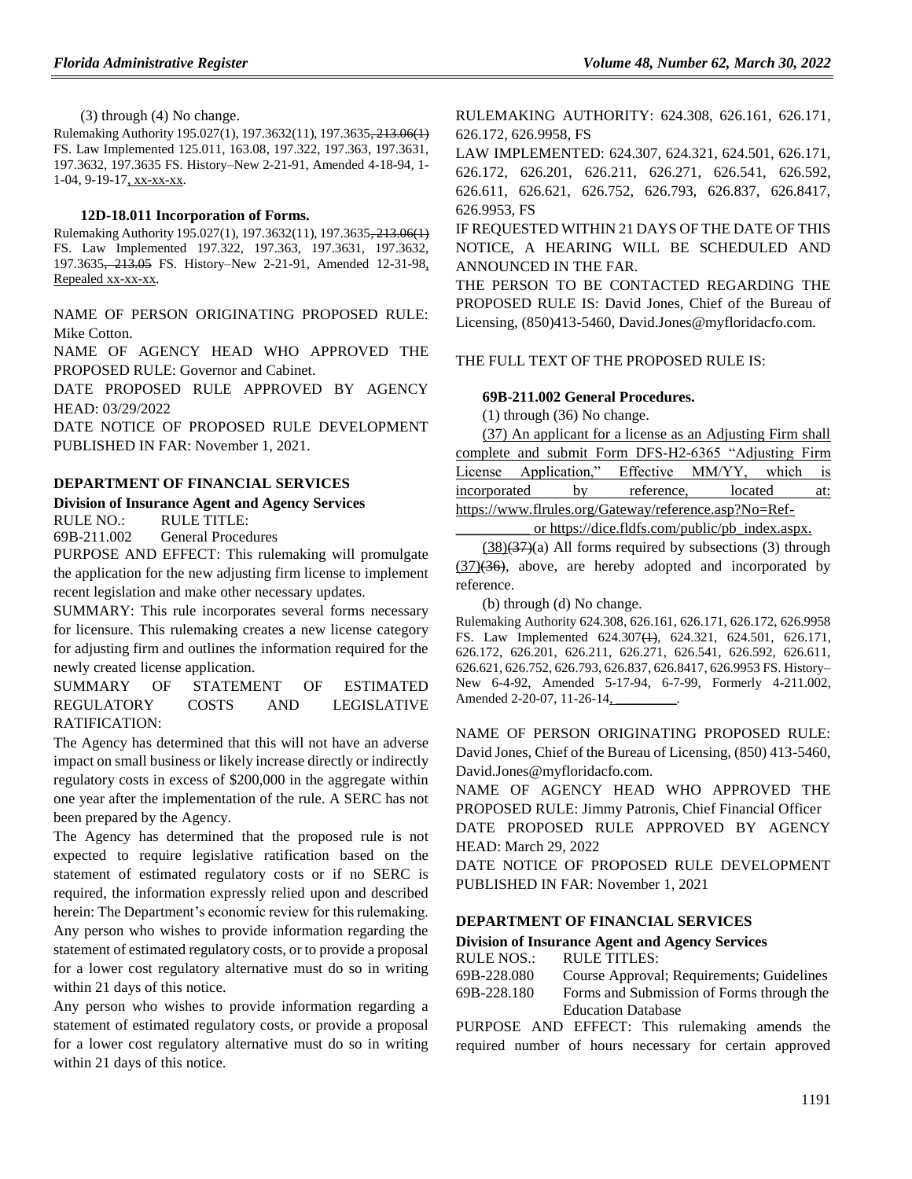(3) through (4) No change.

Rulemaking Authority 195.027(1), 197.3632(11), 197.3635~~, 213.06(1)~~ FS. Law Implemented 125.011, 163.08, 197.322, 197.363, 197.3631, 197.3632, 197.3635 FS. History–New 2-21-91, Amended 4-18-94, 1-1-04, 9-19-17, xx-xx-xx.

**12D-18.011 Incorporation of Forms.**

Rulemaking Authority 195.027(1), 197.3632(11), 197.3635~~, 213.06(1)~~ FS. Law Implemented 197.322, 197.363, 197.3631, 197.3632, 197.3635~~, 213.05~~ FS. History–New 2-21-91, Amended 12-31-98, Repealed xx-xx-xx.

NAME OF PERSON ORIGINATING PROPOSED RULE: Mike Cotton.

NAME OF AGENCY HEAD WHO APPROVED THE PROPOSED RULE: Governor and Cabinet.

DATE PROPOSED RULE APPROVED BY AGENCY HEAD: 03/29/2022

DATE NOTICE OF PROPOSED RULE DEVELOPMENT PUBLISHED IN FAR: November 1, 2021.

### DEPARTMENT OF FINANCIAL SERVICES

**Division of Insurance Agent and Agency Services**

RULE NO.: RULE TITLE:

69B-211.002 General Procedures

PURPOSE AND EFFECT: This rulemaking will promulgate the application for the new adjusting firm license to implement recent legislation and make other necessary updates.

SUMMARY: This rule incorporates several forms necessary for licensure. This rulemaking creates a new license category for adjusting firm and outlines the information required for the newly created license application.

SUMMARY OF STATEMENT OF ESTIMATED REGULATORY COSTS AND LEGISLATIVE RATIFICATION:

The Agency has determined that this will not have an adverse impact on small business or likely increase directly or indirectly regulatory costs in excess of $200,000 in the aggregate within one year after the implementation of the rule. A SERC has not been prepared by the Agency.

The Agency has determined that the proposed rule is not expected to require legislative ratification based on the statement of estimated regulatory costs or if no SERC is required, the information expressly relied upon and described herein: The Department's economic review for this rulemaking.

Any person who wishes to provide information regarding the statement of estimated regulatory costs, or to provide a proposal for a lower cost regulatory alternative must do so in writing within 21 days of this notice.

Any person who wishes to provide information regarding a statement of estimated regulatory costs, or provide a proposal for a lower cost regulatory alternative must do so in writing within 21 days of this notice.

RULEMAKING AUTHORITY: 624.308, 626.161, 626.171, 626.172, 626.9958, FS

LAW IMPLEMENTED: 624.307, 624.321, 624.501, 626.171, 626.172, 626.201, 626.211, 626.271, 626.541, 626.592, 626.611, 626.621, 626.752, 626.793, 626.837, 626.8417, 626.9953, FS

IF REQUESTED WITHIN 21 DAYS OF THE DATE OF THIS NOTICE, A HEARING WILL BE SCHEDULED AND ANNOUNCED IN THE FAR.

THE PERSON TO BE CONTACTED REGARDING THE PROPOSED RULE IS: David Jones, Chief of the Bureau of Licensing, (850)413-5460, David.Jones@myfloridacfo.com.

THE FULL TEXT OF THE PROPOSED RULE IS:

**69B-211.002 General Procedures.**

(1) through (36) No change.

(37) An applicant for a license as an Adjusting Firm shall complete and submit Form DFS-H2-6365 "Adjusting Firm License Application," Effective MM/YY, which is incorporated by reference, located at: https://www.flrules.org/Gateway/reference.asp?No=Ref-__________ or https://dice.fldfs.com/public/pb_index.aspx.

(38)~~(37)~~(a) All forms required by subsections (3) through (37)~~(36)~~, above, are hereby adopted and incorporated by reference.

(b) through (d) No change.

Rulemaking Authority 624.308, 626.161, 626.171, 626.172, 626.9958 FS. Law Implemented 624.307~~(1)~~, 624.321, 624.501, 626.171, 626.172, 626.201, 626.211, 626.271, 626.541, 626.592, 626.611, 626.621, 626.752, 626.793, 626.837, 626.8417, 626.9953 FS. History–New 6-4-92, Amended 5-17-94, 6-7-99, Formerly 4-211.002, Amended 2-20-07, 11-26-14, _________.

NAME OF PERSON ORIGINATING PROPOSED RULE: David Jones, Chief of the Bureau of Licensing, (850) 413-5460, David.Jones@myfloridacfo.com.

NAME OF AGENCY HEAD WHO APPROVED THE PROPOSED RULE: Jimmy Patronis, Chief Financial Officer

DATE PROPOSED RULE APPROVED BY AGENCY HEAD: March 29, 2022

DATE NOTICE OF PROPOSED RULE DEVELOPMENT PUBLISHED IN FAR: November 1, 2021

### DEPARTMENT OF FINANCIAL SERVICES

**Division of Insurance Agent and Agency Services**

| RULE NOS.: | RULE TITLES: |
| --- | --- |
| 69B-228.080 | Course Approval; Requirements; Guidelines |
| 69B-228.180 | Forms and Submission of Forms through the Education Database |

PURPOSE AND EFFECT: This rulemaking amends the required number of hours necessary for certain approved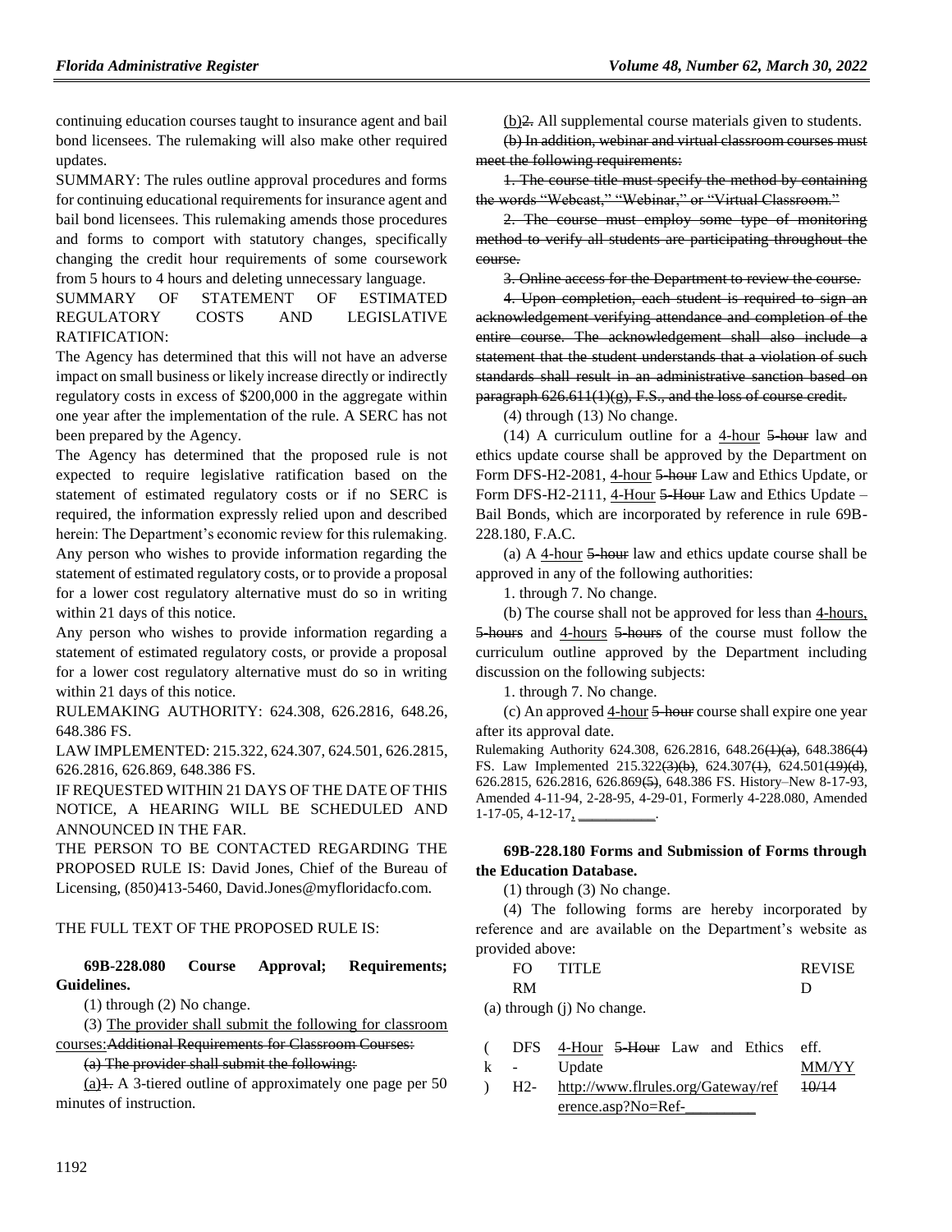continuing education courses taught to insurance agent and bail bond licensees. The rulemaking will also make other required updates.

SUMMARY: The rules outline approval procedures and forms for continuing educational requirements for insurance agent and bail bond licensees. This rulemaking amends those procedures and forms to comport with statutory changes, specifically changing the credit hour requirements of some coursework from 5 hours to 4 hours and deleting unnecessary language.

SUMMARY OF STATEMENT OF ESTIMATED REGULATORY COSTS AND LEGISLATIVE RATIFICATION:

The Agency has determined that this will not have an adverse impact on small business or likely increase directly or indirectly regulatory costs in excess of $200,000 in the aggregate within one year after the implementation of the rule. A SERC has not been prepared by the Agency.

The Agency has determined that the proposed rule is not expected to require legislative ratification based on the statement of estimated regulatory costs or if no SERC is required, the information expressly relied upon and described herein: The Department's economic review for this rulemaking.

Any person who wishes to provide information regarding the statement of estimated regulatory costs, or to provide a proposal for a lower cost regulatory alternative must do so in writing within 21 days of this notice.

Any person who wishes to provide information regarding a statement of estimated regulatory costs, or provide a proposal for a lower cost regulatory alternative must do so in writing within 21 days of this notice.

RULEMAKING AUTHORITY: 624.308, 626.2816, 648.26, 648.386 FS.

LAW IMPLEMENTED: 215.322, 624.307, 624.501, 626.2815, 626.2816, 626.869, 648.386 FS.

IF REQUESTED WITHIN 21 DAYS OF THE DATE OF THIS NOTICE, A HEARING WILL BE SCHEDULED AND ANNOUNCED IN THE FAR.

THE PERSON TO BE CONTACTED REGARDING THE PROPOSED RULE IS: David Jones, Chief of the Bureau of Licensing, (850)413-5460, David.Jones@myfloridacfo.com.

THE FULL TEXT OF THE PROPOSED RULE IS:

**69B-228.080 Course Approval; Requirements; Guidelines.**

(1) through (2) No change.

(3) The provider shall submit the following for classroom courses:~~Additional Requirements for Classroom Courses:~~

~~(a) The provider shall submit the following:~~

(a)~~1.~~ A 3-tiered outline of approximately one page per 50 minutes of instruction.

(b)~~2.~~ All supplemental course materials given to students.

~~(b) In addition, webinar and virtual classroom courses must meet the following requirements:~~

~~1. The course title must specify the method by containing the words "Webcast," "Webinar," or "Virtual Classroom."~~

~~2. The course must employ some type of monitoring method to verify all students are participating throughout the course.~~

~~3. Online access for the Department to review the course.~~

~~4. Upon completion, each student is required to sign an acknowledgement verifying attendance and completion of the entire course. The acknowledgement shall also include a statement that the student understands that a violation of such standards shall result in an administrative sanction based on paragraph 626.611(1)(g), F.S., and the loss of course credit.~~

(4) through (13) No change.

(14) A curriculum outline for a 4-hour ~~5-hour~~ law and ethics update course shall be approved by the Department on Form DFS-H2-2081, 4-hour ~~5-hour~~ Law and Ethics Update, or Form DFS-H2-2111, 4-Hour ~~5-Hour~~ Law and Ethics Update – Bail Bonds, which are incorporated by reference in rule 69B-228.180, F.A.C.

(a) A 4-hour ~~5-hour~~ law and ethics update course shall be approved in any of the following authorities:

1. through 7. No change.

(b) The course shall not be approved for less than 4-hours, ~~5-hours~~ and 4-hours ~~5-hours~~ of the course must follow the curriculum outline approved by the Department including discussion on the following subjects:

1. through 7. No change.

(c) An approved 4-hour ~~5-hour~~ course shall expire one year after its approval date.

Rulemaking Authority 624.308, 626.2816, 648.26~~(1)(a)~~, 648.386~~(4)~~ FS. Law Implemented 215.322~~(3)(b)~~, 624.307~~(1)~~, 624.501~~(19)(d)~~, 626.2815, 626.2816, 626.869~~(5)~~, 648.386 FS. History–New 8-17-93, Amended 4-11-94, 2-28-95, 4-29-01, Formerly 4-228.080, Amended 1-17-05, 4-12-17, __________.

**69B-228.180 Forms and Submission of Forms through the Education Database.**

(1) through (3) No change.

(4) The following forms are hereby incorporated by reference and are available on the Department's website as provided above:

| FORM | TITLE | REVISED |
|---|---|---|
| (a) through (j) No change. | | |
| (k) DFS-H2- | 4-Hour ~~5-Hour~~ Law and Ethics Update http://www.flrules.org/Gateway/reference.asp?No=Ref-_________ | eff. MM/YY ~~10/14~~ |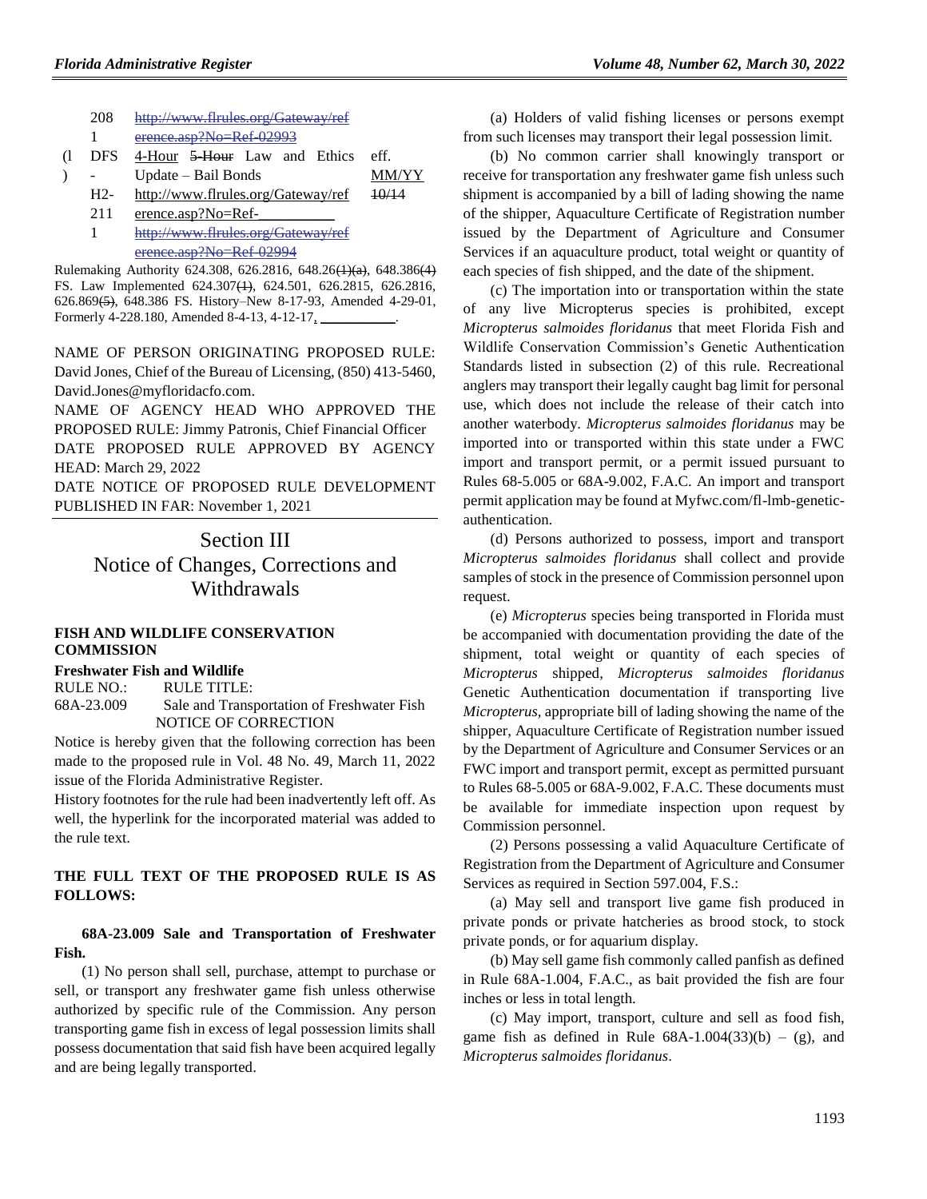| | 208 1 | ~~http://www.flrules.org/Gateway/reference.asp?No=Ref-02993~~ | |
|---|---|---|---|
| (l) | DFS - H2-211 1 | 4-Hour ~~5-Hour~~ Law and Ethics Update – Bail Bonds http://www.flrules.org/Gateway/reference.asp?No=Ref-\_\_\_\_\_\_\_\_\_\_ ~~http://www.flrules.org/Gateway/reference.asp?No=Ref-02994~~ | eff. MM/YY ~~10/14~~ |

Rulemaking Authority 624.308, 626.2816, 648.26~~(1)(a)~~, 648.386~~(4)~~ FS. Law Implemented 624.307~~(1)~~, 624.501, 626.2815, 626.2816, 626.869~~(5)~~, 648.386 FS. History–New 8-17-93, Amended 4-29-01, Formerly 4-228.180, Amended 8-4-13, 4-12-17, \_\_\_\_\_\_\_\_\_\_.

NAME OF PERSON ORIGINATING PROPOSED RULE: David Jones, Chief of the Bureau of Licensing, (850) 413-5460, David.Jones@myfloridacfo.com.

NAME OF AGENCY HEAD WHO APPROVED THE PROPOSED RULE: Jimmy Patronis, Chief Financial Officer

DATE PROPOSED RULE APPROVED BY AGENCY HEAD: March 29, 2022

DATE NOTICE OF PROPOSED RULE DEVELOPMENT PUBLISHED IN FAR: November 1, 2021

# Section III Notice of Changes, Corrections and Withdrawals

**FISH AND WILDLIFE CONSERVATION COMMISSION**

**Freshwater Fish and Wildlife**

RULE NO.: RULE TITLE:

68A-23.009 Sale and Transportation of Freshwater Fish

NOTICE OF CORRECTION

Notice is hereby given that the following correction has been made to the proposed rule in Vol. 48 No. 49, March 11, 2022 issue of the Florida Administrative Register.

History footnotes for the rule had been inadvertently left off. As well, the hyperlink for the incorporated material was added to the rule text.

**THE FULL TEXT OF THE PROPOSED RULE IS AS FOLLOWS:**

**68A-23.009 Sale and Transportation of Freshwater Fish.**

(1) No person shall sell, purchase, attempt to purchase or sell, or transport any freshwater game fish unless otherwise authorized by specific rule of the Commission. Any person transporting game fish in excess of legal possession limits shall possess documentation that said fish have been acquired legally and are being legally transported.

(a) Holders of valid fishing licenses or persons exempt from such licenses may transport their legal possession limit.

(b) No common carrier shall knowingly transport or receive for transportation any freshwater game fish unless such shipment is accompanied by a bill of lading showing the name of the shipper, Aquaculture Certificate of Registration number issued by the Department of Agriculture and Consumer Services if an aquaculture product, total weight or quantity of each species of fish shipped, and the date of the shipment.

(c) The importation into or transportation within the state of any live Micropterus species is prohibited, except *Micropterus salmoides floridanus* that meet Florida Fish and Wildlife Conservation Commission's Genetic Authentication Standards listed in subsection (2) of this rule. Recreational anglers may transport their legally caught bag limit for personal use, which does not include the release of their catch into another waterbody. *Micropterus salmoides floridanus* may be imported into or transported within this state under a FWC import and transport permit, or a permit issued pursuant to Rules 68-5.005 or 68A-9.002, F.A.C. An import and transport permit application may be found at Myfwc.com/fl-lmb-genetic-authentication.

(d) Persons authorized to possess, import and transport *Micropterus salmoides floridanus* shall collect and provide samples of stock in the presence of Commission personnel upon request.

(e) *Micropterus* species being transported in Florida must be accompanied with documentation providing the date of the shipment, total weight or quantity of each species of *Micropterus* shipped, *Micropterus salmoides floridanus* Genetic Authentication documentation if transporting live *Micropterus*, appropriate bill of lading showing the name of the shipper, Aquaculture Certificate of Registration number issued by the Department of Agriculture and Consumer Services or an FWC import and transport permit, except as permitted pursuant to Rules 68-5.005 or 68A-9.002, F.A.C. These documents must be available for immediate inspection upon request by Commission personnel.

(2) Persons possessing a valid Aquaculture Certificate of Registration from the Department of Agriculture and Consumer Services as required in Section 597.004, F.S.:

(a) May sell and transport live game fish produced in private ponds or private hatcheries as brood stock, to stock private ponds, or for aquarium display.

(b) May sell game fish commonly called panfish as defined in Rule 68A-1.004, F.A.C., as bait provided the fish are four inches or less in total length.

(c) May import, transport, culture and sell as food fish, game fish as defined in Rule 68A-1.004(33)(b) – (g), and *Micropterus salmoides floridanus*.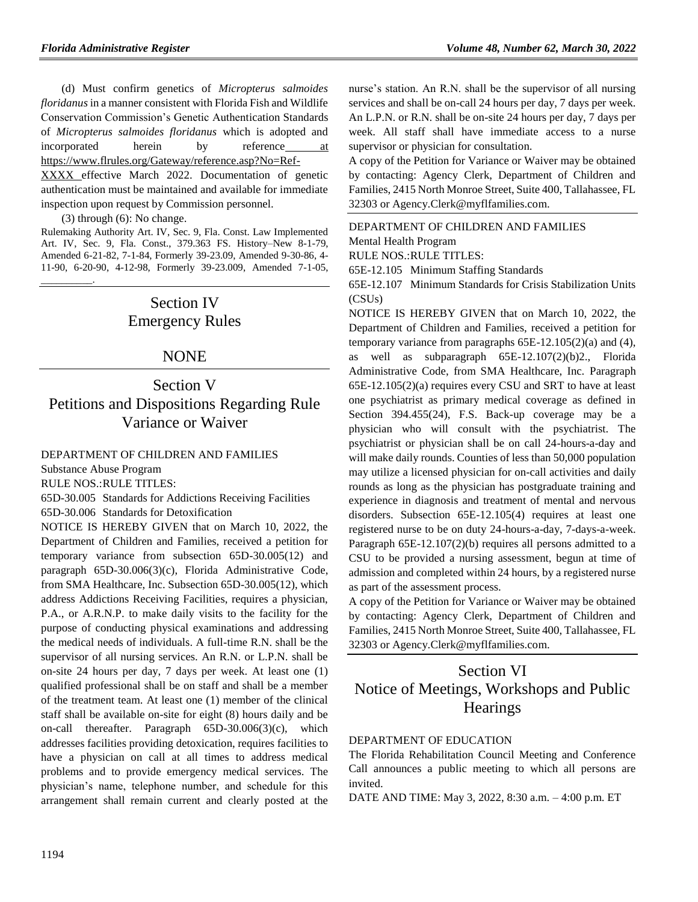(d) Must confirm genetics of *Micropterus salmoides floridanus* in a manner consistent with Florida Fish and Wildlife Conservation Commission's Genetic Authentication Standards of *Micropterus salmoides floridanus* which is adopted and incorporated herein by reference at https://www.flrules.org/Gateway/reference.asp?No=Ref-XXXX effective March 2022. Documentation of genetic authentication must be maintained and available for immediate inspection upon request by Commission personnel.

(3) through (6): No change.

Rulemaking Authority Art. IV, Sec. 9, Fla. Const. Law Implemented Art. IV, Sec. 9, Fla. Const., 379.363 FS. History–New 8-1-79, Amended 6-21-82, 7-1-84, Formerly 39-23.09, Amended 9-30-86, 4-11-90, 6-20-90, 4-12-98, Formerly 39-23.009, Amended 7-1-05, ________.

# Section IV
# Emergency Rules

# NONE

# Section V
# Petitions and Dispositions Regarding Rule Variance or Waiver

DEPARTMENT OF CHILDREN AND FAMILIES

Substance Abuse Program

RULE NOS.:RULE TITLES:

65D-30.005 Standards for Addictions Receiving Facilities

65D-30.006 Standards for Detoxification

NOTICE IS HEREBY GIVEN that on March 10, 2022, the Department of Children and Families, received a petition for temporary variance from subsection 65D-30.005(12) and paragraph 65D-30.006(3)(c), Florida Administrative Code, from SMA Healthcare, Inc. Subsection 65D-30.005(12), which address Addictions Receiving Facilities, requires a physician, P.A., or A.R.N.P. to make daily visits to the facility for the purpose of conducting physical examinations and addressing the medical needs of individuals. A full-time R.N. shall be the supervisor of all nursing services. An R.N. or L.P.N. shall be on-site 24 hours per day, 7 days per week. At least one (1) qualified professional shall be on staff and shall be a member of the treatment team. At least one (1) member of the clinical staff shall be available on-site for eight (8) hours daily and be on-call thereafter. Paragraph 65D-30.006(3)(c), which addresses facilities providing detoxication, requires facilities to have a physician on call at all times to address medical problems and to provide emergency medical services. The physician's name, telephone number, and schedule for this arrangement shall remain current and clearly posted at the nurse's station. An R.N. shall be the supervisor of all nursing services and shall be on-call 24 hours per day, 7 days per week. An L.P.N. or R.N. shall be on-site 24 hours per day, 7 days per week. All staff shall have immediate access to a nurse supervisor or physician for consultation.

A copy of the Petition for Variance or Waiver may be obtained by contacting: Agency Clerk, Department of Children and Families, 2415 North Monroe Street, Suite 400, Tallahassee, FL 32303 or Agency.Clerk@myflfamilies.com.

DEPARTMENT OF CHILDREN AND FAMILIES

Mental Health Program

RULE NOS.:RULE TITLES:

65E-12.105 Minimum Staffing Standards

65E-12.107 Minimum Standards for Crisis Stabilization Units (CSUs)

NOTICE IS HEREBY GIVEN that on March 10, 2022, the Department of Children and Families, received a petition for temporary variance from paragraphs 65E-12.105(2)(a) and (4), as well as subparagraph 65E-12.107(2)(b)2., Florida Administrative Code, from SMA Healthcare, Inc. Paragraph 65E-12.105(2)(a) requires every CSU and SRT to have at least one psychiatrist as primary medical coverage as defined in Section 394.455(24), F.S. Back-up coverage may be a physician who will consult with the psychiatrist. The psychiatrist or physician shall be on call 24-hours-a-day and will make daily rounds. Counties of less than 50,000 population may utilize a licensed physician for on-call activities and daily rounds as long as the physician has postgraduate training and experience in diagnosis and treatment of mental and nervous disorders. Subsection 65E-12.105(4) requires at least one registered nurse to be on duty 24-hours-a-day, 7-days-a-week. Paragraph 65E-12.107(2)(b) requires all persons admitted to a CSU to be provided a nursing assessment, begun at time of admission and completed within 24 hours, by a registered nurse as part of the assessment process.

A copy of the Petition for Variance or Waiver may be obtained by contacting: Agency Clerk, Department of Children and Families, 2415 North Monroe Street, Suite 400, Tallahassee, FL 32303 or Agency.Clerk@myflfamilies.com.

# Section VI
# Notice of Meetings, Workshops and Public Hearings

DEPARTMENT OF EDUCATION

The Florida Rehabilitation Council Meeting and Conference Call announces a public meeting to which all persons are invited.

DATE AND TIME: May 3, 2022, 8:30 a.m. – 4:00 p.m. ET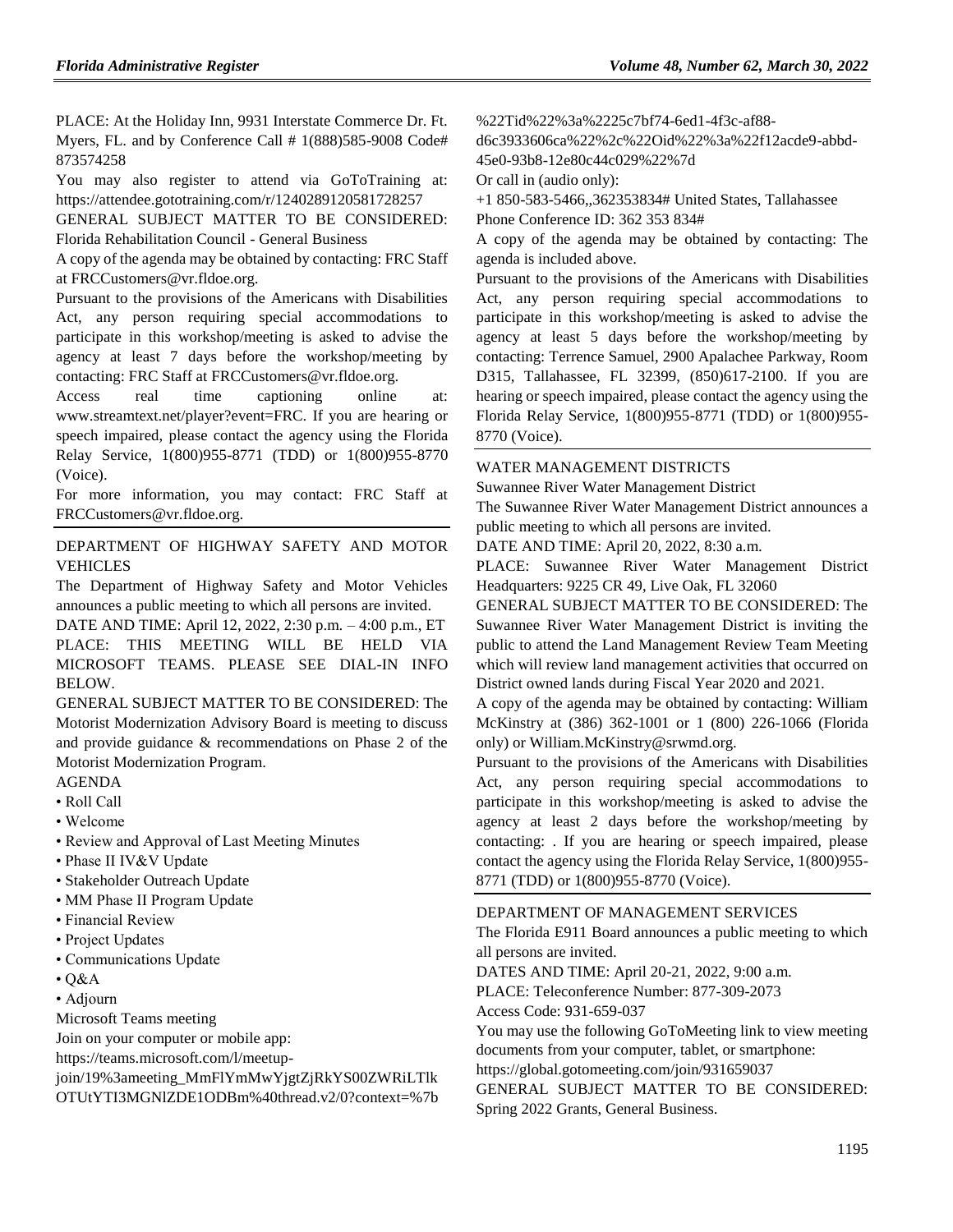PLACE: At the Holiday Inn, 9931 Interstate Commerce Dr. Ft. Myers, FL. and by Conference Call # 1(888)585-9008 Code# 873574258

You may also register to attend via GoToTraining at: https://attendee.gototraining.com/r/1240289120581728257

GENERAL SUBJECT MATTER TO BE CONSIDERED: Florida Rehabilitation Council - General Business

A copy of the agenda may be obtained by contacting: FRC Staff at FRCCustomers@vr.fldoe.org.

Pursuant to the provisions of the Americans with Disabilities Act, any person requiring special accommodations to participate in this workshop/meeting is asked to advise the agency at least 7 days before the workshop/meeting by contacting: FRC Staff at FRCCustomers@vr.fldoe.org.

Access real time captioning online at: www.streamtext.net/player?event=FRC. If you are hearing or speech impaired, please contact the agency using the Florida Relay Service, 1(800)955-8771 (TDD) or 1(800)955-8770 (Voice).

For more information, you may contact: FRC Staff at FRCCustomers@vr.fldoe.org.

---

DEPARTMENT OF HIGHWAY SAFETY AND MOTOR VEHICLES

The Department of Highway Safety and Motor Vehicles announces a public meeting to which all persons are invited.

DATE AND TIME: April 12, 2022, 2:30 p.m. – 4:00 p.m., ET

PLACE: THIS MEETING WILL BE HELD VIA MICROSOFT TEAMS. PLEASE SEE DIAL-IN INFO BELOW.

GENERAL SUBJECT MATTER TO BE CONSIDERED: The Motorist Modernization Advisory Board is meeting to discuss and provide guidance & recommendations on Phase 2 of the Motorist Modernization Program.

AGENDA

- Roll Call
- Welcome
- Review and Approval of Last Meeting Minutes
- Phase II IV&V Update
- Stakeholder Outreach Update
- MM Phase II Program Update
- Financial Review
- Project Updates
- Communications Update
- Q&A
- Adjourn

Microsoft Teams meeting

Join on your computer or mobile app:

https://teams.microsoft.com/l/meetup-join/19%3ameeting_MmFlYmMwYjgtZjRkYS00ZWRiLTlkOTUtYTI3MGNlZDE1ODBm%40thread.v2/0?context=%7b%22Tid%22%3a%2225c7bf74-6ed1-4f3c-af88-d6c3933606ca%22%2c%22Oid%22%3a%22f12acde9-abbd-45e0-93b8-12e80c44c029%22%7d

Or call in (audio only):

+1 850-583-5466,,362353834# United States, Tallahassee

Phone Conference ID: 362 353 834#

A copy of the agenda may be obtained by contacting: The agenda is included above.

Pursuant to the provisions of the Americans with Disabilities Act, any person requiring special accommodations to participate in this workshop/meeting is asked to advise the agency at least 5 days before the workshop/meeting by contacting: Terrence Samuel, 2900 Apalachee Parkway, Room D315, Tallahassee, FL 32399, (850)617-2100. If you are hearing or speech impaired, please contact the agency using the Florida Relay Service, 1(800)955-8771 (TDD) or 1(800)955-8770 (Voice).

---

WATER MANAGEMENT DISTRICTS

Suwannee River Water Management District

The Suwannee River Water Management District announces a public meeting to which all persons are invited.

DATE AND TIME: April 20, 2022, 8:30 a.m.

PLACE: Suwannee River Water Management District Headquarters: 9225 CR 49, Live Oak, FL 32060

GENERAL SUBJECT MATTER TO BE CONSIDERED: The Suwannee River Water Management District is inviting the public to attend the Land Management Review Team Meeting which will review land management activities that occurred on District owned lands during Fiscal Year 2020 and 2021.

A copy of the agenda may be obtained by contacting: William McKinstry at (386) 362-1001 or 1 (800) 226-1066 (Florida only) or William.McKinstry@srwmd.org.

Pursuant to the provisions of the Americans with Disabilities Act, any person requiring special accommodations to participate in this workshop/meeting is asked to advise the agency at least 2 days before the workshop/meeting by contacting: . If you are hearing or speech impaired, please contact the agency using the Florida Relay Service, 1(800)955-8771 (TDD) or 1(800)955-8770 (Voice).

---

DEPARTMENT OF MANAGEMENT SERVICES

The Florida E911 Board announces a public meeting to which all persons are invited.

DATES AND TIME: April 20-21, 2022, 9:00 a.m.

PLACE: Teleconference Number: 877-309-2073

Access Code: 931-659-037

You may use the following GoToMeeting link to view meeting documents from your computer, tablet, or smartphone: https://global.gotomeeting.com/join/931659037

GENERAL SUBJECT MATTER TO BE CONSIDERED: Spring 2022 Grants, General Business.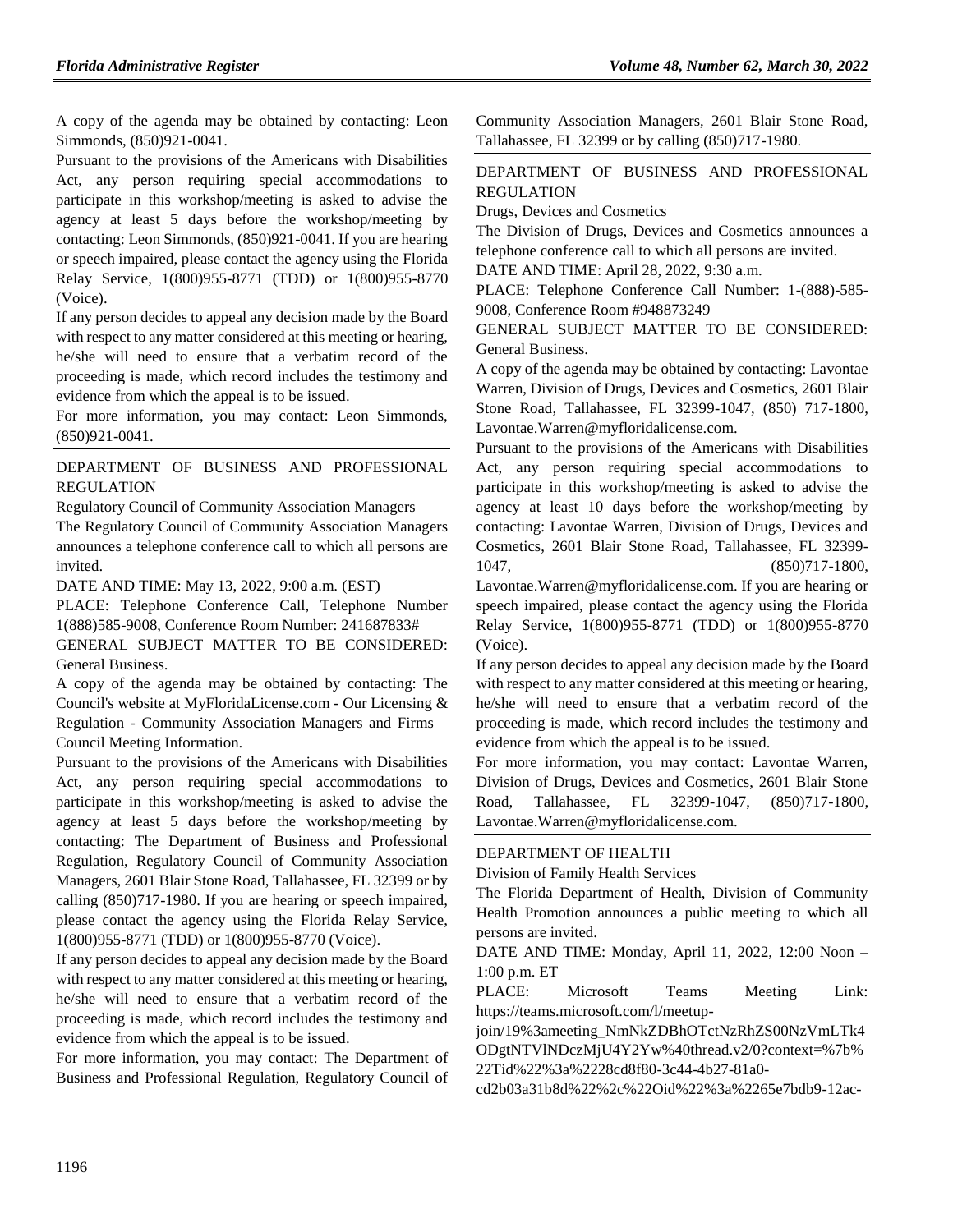A copy of the agenda may be obtained by contacting: Leon Simmonds, (850)921-0041.

Pursuant to the provisions of the Americans with Disabilities Act, any person requiring special accommodations to participate in this workshop/meeting is asked to advise the agency at least 5 days before the workshop/meeting by contacting: Leon Simmonds, (850)921-0041. If you are hearing or speech impaired, please contact the agency using the Florida Relay Service, 1(800)955-8771 (TDD) or 1(800)955-8770 (Voice).

If any person decides to appeal any decision made by the Board with respect to any matter considered at this meeting or hearing, he/she will need to ensure that a verbatim record of the proceeding is made, which record includes the testimony and evidence from which the appeal is to be issued.

For more information, you may contact: Leon Simmonds, (850)921-0041.

DEPARTMENT OF BUSINESS AND PROFESSIONAL REGULATION

Regulatory Council of Community Association Managers

The Regulatory Council of Community Association Managers announces a telephone conference call to which all persons are invited.

DATE AND TIME: May 13, 2022, 9:00 a.m. (EST)

PLACE: Telephone Conference Call, Telephone Number 1(888)585-9008, Conference Room Number: 241687833#

GENERAL SUBJECT MATTER TO BE CONSIDERED: General Business.

A copy of the agenda may be obtained by contacting: The Council's website at MyFloridaLicense.com - Our Licensing & Regulation - Community Association Managers and Firms – Council Meeting Information.

Pursuant to the provisions of the Americans with Disabilities Act, any person requiring special accommodations to participate in this workshop/meeting is asked to advise the agency at least 5 days before the workshop/meeting by contacting: The Department of Business and Professional Regulation, Regulatory Council of Community Association Managers, 2601 Blair Stone Road, Tallahassee, FL 32399 or by calling (850)717-1980. If you are hearing or speech impaired, please contact the agency using the Florida Relay Service, 1(800)955-8771 (TDD) or 1(800)955-8770 (Voice).

If any person decides to appeal any decision made by the Board with respect to any matter considered at this meeting or hearing, he/she will need to ensure that a verbatim record of the proceeding is made, which record includes the testimony and evidence from which the appeal is to be issued.

For more information, you may contact: The Department of Business and Professional Regulation, Regulatory Council of Community Association Managers, 2601 Blair Stone Road, Tallahassee, FL 32399 or by calling (850)717-1980.

DEPARTMENT OF BUSINESS AND PROFESSIONAL REGULATION

Drugs, Devices and Cosmetics

The Division of Drugs, Devices and Cosmetics announces a telephone conference call to which all persons are invited.

DATE AND TIME: April 28, 2022, 9:30 a.m.

PLACE: Telephone Conference Call Number: 1-(888)-585-9008, Conference Room #948873249

GENERAL SUBJECT MATTER TO BE CONSIDERED: General Business.

A copy of the agenda may be obtained by contacting: Lavontae Warren, Division of Drugs, Devices and Cosmetics, 2601 Blair Stone Road, Tallahassee, FL 32399-1047, (850) 717-1800, Lavontae.Warren@myfloridalicense.com.

Pursuant to the provisions of the Americans with Disabilities Act, any person requiring special accommodations to participate in this workshop/meeting is asked to advise the agency at least 10 days before the workshop/meeting by contacting: Lavontae Warren, Division of Drugs, Devices and Cosmetics, 2601 Blair Stone Road, Tallahassee, FL 32399-1047, (850)717-1800, Lavontae.Warren@myfloridalicense.com. If you are hearing or speech impaired, please contact the agency using the Florida Relay Service, 1(800)955-8771 (TDD) or 1(800)955-8770 (Voice).

If any person decides to appeal any decision made by the Board with respect to any matter considered at this meeting or hearing, he/she will need to ensure that a verbatim record of the proceeding is made, which record includes the testimony and evidence from which the appeal is to be issued.

For more information, you may contact: Lavontae Warren, Division of Drugs, Devices and Cosmetics, 2601 Blair Stone Road, Tallahassee, FL 32399-1047, (850)717-1800, Lavontae.Warren@myfloridalicense.com.

DEPARTMENT OF HEALTH

Division of Family Health Services

The Florida Department of Health, Division of Community Health Promotion announces a public meeting to which all persons are invited.

DATE AND TIME: Monday, April 11, 2022, 12:00 Noon – 1:00 p.m. ET

PLACE: Microsoft Teams Meeting Link: https://teams.microsoft.com/l/meetup-join/19%3ameeting_NmNkZDBhOTctNzRhZS00NzVmLTk4ODgtNTVlNDczMjU4Y2Yw%40thread.v2/0?context=%7b%22Tid%22%3a%2228cd8f80-3c44-4b27-81a0-cd2b03a31b8d%22%2c%22Oid%22%3a%2265e7bdb9-12ac-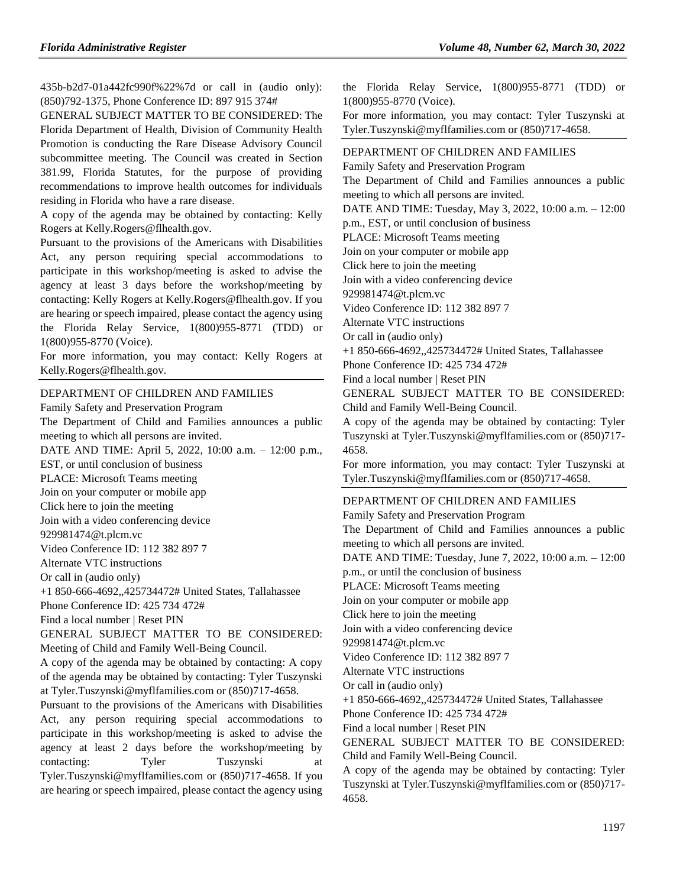435b-b2d7-01a442fc990f%22%7d or call in (audio only): (850)792-1375, Phone Conference ID: 897 915 374#

GENERAL SUBJECT MATTER TO BE CONSIDERED: The Florida Department of Health, Division of Community Health Promotion is conducting the Rare Disease Advisory Council subcommittee meeting. The Council was created in Section 381.99, Florida Statutes, for the purpose of providing recommendations to improve health outcomes for individuals residing in Florida who have a rare disease.

A copy of the agenda may be obtained by contacting: Kelly Rogers at Kelly.Rogers@flhealth.gov.

Pursuant to the provisions of the Americans with Disabilities Act, any person requiring special accommodations to participate in this workshop/meeting is asked to advise the agency at least 3 days before the workshop/meeting by contacting: Kelly Rogers at Kelly.Rogers@flhealth.gov. If you are hearing or speech impaired, please contact the agency using the Florida Relay Service, 1(800)955-8771 (TDD) or 1(800)955-8770 (Voice).

For more information, you may contact: Kelly Rogers at Kelly.Rogers@flhealth.gov.

---

DEPARTMENT OF CHILDREN AND FAMILIES

Family Safety and Preservation Program

The Department of Child and Families announces a public meeting to which all persons are invited.

DATE AND TIME: April 5, 2022, 10:00 a.m. – 12:00 p.m., EST, or until conclusion of business

PLACE: Microsoft Teams meeting

Join on your computer or mobile app

Click here to join the meeting

Join with a video conferencing device

929981474@t.plcm.vc

Video Conference ID: 112 382 897 7

Alternate VTC instructions

Or call in (audio only)

+1 850-666-4692,,425734472# United States, Tallahassee

Phone Conference ID: 425 734 472#

Find a local number | Reset PIN

GENERAL SUBJECT MATTER TO BE CONSIDERED: Meeting of Child and Family Well-Being Council.

A copy of the agenda may be obtained by contacting: A copy of the agenda may be obtained by contacting: Tyler Tuszynski at Tyler.Tuszynski@myflfamilies.com or (850)717-4658.

Pursuant to the provisions of the Americans with Disabilities Act, any person requiring special accommodations to participate in this workshop/meeting is asked to advise the agency at least 2 days before the workshop/meeting by contacting: Tyler Tuszynski at Tyler.Tuszynski@myflfamilies.com or (850)717-4658. If you are hearing or speech impaired, please contact the agency using the Florida Relay Service, 1(800)955-8771 (TDD) or 1(800)955-8770 (Voice).

For more information, you may contact: Tyler Tuszynski at Tyler.Tuszynski@myflfamilies.com or (850)717-4658.

---

DEPARTMENT OF CHILDREN AND FAMILIES

Family Safety and Preservation Program

The Department of Child and Families announces a public meeting to which all persons are invited.

DATE AND TIME: Tuesday, May 3, 2022, 10:00 a.m. – 12:00 p.m., EST, or until conclusion of business

PLACE: Microsoft Teams meeting

Join on your computer or mobile app

Click here to join the meeting

Join with a video conferencing device

929981474@t.plcm.vc

Video Conference ID: 112 382 897 7

Alternate VTC instructions

Or call in (audio only)

+1 850-666-4692,,425734472# United States, Tallahassee

Phone Conference ID: 425 734 472#

Find a local number | Reset PIN

GENERAL SUBJECT MATTER TO BE CONSIDERED: Child and Family Well-Being Council.

A copy of the agenda may be obtained by contacting: Tyler Tuszynski at Tyler.Tuszynski@myflfamilies.com or (850)717-4658.

For more information, you may contact: Tyler Tuszynski at Tyler.Tuszynski@myflfamilies.com or (850)717-4658.

---

DEPARTMENT OF CHILDREN AND FAMILIES

Family Safety and Preservation Program

The Department of Child and Families announces a public meeting to which all persons are invited.

DATE AND TIME: Tuesday, June 7, 2022, 10:00 a.m. – 12:00 p.m., or until the conclusion of business

PLACE: Microsoft Teams meeting

Join on your computer or mobile app

Click here to join the meeting

Join with a video conferencing device

929981474@t.plcm.vc

Video Conference ID: 112 382 897 7

Alternate VTC instructions

Or call in (audio only)

+1 850-666-4692,,425734472# United States, Tallahassee

Phone Conference ID: 425 734 472#

Find a local number | Reset PIN

GENERAL SUBJECT MATTER TO BE CONSIDERED: Child and Family Well-Being Council.

A copy of the agenda may be obtained by contacting: Tyler Tuszynski at Tyler.Tuszynski@myflfamilies.com or (850)717-4658.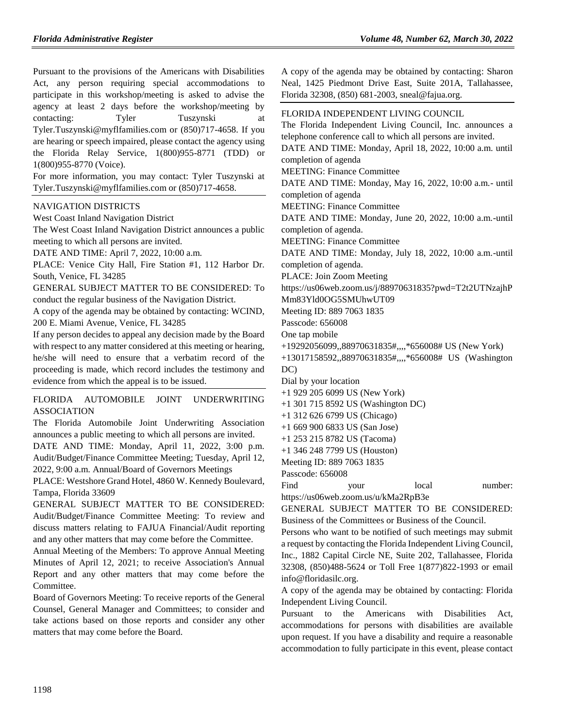Pursuant to the provisions of the Americans with Disabilities Act, any person requiring special accommodations to participate in this workshop/meeting is asked to advise the agency at least 2 days before the workshop/meeting by contacting: Tyler Tuszynski at Tyler.Tuszynski@myflfamilies.com or (850)717-4658. If you are hearing or speech impaired, please contact the agency using the Florida Relay Service, 1(800)955-8771 (TDD) or 1(800)955-8770 (Voice).

For more information, you may contact: Tyler Tuszynski at Tyler.Tuszynski@myflfamilies.com or (850)717-4658.

NAVIGATION DISTRICTS

West Coast Inland Navigation District

The West Coast Inland Navigation District announces a public meeting to which all persons are invited.

DATE AND TIME: April 7, 2022, 10:00 a.m.

PLACE: Venice City Hall, Fire Station #1, 112 Harbor Dr. South, Venice, FL 34285

GENERAL SUBJECT MATTER TO BE CONSIDERED: To conduct the regular business of the Navigation District.

A copy of the agenda may be obtained by contacting: WCIND, 200 E. Miami Avenue, Venice, FL 34285

If any person decides to appeal any decision made by the Board with respect to any matter considered at this meeting or hearing, he/she will need to ensure that a verbatim record of the proceeding is made, which record includes the testimony and evidence from which the appeal is to be issued.

FLORIDA AUTOMOBILE JOINT UNDERWRITING ASSOCIATION

The Florida Automobile Joint Underwriting Association announces a public meeting to which all persons are invited.

DATE AND TIME: Monday, April 11, 2022, 3:00 p.m. Audit/Budget/Finance Committee Meeting; Tuesday, April 12, 2022, 9:00 a.m. Annual/Board of Governors Meetings

PLACE: Westshore Grand Hotel, 4860 W. Kennedy Boulevard, Tampa, Florida 33609

GENERAL SUBJECT MATTER TO BE CONSIDERED: Audit/Budget/Finance Committee Meeting: To review and discuss matters relating to FAJUA Financial/Audit reporting and any other matters that may come before the Committee.

Annual Meeting of the Members: To approve Annual Meeting Minutes of April 12, 2021; to receive Association's Annual Report and any other matters that may come before the Committee.

Board of Governors Meeting: To receive reports of the General Counsel, General Manager and Committees; to consider and take actions based on those reports and consider any other matters that may come before the Board.

A copy of the agenda may be obtained by contacting: Sharon Neal, 1425 Piedmont Drive East, Suite 201A, Tallahassee, Florida 32308, (850) 681-2003, sneal@fajua.org.

FLORIDA INDEPENDENT LIVING COUNCIL

The Florida Independent Living Council, Inc. announces a telephone conference call to which all persons are invited.

DATE AND TIME: Monday, April 18, 2022, 10:00 a.m. until completion of agenda

MEETING: Finance Committee

DATE AND TIME: Monday, May 16, 2022, 10:00 a.m.- until completion of agenda

MEETING: Finance Committee

DATE AND TIME: Monday, June 20, 2022, 10:00 a.m.-until completion of agenda.

MEETING: Finance Committee

DATE AND TIME: Monday, July 18, 2022, 10:00 a.m.-until completion of agenda.

PLACE: Join Zoom Meeting

https://us06web.zoom.us/j/88970631835?pwd=T2t2UTNzajhPMm83Yld0OG5SMUhwUT09

Meeting ID: 889 7063 1835

Passcode: 656008

One tap mobile

+19292056099,,88970631835#,,,,*656008# US (New York)

+13017158592,,88970631835#,,,,*656008# US (Washington DC)

Dial by your location

+1 929 205 6099 US (New York)

+1 301 715 8592 US (Washington DC)

+1 312 626 6799 US (Chicago)

+1 669 900 6833 US (San Jose)

+1 253 215 8782 US (Tacoma)

+1 346 248 7799 US (Houston)

Meeting ID: 889 7063 1835

Passcode: 656008

Find your local number: https://us06web.zoom.us/u/kMa2RpB3e

GENERAL SUBJECT MATTER TO BE CONSIDERED: Business of the Committees or Business of the Council.

Persons who want to be notified of such meetings may submit a request by contacting the Florida Independent Living Council, Inc., 1882 Capital Circle NE, Suite 202, Tallahassee, Florida 32308, (850)488-5624 or Toll Free 1(877)822-1993 or email info@floridasilc.org.

A copy of the agenda may be obtained by contacting: Florida Independent Living Council.

Pursuant to the Americans with Disabilities Act, accommodations for persons with disabilities are available upon request. If you have a disability and require a reasonable accommodation to fully participate in this event, please contact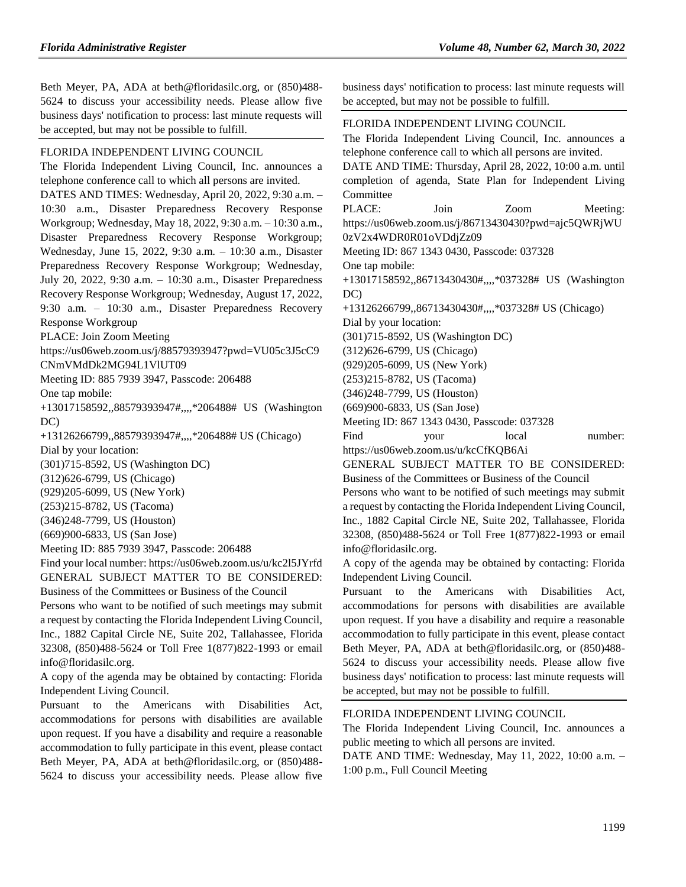Beth Meyer, PA, ADA at beth@floridasilc.org, or (850)488-5624 to discuss your accessibility needs. Please allow five business days' notification to process: last minute requests will be accepted, but may not be possible to fulfill.

FLORIDA INDEPENDENT LIVING COUNCIL

The Florida Independent Living Council, Inc. announces a telephone conference call to which all persons are invited.

DATES AND TIMES: Wednesday, April 20, 2022, 9:30 a.m. – 10:30 a.m., Disaster Preparedness Recovery Response Workgroup; Wednesday, May 18, 2022, 9:30 a.m. – 10:30 a.m., Disaster Preparedness Recovery Response Workgroup; Wednesday, June 15, 2022, 9:30 a.m. – 10:30 a.m., Disaster Preparedness Recovery Response Workgroup; Wednesday, July 20, 2022, 9:30 a.m. – 10:30 a.m., Disaster Preparedness Recovery Response Workgroup; Wednesday, August 17, 2022, 9:30 a.m. – 10:30 a.m., Disaster Preparedness Recovery Response Workgroup

PLACE: Join Zoom Meeting

https://us06web.zoom.us/j/88579393947?pwd=VU05c3J5cC9CNmVMdDk2MG94L1VlUT09

Meeting ID: 885 7939 3947, Passcode: 206488

One tap mobile:

+13017158592,,88579393947#,,,,*206488# US (Washington DC)

+13126266799,,88579393947#,,,,*206488# US (Chicago)

Dial by your location:

(301)715-8592, US (Washington DC)

(312)626-6799, US (Chicago)

(929)205-6099, US (New York)

(253)215-8782, US (Tacoma)

(346)248-7799, US (Houston)

(669)900-6833, US (San Jose)

Meeting ID: 885 7939 3947, Passcode: 206488

Find your local number: https://us06web.zoom.us/u/kc2l5JYrfd

GENERAL SUBJECT MATTER TO BE CONSIDERED: Business of the Committees or Business of the Council

Persons who want to be notified of such meetings may submit a request by contacting the Florida Independent Living Council, Inc., 1882 Capital Circle NE, Suite 202, Tallahassee, Florida 32308, (850)488-5624 or Toll Free 1(877)822-1993 or email info@floridasilc.org.

A copy of the agenda may be obtained by contacting: Florida Independent Living Council.

Pursuant to the Americans with Disabilities Act, accommodations for persons with disabilities are available upon request. If you have a disability and require a reasonable accommodation to fully participate in this event, please contact Beth Meyer, PA, ADA at beth@floridasilc.org, or (850)488-5624 to discuss your accessibility needs. Please allow five business days' notification to process: last minute requests will be accepted, but may not be possible to fulfill.

FLORIDA INDEPENDENT LIVING COUNCIL

The Florida Independent Living Council, Inc. announces a telephone conference call to which all persons are invited.

DATE AND TIME: Thursday, April 28, 2022, 10:00 a.m. until completion of agenda, State Plan for Independent Living Committee

PLACE: Join Zoom Meeting: https://us06web.zoom.us/j/86713430430?pwd=ajc5QWRjWU0zV2x4WDR0R01oVDdjZz09

Meeting ID: 867 1343 0430, Passcode: 037328

One tap mobile:

+13017158592,,86713430430#,,,,*037328# US (Washington DC)

+13126266799,,86713430430#,,,,*037328# US (Chicago)

Dial by your location:

(301)715-8592, US (Washington DC)

(312)626-6799, US (Chicago)

(929)205-6099, US (New York)

(253)215-8782, US (Tacoma)

(346)248-7799, US (Houston)

(669)900-6833, US (San Jose)

Meeting ID: 867 1343 0430, Passcode: 037328

Find your local number: https://us06web.zoom.us/u/kcCfKQB6Ai

GENERAL SUBJECT MATTER TO BE CONSIDERED: Business of the Committees or Business of the Council

Persons who want to be notified of such meetings may submit a request by contacting the Florida Independent Living Council, Inc., 1882 Capital Circle NE, Suite 202, Tallahassee, Florida 32308, (850)488-5624 or Toll Free 1(877)822-1993 or email info@floridasilc.org.

A copy of the agenda may be obtained by contacting: Florida Independent Living Council.

Pursuant to the Americans with Disabilities Act, accommodations for persons with disabilities are available upon request. If you have a disability and require a reasonable accommodation to fully participate in this event, please contact Beth Meyer, PA, ADA at beth@floridasilc.org, or (850)488-5624 to discuss your accessibility needs. Please allow five business days' notification to process: last minute requests will be accepted, but may not be possible to fulfill.

FLORIDA INDEPENDENT LIVING COUNCIL

The Florida Independent Living Council, Inc. announces a public meeting to which all persons are invited.

DATE AND TIME: Wednesday, May 11, 2022, 10:00 a.m. – 1:00 p.m., Full Council Meeting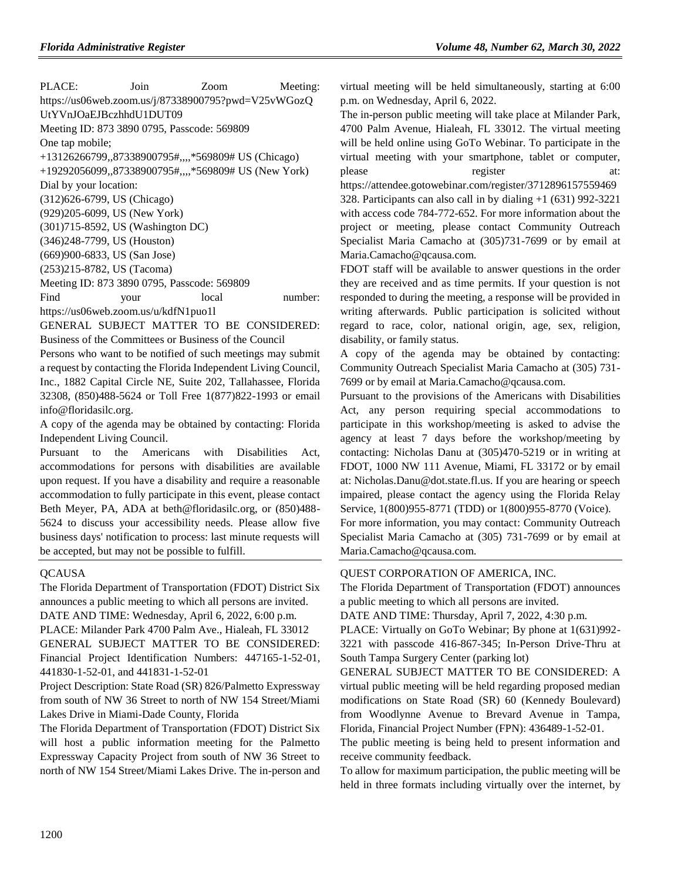PLACE: Join Zoom Meeting: https://us06web.zoom.us/j/87338900795?pwd=V25vWGozQUtYVnJOaEJBczhhdU1DUT09

Meeting ID: 873 3890 0795, Passcode: 569809

One tap mobile;

+13126266799,,87338900795#,,,,*569809# US (Chicago)

+19292056099,,87338900795#,,,,*569809# US (New York)

Dial by your location:

(312)626-6799, US (Chicago)

(929)205-6099, US (New York)

(301)715-8592, US (Washington DC)

(346)248-7799, US (Houston)

(669)900-6833, US (San Jose)

(253)215-8782, US (Tacoma)

Meeting ID: 873 3890 0795, Passcode: 569809

Find your local number: https://us06web.zoom.us/u/kdfN1puo1l

GENERAL SUBJECT MATTER TO BE CONSIDERED: Business of the Committees or Business of the Council

Persons who want to be notified of such meetings may submit a request by contacting the Florida Independent Living Council, Inc., 1882 Capital Circle NE, Suite 202, Tallahassee, Florida 32308, (850)488-5624 or Toll Free 1(877)822-1993 or email info@floridasilc.org.

A copy of the agenda may be obtained by contacting: Florida Independent Living Council.

Pursuant to the Americans with Disabilities Act, accommodations for persons with disabilities are available upon request. If you have a disability and require a reasonable accommodation to fully participate in this event, please contact Beth Meyer, PA, ADA at beth@floridasilc.org, or (850)488-5624 to discuss your accessibility needs. Please allow five business days' notification to process: last minute requests will be accepted, but may not be possible to fulfill.

## QCAUSA

The Florida Department of Transportation (FDOT) District Six announces a public meeting to which all persons are invited.

DATE AND TIME: Wednesday, April 6, 2022, 6:00 p.m.

PLACE: Milander Park 4700 Palm Ave., Hialeah, FL 33012

GENERAL SUBJECT MATTER TO BE CONSIDERED: Financial Project Identification Numbers: 447165-1-52-01, 441830-1-52-01, and 441831-1-52-01

Project Description: State Road (SR) 826/Palmetto Expressway from south of NW 36 Street to north of NW 154 Street/Miami Lakes Drive in Miami-Dade County, Florida

The Florida Department of Transportation (FDOT) District Six will host a public information meeting for the Palmetto Expressway Capacity Project from south of NW 36 Street to north of NW 154 Street/Miami Lakes Drive. The in-person and virtual meeting will be held simultaneously, starting at 6:00 p.m. on Wednesday, April 6, 2022.

The in-person public meeting will take place at Milander Park, 4700 Palm Avenue, Hialeah, FL 33012. The virtual meeting will be held online using GoTo Webinar. To participate in the virtual meeting with your smartphone, tablet or computer, please register at: https://attendee.gotowebinar.com/register/3712896157559469328. Participants can also call in by dialing +1 (631) 992-3221 with access code 784-772-652. For more information about the project or meeting, please contact Community Outreach Specialist Maria Camacho at (305)731-7699 or by email at Maria.Camacho@qcausa.com.

FDOT staff will be available to answer questions in the order they are received and as time permits. If your question is not responded to during the meeting, a response will be provided in writing afterwards. Public participation is solicited without regard to race, color, national origin, age, sex, religion, disability, or family status.

A copy of the agenda may be obtained by contacting: Community Outreach Specialist Maria Camacho at (305) 731-7699 or by email at Maria.Camacho@qcausa.com.

Pursuant to the provisions of the Americans with Disabilities Act, any person requiring special accommodations to participate in this workshop/meeting is asked to advise the agency at least 7 days before the workshop/meeting by contacting: Nicholas Danu at (305)470-5219 or in writing at FDOT, 1000 NW 111 Avenue, Miami, FL 33172 or by email at: Nicholas.Danu@dot.state.fl.us. If you are hearing or speech impaired, please contact the agency using the Florida Relay Service, 1(800)955-8771 (TDD) or 1(800)955-8770 (Voice).

For more information, you may contact: Community Outreach Specialist Maria Camacho at (305) 731-7699 or by email at Maria.Camacho@qcausa.com.

## QUEST CORPORATION OF AMERICA, INC.

The Florida Department of Transportation (FDOT) announces a public meeting to which all persons are invited.

DATE AND TIME: Thursday, April 7, 2022, 4:30 p.m.

PLACE: Virtually on GoTo Webinar; By phone at 1(631)992-3221 with passcode 416-867-345; In-Person Drive-Thru at South Tampa Surgery Center (parking lot)

GENERAL SUBJECT MATTER TO BE CONSIDERED: A virtual public meeting will be held regarding proposed median modifications on State Road (SR) 60 (Kennedy Boulevard) from Woodlynne Avenue to Brevard Avenue in Tampa, Florida, Financial Project Number (FPN): 436489-1-52-01.

The public meeting is being held to present information and receive community feedback.

To allow for maximum participation, the public meeting will be held in three formats including virtually over the internet, by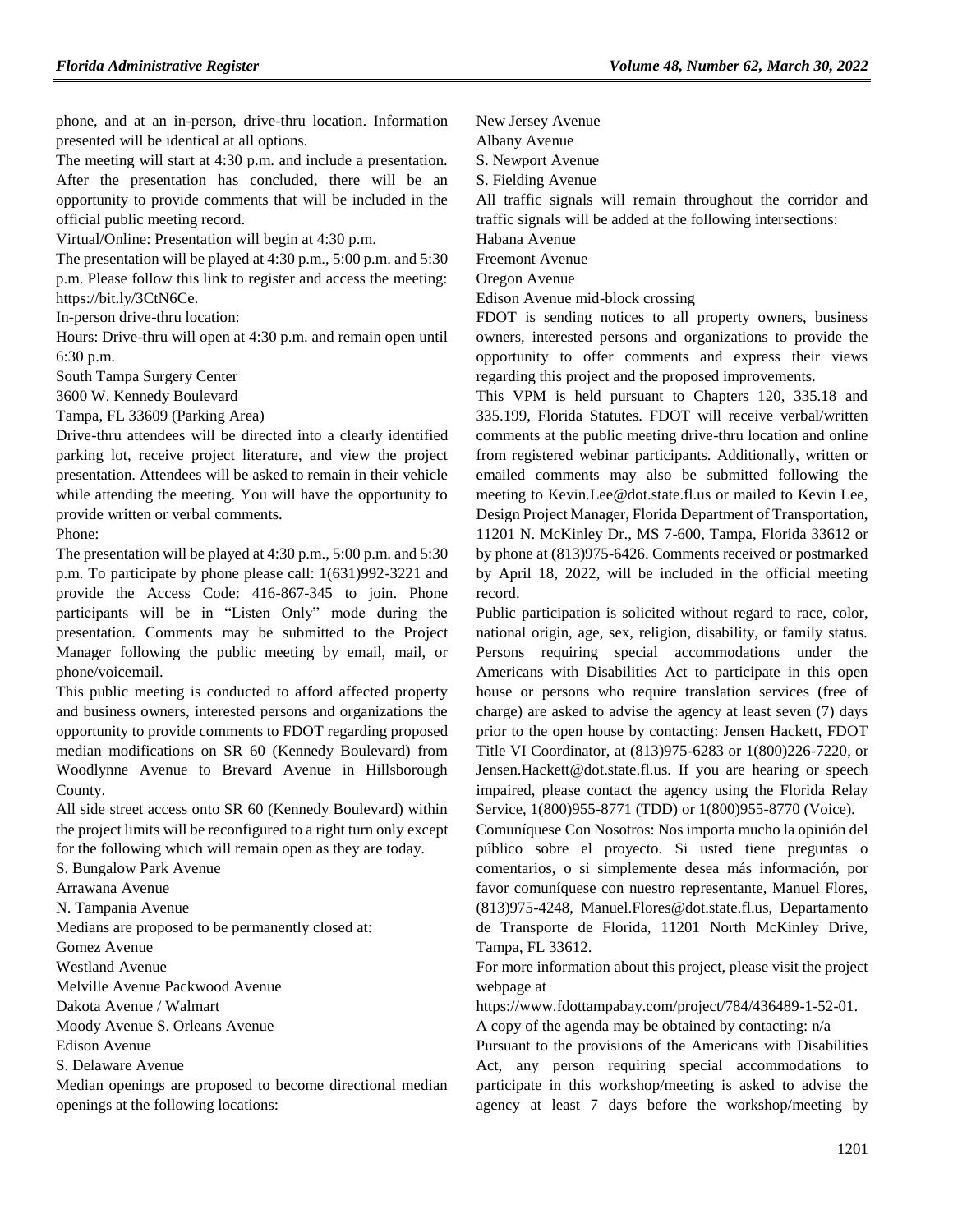phone, and at an in-person, drive-thru location. Information presented will be identical at all options.

The meeting will start at 4:30 p.m. and include a presentation. After the presentation has concluded, there will be an opportunity to provide comments that will be included in the official public meeting record.

Virtual/Online: Presentation will begin at 4:30 p.m.

The presentation will be played at 4:30 p.m., 5:00 p.m. and 5:30 p.m. Please follow this link to register and access the meeting: https://bit.ly/3CtN6Ce.

In-person drive-thru location:

Hours: Drive-thru will open at 4:30 p.m. and remain open until 6:30 p.m.

South Tampa Surgery Center

3600 W. Kennedy Boulevard

Tampa, FL 33609 (Parking Area)

Drive-thru attendees will be directed into a clearly identified parking lot, receive project literature, and view the project presentation. Attendees will be asked to remain in their vehicle while attending the meeting. You will have the opportunity to provide written or verbal comments.

Phone:

The presentation will be played at 4:30 p.m., 5:00 p.m. and 5:30 p.m. To participate by phone please call: 1(631)992-3221 and provide the Access Code: 416-867-345 to join. Phone participants will be in "Listen Only" mode during the presentation. Comments may be submitted to the Project Manager following the public meeting by email, mail, or phone/voicemail.

This public meeting is conducted to afford affected property and business owners, interested persons and organizations the opportunity to provide comments to FDOT regarding proposed median modifications on SR 60 (Kennedy Boulevard) from Woodlynne Avenue to Brevard Avenue in Hillsborough County.

All side street access onto SR 60 (Kennedy Boulevard) within the project limits will be reconfigured to a right turn only except for the following which will remain open as they are today.

S. Bungalow Park Avenue

Arrawana Avenue

N. Tampania Avenue

Medians are proposed to be permanently closed at:

Gomez Avenue

Westland Avenue

Melville Avenue Packwood Avenue

Dakota Avenue / Walmart

Moody Avenue S. Orleans Avenue

Edison Avenue

S. Delaware Avenue

Median openings are proposed to become directional median openings at the following locations:

New Jersey Avenue

Albany Avenue

S. Newport Avenue

S. Fielding Avenue

All traffic signals will remain throughout the corridor and traffic signals will be added at the following intersections:

Habana Avenue

Freemont Avenue

Oregon Avenue

Edison Avenue mid-block crossing

FDOT is sending notices to all property owners, business owners, interested persons and organizations to provide the opportunity to offer comments and express their views regarding this project and the proposed improvements.

This VPM is held pursuant to Chapters 120, 335.18 and 335.199, Florida Statutes. FDOT will receive verbal/written comments at the public meeting drive-thru location and online from registered webinar participants. Additionally, written or emailed comments may also be submitted following the meeting to Kevin.Lee@dot.state.fl.us or mailed to Kevin Lee, Design Project Manager, Florida Department of Transportation, 11201 N. McKinley Dr., MS 7-600, Tampa, Florida 33612 or by phone at (813)975-6426. Comments received or postmarked by April 18, 2022, will be included in the official meeting record.

Public participation is solicited without regard to race, color, national origin, age, sex, religion, disability, or family status. Persons requiring special accommodations under the Americans with Disabilities Act to participate in this open house or persons who require translation services (free of charge) are asked to advise the agency at least seven (7) days prior to the open house by contacting: Jensen Hackett, FDOT Title VI Coordinator, at (813)975-6283 or 1(800)226-7220, or Jensen.Hackett@dot.state.fl.us. If you are hearing or speech impaired, please contact the agency using the Florida Relay Service, 1(800)955-8771 (TDD) or 1(800)955-8770 (Voice).

Comuníquese Con Nosotros: Nos importa mucho la opinión del público sobre el proyecto. Si usted tiene preguntas o comentarios, o si simplemente desea más información, por favor comuníquese con nuestro representante, Manuel Flores, (813)975-4248, Manuel.Flores@dot.state.fl.us, Departamento de Transporte de Florida, 11201 North McKinley Drive, Tampa, FL 33612.

For more information about this project, please visit the project webpage at https://www.fdottampabay.com/project/784/436489-1-52-01.

A copy of the agenda may be obtained by contacting: n/a

Pursuant to the provisions of the Americans with Disabilities Act, any person requiring special accommodations to participate in this workshop/meeting is asked to advise the agency at least 7 days before the workshop/meeting by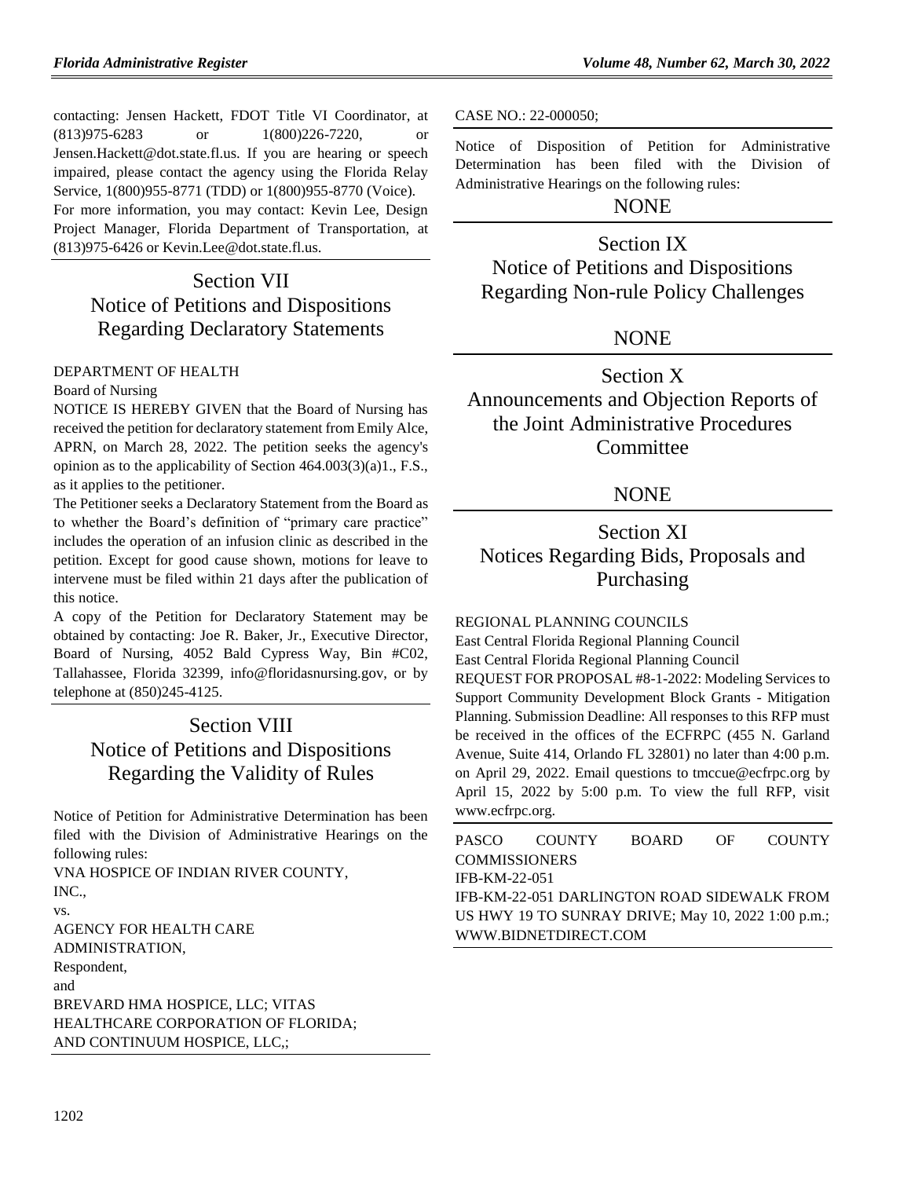contacting: Jensen Hackett, FDOT Title VI Coordinator, at (813)975-6283 or 1(800)226-7220, or Jensen.Hackett@dot.state.fl.us. If you are hearing or speech impaired, please contact the agency using the Florida Relay Service, 1(800)955-8771 (TDD) or 1(800)955-8770 (Voice).

For more information, you may contact: Kevin Lee, Design Project Manager, Florida Department of Transportation, at (813)975-6426 or Kevin.Lee@dot.state.fl.us.

# Section VII Notice of Petitions and Dispositions Regarding Declaratory Statements

DEPARTMENT OF HEALTH

Board of Nursing

NOTICE IS HEREBY GIVEN that the Board of Nursing has received the petition for declaratory statement from Emily Alce, APRN, on March 28, 2022. The petition seeks the agency's opinion as to the applicability of Section 464.003(3)(a)1., F.S., as it applies to the petitioner.

The Petitioner seeks a Declaratory Statement from the Board as to whether the Board's definition of "primary care practice" includes the operation of an infusion clinic as described in the petition. Except for good cause shown, motions for leave to intervene must be filed within 21 days after the publication of this notice.

A copy of the Petition for Declaratory Statement may be obtained by contacting: Joe R. Baker, Jr., Executive Director, Board of Nursing, 4052 Bald Cypress Way, Bin #C02, Tallahassee, Florida 32399, info@floridasnursing.gov, or by telephone at (850)245-4125.

# Section VIII Notice of Petitions and Dispositions Regarding the Validity of Rules

Notice of Petition for Administrative Determination has been filed with the Division of Administrative Hearings on the following rules:

VNA HOSPICE OF INDIAN RIVER COUNTY, INC.,

vs.

AGENCY FOR HEALTH CARE ADMINISTRATION,

Respondent,

and

BREVARD HMA HOSPICE, LLC; VITAS HEALTHCARE CORPORATION OF FLORIDA; AND CONTINUUM HOSPICE, LLC,;

CASE NO.: 22-000050;

Notice of Disposition of Petition for Administrative Determination has been filed with the Division of Administrative Hearings on the following rules:

NONE

# Section IX Notice of Petitions and Dispositions Regarding Non-rule Policy Challenges

NONE

# Section X Announcements and Objection Reports of the Joint Administrative Procedures Committee

NONE

# Section XI Notices Regarding Bids, Proposals and Purchasing

REGIONAL PLANNING COUNCILS

East Central Florida Regional Planning Council

East Central Florida Regional Planning Council

REQUEST FOR PROPOSAL #8-1-2022: Modeling Services to Support Community Development Block Grants - Mitigation Planning. Submission Deadline: All responses to this RFP must be received in the offices of the ECFRPC (455 N. Garland Avenue, Suite 414, Orlando FL 32801) no later than 4:00 p.m. on April 29, 2022. Email questions to tmccue@ecfrpc.org by April 15, 2022 by 5:00 p.m. To view the full RFP, visit www.ecfrpc.org.

PASCO COUNTY BOARD OF COUNTY COMMISSIONERS

IFB-KM-22-051

IFB-KM-22-051 DARLINGTON ROAD SIDEWALK FROM US HWY 19 TO SUNRAY DRIVE; May 10, 2022 1:00 p.m.; WWW.BIDNETDIRECT.COM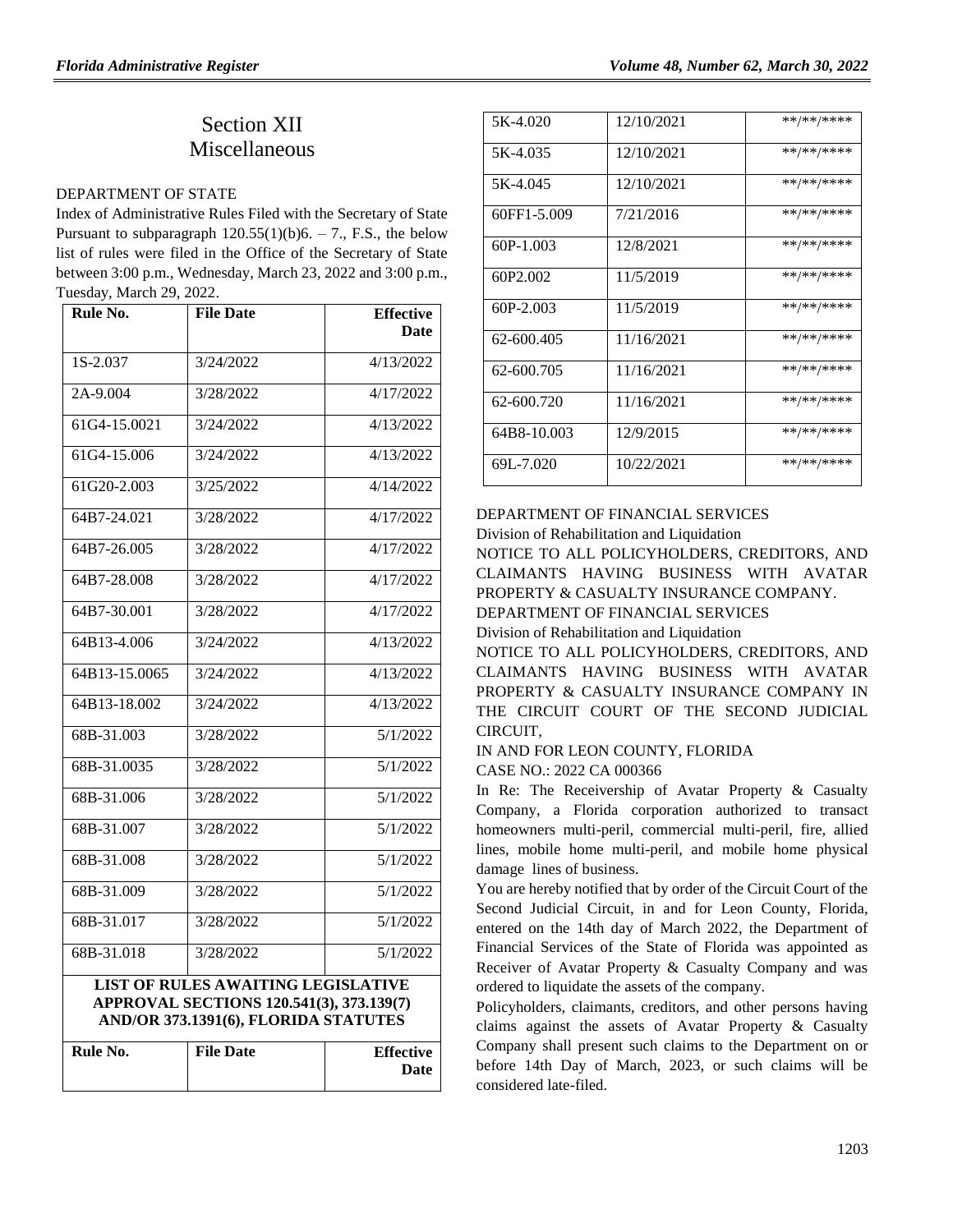# Section XII
# Miscellaneous

DEPARTMENT OF STATE

Index of Administrative Rules Filed with the Secretary of State Pursuant to subparagraph 120.55(1)(b)6. – 7., F.S., the below list of rules were filed in the Office of the Secretary of State between 3:00 p.m., Wednesday, March 23, 2022 and 3:00 p.m., Tuesday, March 29, 2022.

| Rule No. | File Date | Effective Date |
|---|---|---|
| 1S-2.037 | 3/24/2022 | 4/13/2022 |
| 2A-9.004 | 3/28/2022 | 4/17/2022 |
| 61G4-15.0021 | 3/24/2022 | 4/13/2022 |
| 61G4-15.006 | 3/24/2022 | 4/13/2022 |
| 61G20-2.003 | 3/25/2022 | 4/14/2022 |
| 64B7-24.021 | 3/28/2022 | 4/17/2022 |
| 64B7-26.005 | 3/28/2022 | 4/17/2022 |
| 64B7-28.008 | 3/28/2022 | 4/17/2022 |
| 64B7-30.001 | 3/28/2022 | 4/17/2022 |
| 64B13-4.006 | 3/24/2022 | 4/13/2022 |
| 64B13-15.0065 | 3/24/2022 | 4/13/2022 |
| 64B13-18.002 | 3/24/2022 | 4/13/2022 |
| 68B-31.003 | 3/28/2022 | 5/1/2022 |
| 68B-31.0035 | 3/28/2022 | 5/1/2022 |
| 68B-31.006 | 3/28/2022 | 5/1/2022 |
| 68B-31.007 | 3/28/2022 | 5/1/2022 |
| 68B-31.008 | 3/28/2022 | 5/1/2022 |
| 68B-31.009 | 3/28/2022 | 5/1/2022 |
| 68B-31.017 | 3/28/2022 | 5/1/2022 |
| 68B-31.018 | 3/28/2022 | 5/1/2022 |

**LIST OF RULES AWAITING LEGISLATIVE APPROVAL SECTIONS 120.541(3), 373.139(7) AND/OR 373.1391(6), FLORIDA STATUTES**

| Rule No. | File Date | Effective Date |
|---|---|---|
| 5K-4.020 | 12/10/2021 | \*\*/\*\*/\*\*\*\* |
| 5K-4.035 | 12/10/2021 | \*\*/\*\*/\*\*\*\* |
| 5K-4.045 | 12/10/2021 | \*\*/\*\*/\*\*\*\* |
| 60FF1-5.009 | 7/21/2016 | \*\*/\*\*/\*\*\*\* |
| 60P-1.003 | 12/8/2021 | \*\*/\*\*/\*\*\*\* |
| 60P2.002 | 11/5/2019 | \*\*/\*\*/\*\*\*\* |
| 60P-2.003 | 11/5/2019 | \*\*/\*\*/\*\*\*\* |
| 62-600.405 | 11/16/2021 | \*\*/\*\*/\*\*\*\* |
| 62-600.705 | 11/16/2021 | \*\*/\*\*/\*\*\*\* |
| 62-600.720 | 11/16/2021 | \*\*/\*\*/\*\*\*\* |
| 64B8-10.003 | 12/9/2015 | \*\*/\*\*/\*\*\*\* |
| 69L-7.020 | 10/22/2021 | \*\*/\*\*/\*\*\*\* |

DEPARTMENT OF FINANCIAL SERVICES

Division of Rehabilitation and Liquidation

NOTICE TO ALL POLICYHOLDERS, CREDITORS, AND CLAIMANTS HAVING BUSINESS WITH AVATAR PROPERTY & CASUALTY INSURANCE COMPANY.

DEPARTMENT OF FINANCIAL SERVICES

Division of Rehabilitation and Liquidation

NOTICE TO ALL POLICYHOLDERS, CREDITORS, AND CLAIMANTS HAVING BUSINESS WITH AVATAR PROPERTY & CASUALTY INSURANCE COMPANY IN THE CIRCUIT COURT OF THE SECOND JUDICIAL CIRCUIT,

IN AND FOR LEON COUNTY, FLORIDA

CASE NO.: 2022 CA 000366

In Re: The Receivership of Avatar Property & Casualty Company, a Florida corporation authorized to transact homeowners multi-peril, commercial multi-peril, fire, allied lines, mobile home multi-peril, and mobile home physical damage lines of business.

You are hereby notified that by order of the Circuit Court of the Second Judicial Circuit, in and for Leon County, Florida, entered on the 14th day of March 2022, the Department of Financial Services of the State of Florida was appointed as Receiver of Avatar Property & Casualty Company and was ordered to liquidate the assets of the company.

Policyholders, claimants, creditors, and other persons having claims against the assets of Avatar Property & Casualty Company shall present such claims to the Department on or before 14th Day of March, 2023, or such claims will be considered late-filed.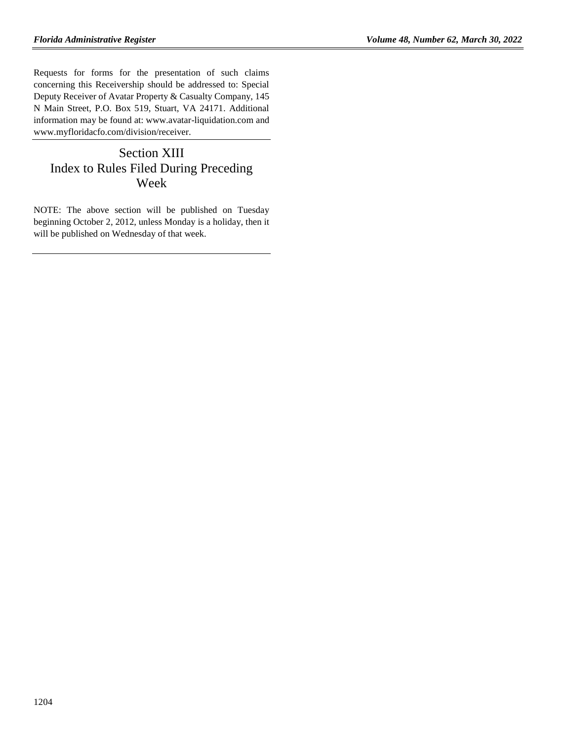Requests for forms for the presentation of such claims concerning this Receivership should be addressed to: Special Deputy Receiver of Avatar Property & Casualty Company, 145 N Main Street, P.O. Box 519, Stuart, VA 24171. Additional information may be found at: www.avatar-liquidation.com and www.myfloridacfo.com/division/receiver.

# Section XIII
# Index to Rules Filed During Preceding Week

NOTE: The above section will be published on Tuesday beginning October 2, 2012, unless Monday is a holiday, then it will be published on Wednesday of that week.